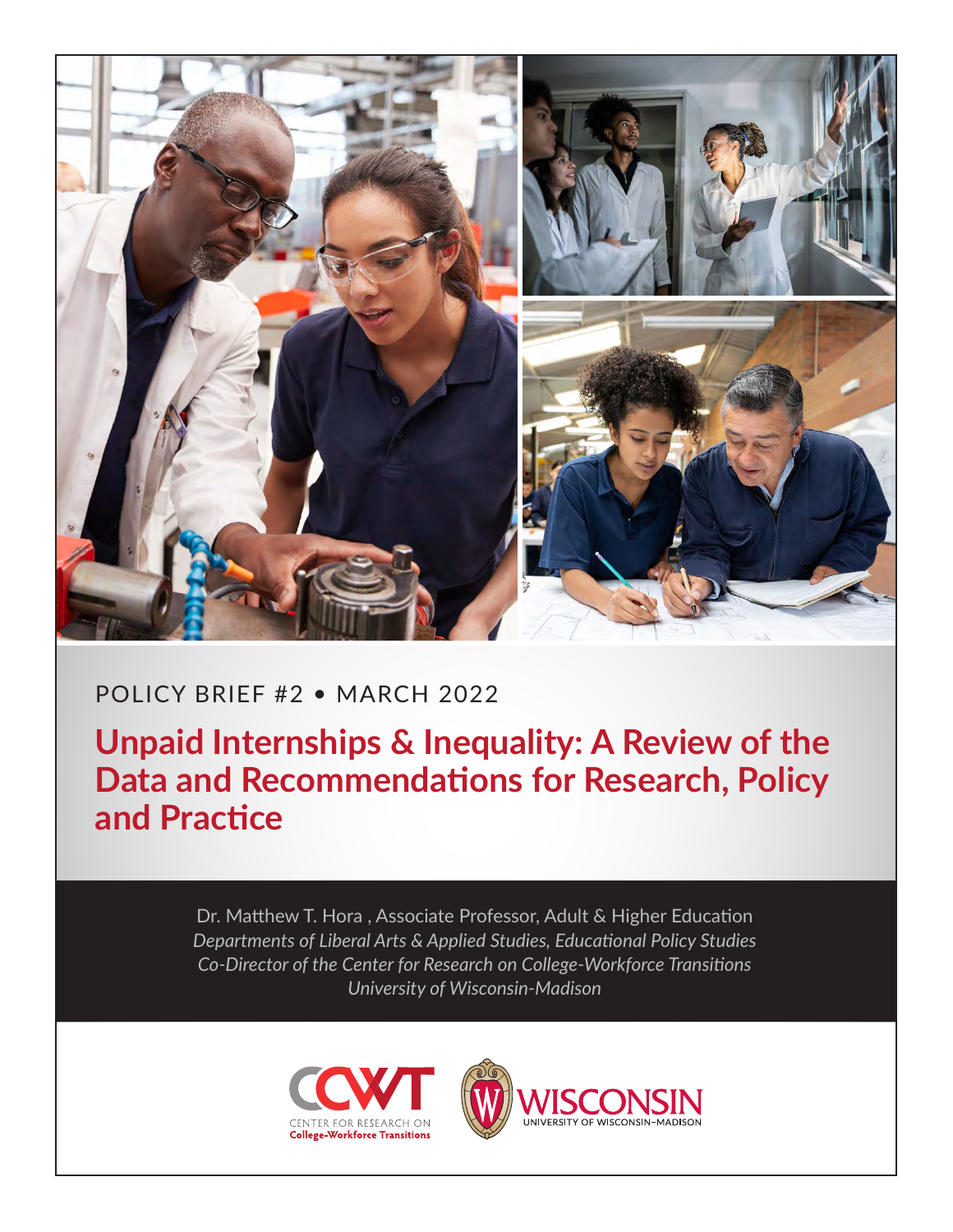POLICY BRIEF #2 • MARCH 2022

# Unpaid Internships & Inequality: A Review of the Data and Recommendations for Research, Policy and Practice

Dr. Matthew T. Hora , Associate Professor, Adult & Higher Education
*Departments of Liberal Arts & Applied Studies, Educational Policy Studies*
*Co-Director of the Center for Research on College-Workforce Transitions*
*University of Wisconsin-Madison*

CCWT CENTER FOR RESEARCH ON College-Workforce Transitions

WISCONSIN UNIVERSITY OF WISCONSIN–MADISON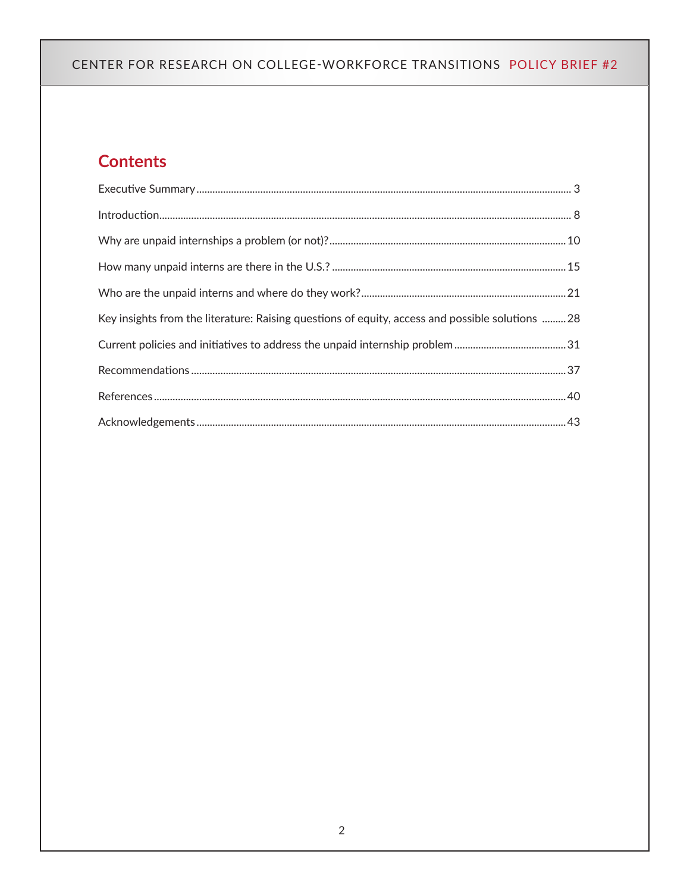## Contents

Executive Summary ... 3

Introduction ... 8

Why are unpaid internships a problem (or not)? ... 10

How many unpaid interns are there in the U.S.? ... 15

Who are the unpaid interns and where do they work? ... 21

Key insights from the literature: Raising questions of equity, access and possible solutions ... 28

Current policies and initiatives to address the unpaid internship problem ... 31

Recommendations ... 37

References ... 40

Acknowledgements ... 43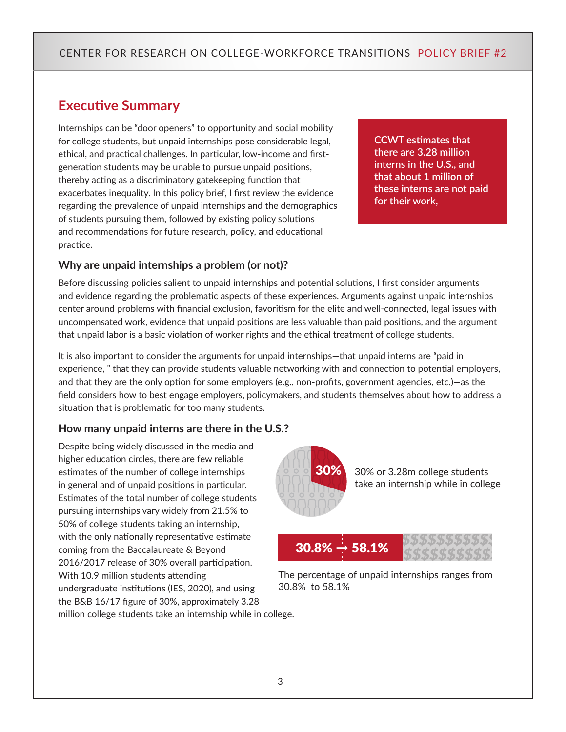## Executive Summary

Internships can be "door openers" to opportunity and social mobility for college students, but unpaid internships pose considerable legal, ethical, and practical challenges. In particular, low-income and first-generation students may be unable to pursue unpaid positions, thereby acting as a discriminatory gatekeeping function that exacerbates inequality. In this policy brief, I first review the evidence regarding the prevalence of unpaid internships and the demographics of students pursuing them, followed by existing policy solutions and recommendations for future research, policy, and educational practice.

**CCWT estimates that there are 3.28 million interns in the U.S., and that about 1 million of these interns are not paid for their work,**

### Why are unpaid internships a problem (or not)?

Before discussing policies salient to unpaid internships and potential solutions, I first consider arguments and evidence regarding the problematic aspects of these experiences. Arguments against unpaid internships center around problems with financial exclusion, favoritism for the elite and well-connected, legal issues with uncompensated work, evidence that unpaid positions are less valuable than paid positions, and the argument that unpaid labor is a basic violation of worker rights and the ethical treatment of college students.

It is also important to consider the arguments for unpaid internships—that unpaid interns are "paid in experience, " that they can provide students valuable networking with and connection to potential employers, and that they are the only option for some employers (e.g., non-profits, government agencies, etc.)—as the field considers how to best engage employers, policymakers, and students themselves about how to address a situation that is problematic for too many students.

### How many unpaid interns are there in the U.S.?

Despite being widely discussed in the media and higher education circles, there are few reliable estimates of the number of college internships in general and of unpaid positions in particular. Estimates of the total number of college students pursuing internships vary widely from 21.5% to 50% of college students taking an internship, with the only nationally representative estimate coming from the Baccalaureate & Beyond 2016/2017 release of 30% overall participation. With 10.9 million students attending undergraduate institutions (IES, 2020), and using the B&B 16/17 figure of 30%, approximately 3.28 million college students take an internship while in college.

**30%**

30% or 3.28m college students take an internship while in college

**30.8% → 58.1%**

The percentage of unpaid internships ranges from 30.8% to 58.1%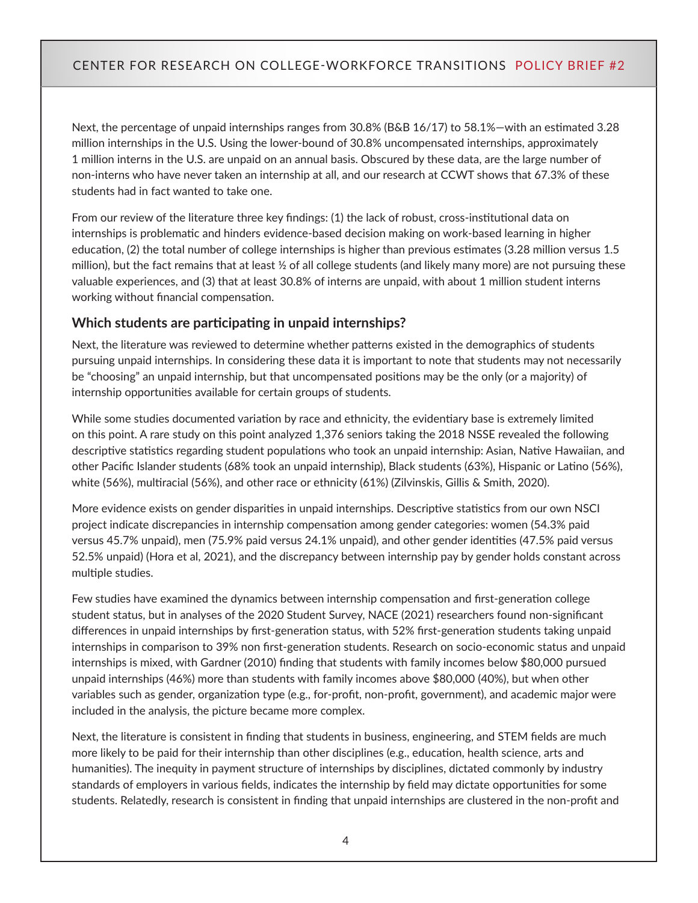Next, the percentage of unpaid internships ranges from 30.8% (B&B 16/17) to 58.1%—with an estimated 3.28 million internships in the U.S. Using the lower-bound of 30.8% uncompensated internships, approximately 1 million interns in the U.S. are unpaid on an annual basis. Obscured by these data, are the large number of non-interns who have never taken an internship at all, and our research at CCWT shows that 67.3% of these students had in fact wanted to take one.

From our review of the literature three key findings: (1) the lack of robust, cross-institutional data on internships is problematic and hinders evidence-based decision making on work-based learning in higher education, (2) the total number of college internships is higher than previous estimates (3.28 million versus 1.5 million), but the fact remains that at least ½ of all college students (and likely many more) are not pursuing these valuable experiences, and (3) that at least 30.8% of interns are unpaid, with about 1 million student interns working without financial compensation.

### Which students are participating in unpaid internships?

Next, the literature was reviewed to determine whether patterns existed in the demographics of students pursuing unpaid internships. In considering these data it is important to note that students may not necessarily be "choosing" an unpaid internship, but that uncompensated positions may be the only (or a majority) of internship opportunities available for certain groups of students.

While some studies documented variation by race and ethnicity, the evidentiary base is extremely limited on this point. A rare study on this point analyzed 1,376 seniors taking the 2018 NSSE revealed the following descriptive statistics regarding student populations who took an unpaid internship: Asian, Native Hawaiian, and other Pacific Islander students (68% took an unpaid internship), Black students (63%), Hispanic or Latino (56%), white (56%), multiracial (56%), and other race or ethnicity (61%) (Zilvinskis, Gillis & Smith, 2020).

More evidence exists on gender disparities in unpaid internships. Descriptive statistics from our own NSCI project indicate discrepancies in internship compensation among gender categories: women (54.3% paid versus 45.7% unpaid), men (75.9% paid versus 24.1% unpaid), and other gender identities (47.5% paid versus 52.5% unpaid) (Hora et al, 2021), and the discrepancy between internship pay by gender holds constant across multiple studies.

Few studies have examined the dynamics between internship compensation and first-generation college student status, but in analyses of the 2020 Student Survey, NACE (2021) researchers found non-significant differences in unpaid internships by first-generation status, with 52% first-generation students taking unpaid internships in comparison to 39% non first-generation students. Research on socio-economic status and unpaid internships is mixed, with Gardner (2010) finding that students with family incomes below $80,000 pursued unpaid internships (46%) more than students with family incomes above $80,000 (40%), but when other variables such as gender, organization type (e.g., for-profit, non-profit, government), and academic major were included in the analysis, the picture became more complex.

Next, the literature is consistent in finding that students in business, engineering, and STEM fields are much more likely to be paid for their internship than other disciplines (e.g., education, health science, arts and humanities). The inequity in payment structure of internships by disciplines, dictated commonly by industry standards of employers in various fields, indicates the internship by field may dictate opportunities for some students. Relatedly, research is consistent in finding that unpaid internships are clustered in the non-profit and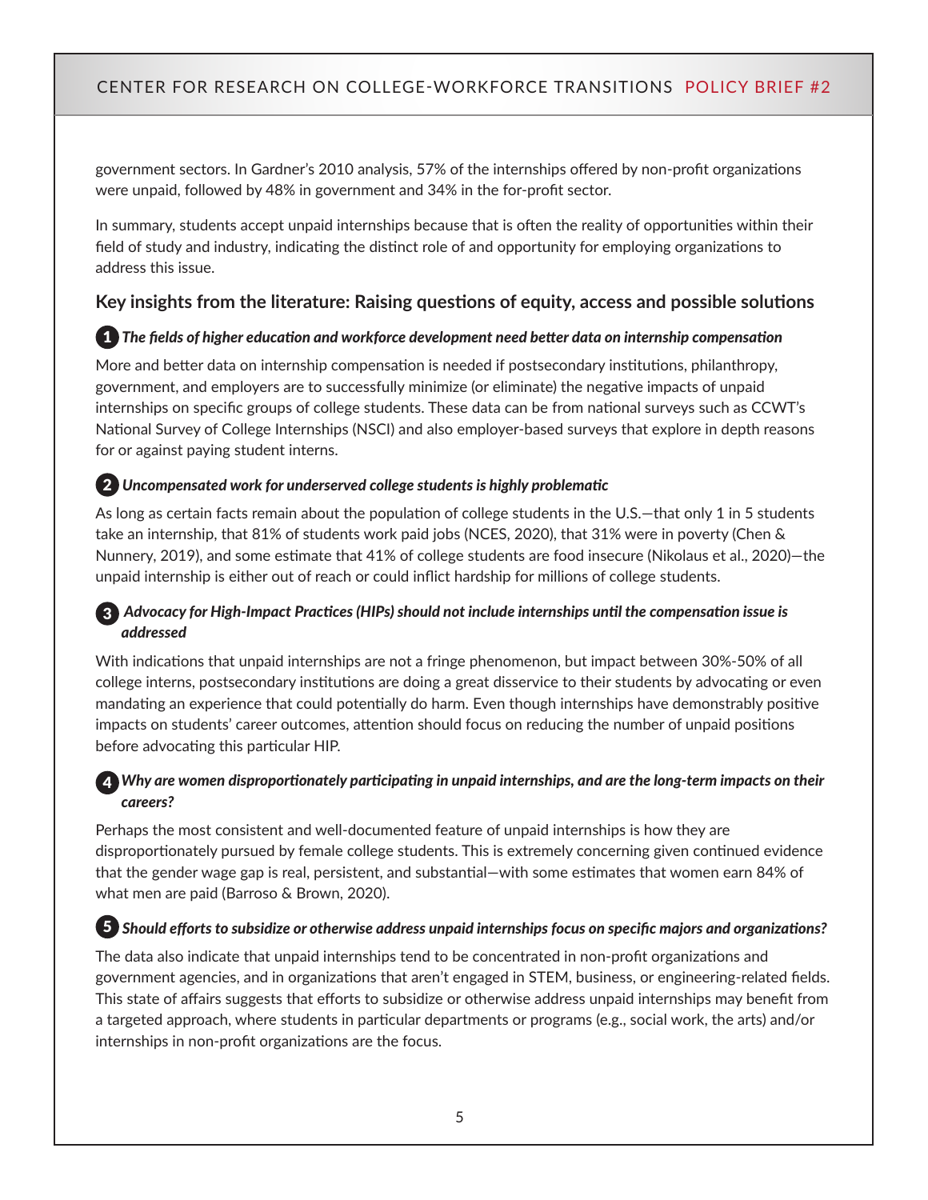government sectors. In Gardner's 2010 analysis, 57% of the internships offered by non-profit organizations were unpaid, followed by 48% in government and 34% in the for-profit sector.

In summary, students accept unpaid internships because that is often the reality of opportunities within their field of study and industry, indicating the distinct role of and opportunity for employing organizations to address this issue.

## Key insights from the literature: Raising questions of equity, access and possible solutions

### 1 *The fields of higher education and workforce development need better data on internship compensation*

More and better data on internship compensation is needed if postsecondary institutions, philanthropy, government, and employers are to successfully minimize (or eliminate) the negative impacts of unpaid internships on specific groups of college students. These data can be from national surveys such as CCWT's National Survey of College Internships (NSCI) and also employer-based surveys that explore in depth reasons for or against paying student interns.

### 2 *Uncompensated work for underserved college students is highly problematic*

As long as certain facts remain about the population of college students in the U.S.—that only 1 in 5 students take an internship, that 81% of students work paid jobs (NCES, 2020), that 31% were in poverty (Chen & Nunnery, 2019), and some estimate that 41% of college students are food insecure (Nikolaus et al., 2020)—the unpaid internship is either out of reach or could inflict hardship for millions of college students.

### 3 *Advocacy for High-Impact Practices (HIPs) should not include internships until the compensation issue is addressed*

With indications that unpaid internships are not a fringe phenomenon, but impact between 30%-50% of all college interns, postsecondary institutions are doing a great disservice to their students by advocating or even mandating an experience that could potentially do harm. Even though internships have demonstrably positive impacts on students' career outcomes, attention should focus on reducing the number of unpaid positions before advocating this particular HIP.

### 4 *Why are women disproportionately participating in unpaid internships, and are the long-term impacts on their careers?*

Perhaps the most consistent and well-documented feature of unpaid internships is how they are disproportionately pursued by female college students. This is extremely concerning given continued evidence that the gender wage gap is real, persistent, and substantial—with some estimates that women earn 84% of what men are paid (Barroso & Brown, 2020).

### 5 *Should efforts to subsidize or otherwise address unpaid internships focus on specific majors and organizations?*

The data also indicate that unpaid internships tend to be concentrated in non-profit organizations and government agencies, and in organizations that aren't engaged in STEM, business, or engineering-related fields. This state of affairs suggests that efforts to subsidize or otherwise address unpaid internships may benefit from a targeted approach, where students in particular departments or programs (e.g., social work, the arts) and/or internships in non-profit organizations are the focus.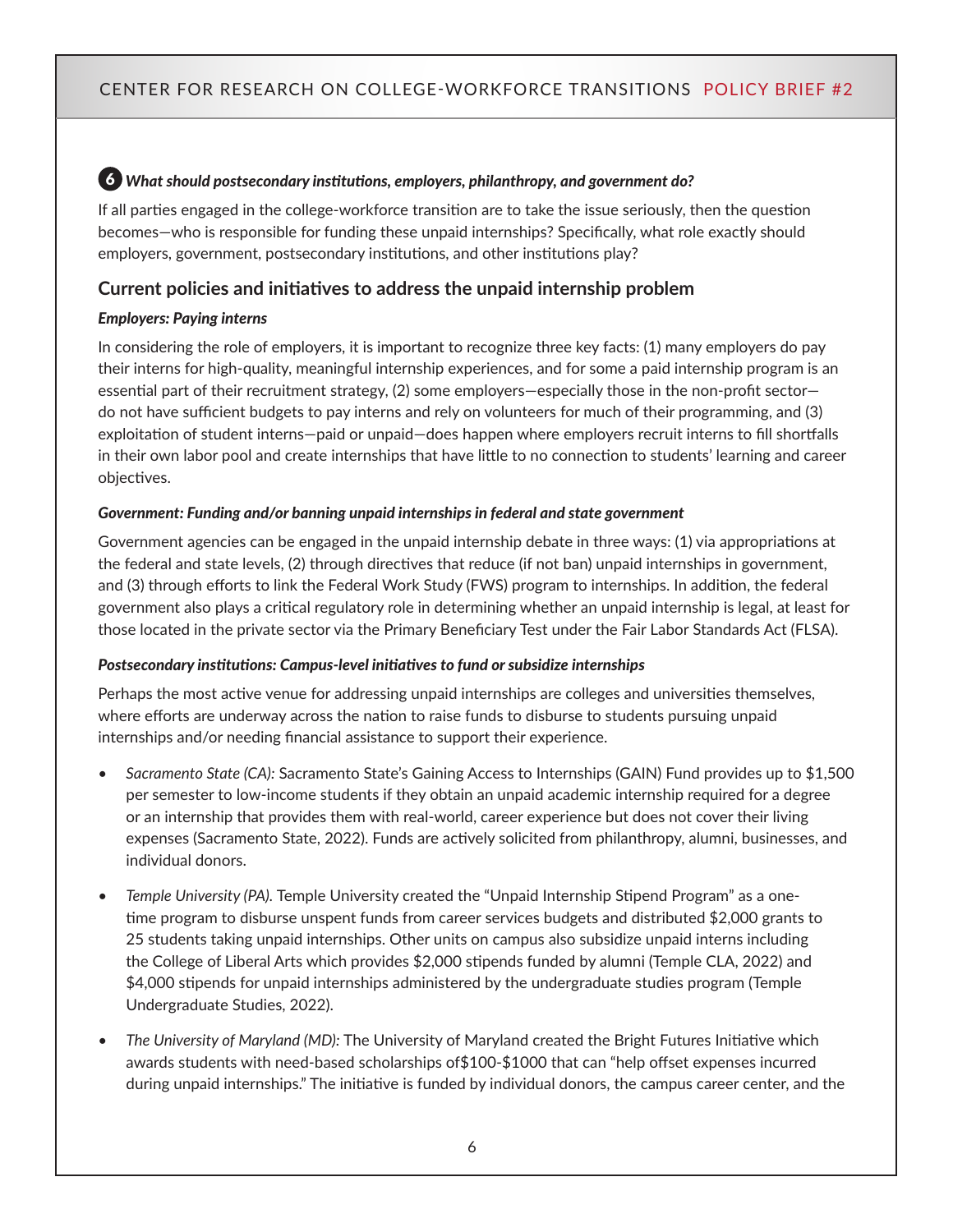### 6 *What should postsecondary institutions, employers, philanthropy, and government do?*

If all parties engaged in the college-workforce transition are to take the issue seriously, then the question becomes—who is responsible for funding these unpaid internships? Specifically, what role exactly should employers, government, postsecondary institutions, and other institutions play?

## Current policies and initiatives to address the unpaid internship problem

#### *Employers: Paying interns*

In considering the role of employers, it is important to recognize three key facts: (1) many employers do pay their interns for high-quality, meaningful internship experiences, and for some a paid internship program is an essential part of their recruitment strategy, (2) some employers—especially those in the non-profit sector—do not have sufficient budgets to pay interns and rely on volunteers for much of their programming, and (3) exploitation of student interns—paid or unpaid—does happen where employers recruit interns to fill shortfalls in their own labor pool and create internships that have little to no connection to students' learning and career objectives.

#### *Government: Funding and/or banning unpaid internships in federal and state government*

Government agencies can be engaged in the unpaid internship debate in three ways: (1) via appropriations at the federal and state levels, (2) through directives that reduce (if not ban) unpaid internships in government, and (3) through efforts to link the Federal Work Study (FWS) program to internships. In addition, the federal government also plays a critical regulatory role in determining whether an unpaid internship is legal, at least for those located in the private sector via the Primary Beneficiary Test under the Fair Labor Standards Act (FLSA).

#### *Postsecondary institutions: Campus-level initiatives to fund or subsidize internships*

Perhaps the most active venue for addressing unpaid internships are colleges and universities themselves, where efforts are underway across the nation to raise funds to disburse to students pursuing unpaid internships and/or needing financial assistance to support their experience.

- *Sacramento State (CA):* Sacramento State's Gaining Access to Internships (GAIN) Fund provides up to $1,500 per semester to low-income students if they obtain an unpaid academic internship required for a degree or an internship that provides them with real-world, career experience but does not cover their living expenses (Sacramento State, 2022). Funds are actively solicited from philanthropy, alumni, businesses, and individual donors.
- *Temple University (PA).* Temple University created the "Unpaid Internship Stipend Program" as a one-time program to disburse unspent funds from career services budgets and distributed $2,000 grants to 25 students taking unpaid internships. Other units on campus also subsidize unpaid interns including the College of Liberal Arts which provides $2,000 stipends funded by alumni (Temple CLA, 2022) and $4,000 stipends for unpaid internships administered by the undergraduate studies program (Temple Undergraduate Studies, 2022).
- *The University of Maryland (MD):* The University of Maryland created the Bright Futures Initiative which awards students with need-based scholarships of$100-$1000 that can "help offset expenses incurred during unpaid internships." The initiative is funded by individual donors, the campus career center, and the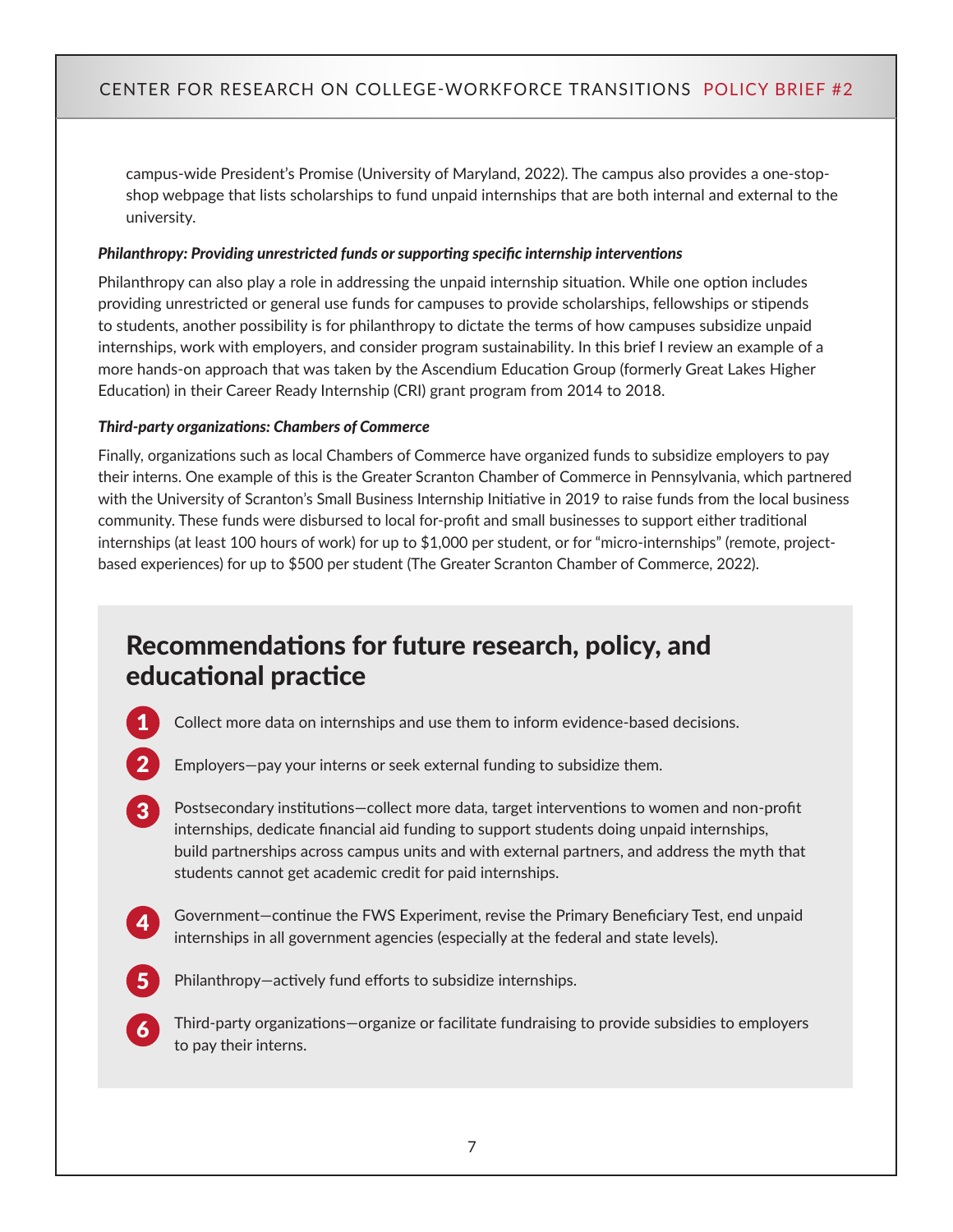campus-wide President's Promise (University of Maryland, 2022). The campus also provides a one-stop-shop webpage that lists scholarships to fund unpaid internships that are both internal and external to the university.

***Philanthropy: Providing unrestricted funds or supporting specific internship interventions***

Philanthropy can also play a role in addressing the unpaid internship situation. While one option includes providing unrestricted or general use funds for campuses to provide scholarships, fellowships or stipends to students, another possibility is for philanthropy to dictate the terms of how campuses subsidize unpaid internships, work with employers, and consider program sustainability. In this brief I review an example of a more hands-on approach that was taken by the Ascendium Education Group (formerly Great Lakes Higher Education) in their Career Ready Internship (CRI) grant program from 2014 to 2018.

***Third-party organizations: Chambers of Commerce***

Finally, organizations such as local Chambers of Commerce have organized funds to subsidize employers to pay their interns. One example of this is the Greater Scranton Chamber of Commerce in Pennsylvania, which partnered with the University of Scranton's Small Business Internship Initiative in 2019 to raise funds from the local business community. These funds were disbursed to local for-profit and small businesses to support either traditional internships (at least 100 hours of work) for up to $1,000 per student, or for "micro-internships" (remote, project-based experiences) for up to $500 per student (The Greater Scranton Chamber of Commerce, 2022).

## Recommendations for future research, policy, and educational practice

1. Collect more data on internships and use them to inform evidence-based decisions.
2. Employers—pay your interns or seek external funding to subsidize them.
3. Postsecondary institutions—collect more data, target interventions to women and non-profit internships, dedicate financial aid funding to support students doing unpaid internships, build partnerships across campus units and with external partners, and address the myth that students cannot get academic credit for paid internships.
4. Government—continue the FWS Experiment, revise the Primary Beneficiary Test, end unpaid internships in all government agencies (especially at the federal and state levels).
5. Philanthropy—actively fund efforts to subsidize internships.
6. Third-party organizations—organize or facilitate fundraising to provide subsidies to employers to pay their interns.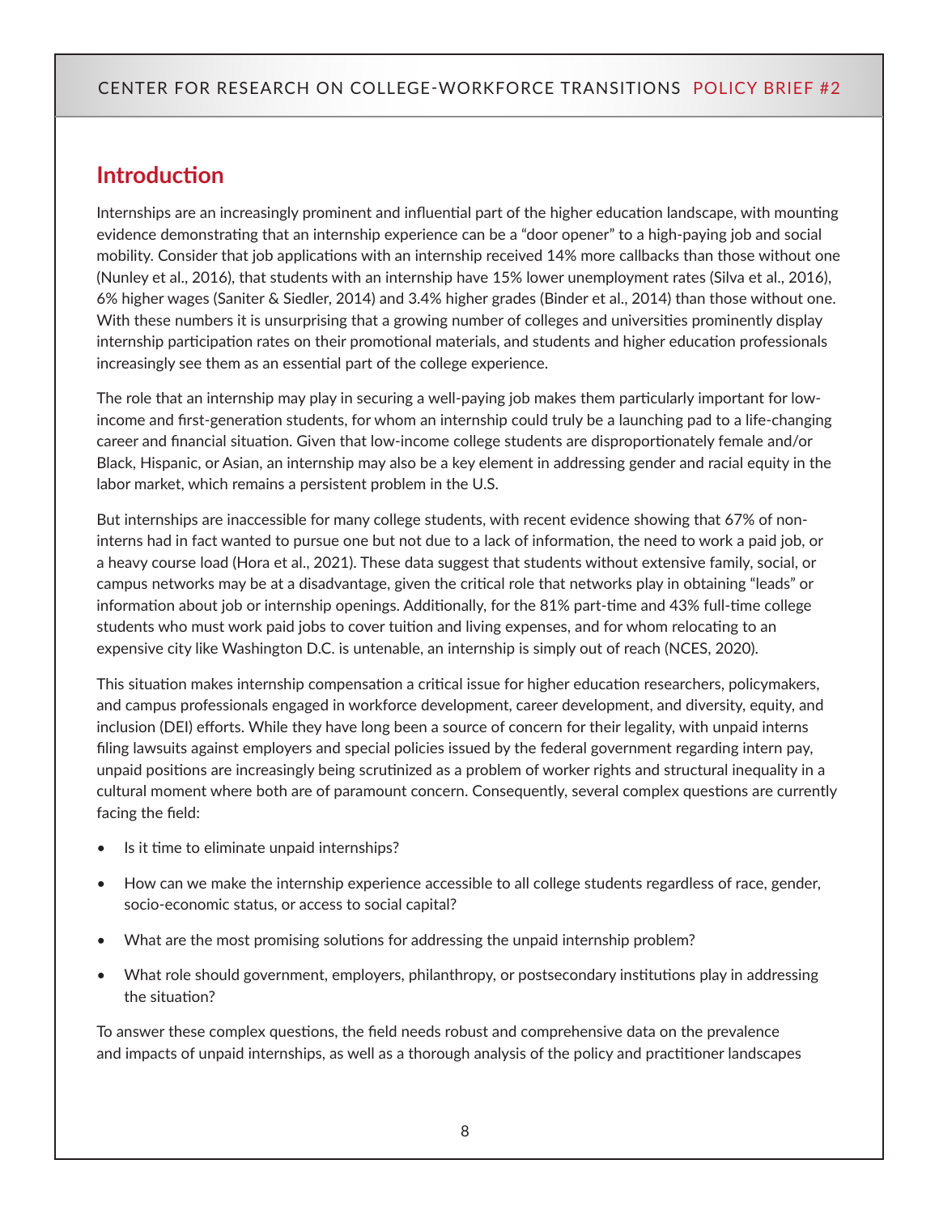## Introduction

Internships are an increasingly prominent and influential part of the higher education landscape, with mounting evidence demonstrating that an internship experience can be a "door opener" to a high-paying job and social mobility. Consider that job applications with an internship received 14% more callbacks than those without one (Nunley et al., 2016), that students with an internship have 15% lower unemployment rates (Silva et al., 2016), 6% higher wages (Saniter & Siedler, 2014) and 3.4% higher grades (Binder et al., 2014) than those without one. With these numbers it is unsurprising that a growing number of colleges and universities prominently display internship participation rates on their promotional materials, and students and higher education professionals increasingly see them as an essential part of the college experience.

The role that an internship may play in securing a well-paying job makes them particularly important for low-income and first-generation students, for whom an internship could truly be a launching pad to a life-changing career and financial situation. Given that low-income college students are disproportionately female and/or Black, Hispanic, or Asian, an internship may also be a key element in addressing gender and racial equity in the labor market, which remains a persistent problem in the U.S.

But internships are inaccessible for many college students, with recent evidence showing that 67% of non-interns had in fact wanted to pursue one but not due to a lack of information, the need to work a paid job, or a heavy course load (Hora et al., 2021). These data suggest that students without extensive family, social, or campus networks may be at a disadvantage, given the critical role that networks play in obtaining "leads" or information about job or internship openings. Additionally, for the 81% part-time and 43% full-time college students who must work paid jobs to cover tuition and living expenses, and for whom relocating to an expensive city like Washington D.C. is untenable, an internship is simply out of reach (NCES, 2020).

This situation makes internship compensation a critical issue for higher education researchers, policymakers, and campus professionals engaged in workforce development, career development, and diversity, equity, and inclusion (DEI) efforts. While they have long been a source of concern for their legality, with unpaid interns filing lawsuits against employers and special policies issued by the federal government regarding intern pay, unpaid positions are increasingly being scrutinized as a problem of worker rights and structural inequality in a cultural moment where both are of paramount concern. Consequently, several complex questions are currently facing the field:

- Is it time to eliminate unpaid internships?
- How can we make the internship experience accessible to all college students regardless of race, gender, socio-economic status, or access to social capital?
- What are the most promising solutions for addressing the unpaid internship problem?
- What role should government, employers, philanthropy, or postsecondary institutions play in addressing the situation?

To answer these complex questions, the field needs robust and comprehensive data on the prevalence and impacts of unpaid internships, as well as a thorough analysis of the policy and practitioner landscapes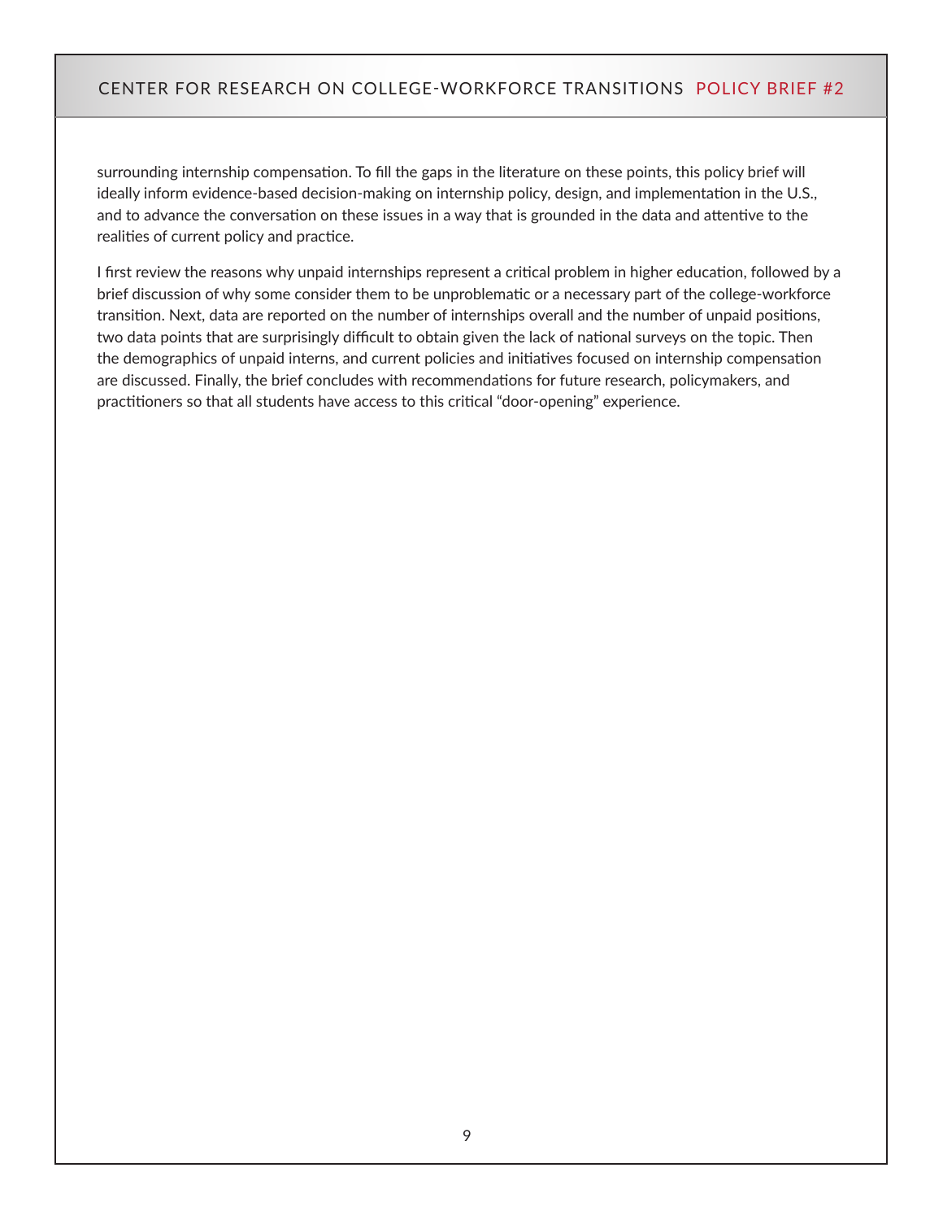surrounding internship compensation. To fill the gaps in the literature on these points, this policy brief will ideally inform evidence-based decision-making on internship policy, design, and implementation in the U.S., and to advance the conversation on these issues in a way that is grounded in the data and attentive to the realities of current policy and practice.

I first review the reasons why unpaid internships represent a critical problem in higher education, followed by a brief discussion of why some consider them to be unproblematic or a necessary part of the college-workforce transition. Next, data are reported on the number of internships overall and the number of unpaid positions, two data points that are surprisingly difficult to obtain given the lack of national surveys on the topic. Then the demographics of unpaid interns, and current policies and initiatives focused on internship compensation are discussed. Finally, the brief concludes with recommendations for future research, policymakers, and practitioners so that all students have access to this critical "door-opening" experience.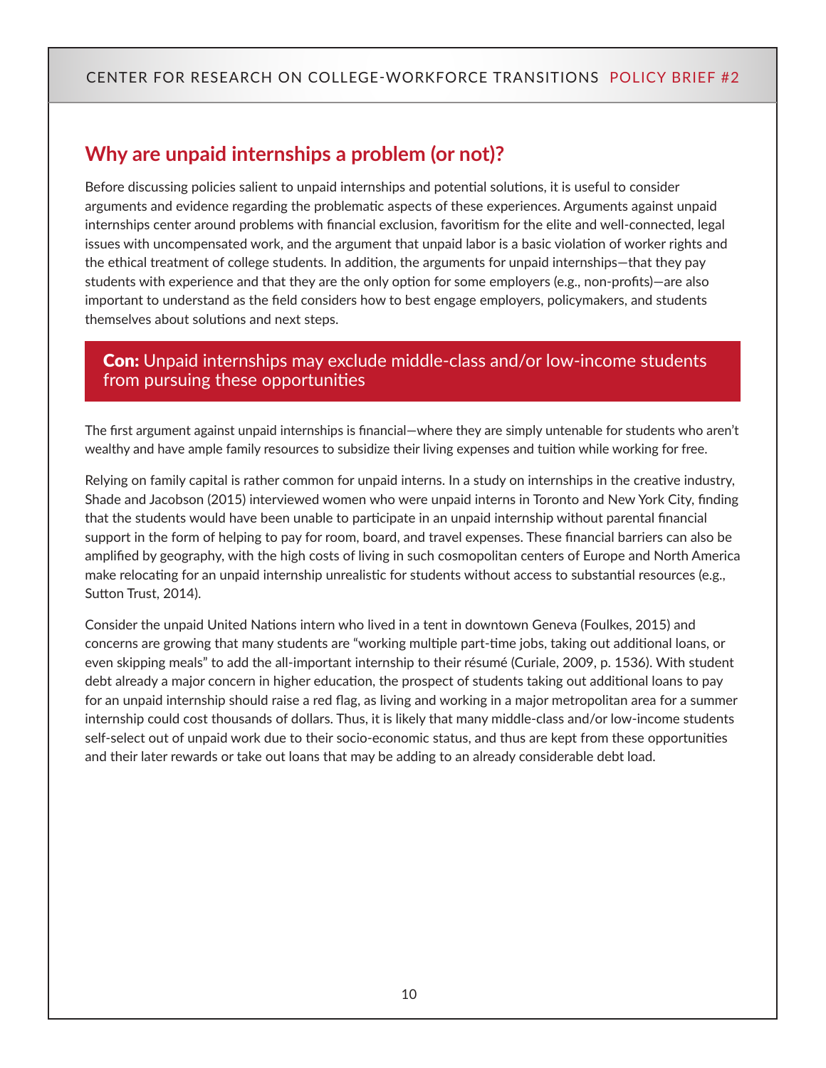## Why are unpaid internships a problem (or not)?

Before discussing policies salient to unpaid internships and potential solutions, it is useful to consider arguments and evidence regarding the problematic aspects of these experiences. Arguments against unpaid internships center around problems with financial exclusion, favoritism for the elite and well-connected, legal issues with uncompensated work, and the argument that unpaid labor is a basic violation of worker rights and the ethical treatment of college students. In addition, the arguments for unpaid internships—that they pay students with experience and that they are the only option for some employers (e.g., non-profits)—are also important to understand as the field considers how to best engage employers, policymakers, and students themselves about solutions and next steps.

### **Con:** Unpaid internships may exclude middle-class and/or low-income students from pursuing these opportunities

The first argument against unpaid internships is financial—where they are simply untenable for students who aren't wealthy and have ample family resources to subsidize their living expenses and tuition while working for free.

Relying on family capital is rather common for unpaid interns. In a study on internships in the creative industry, Shade and Jacobson (2015) interviewed women who were unpaid interns in Toronto and New York City, finding that the students would have been unable to participate in an unpaid internship without parental financial support in the form of helping to pay for room, board, and travel expenses. These financial barriers can also be amplified by geography, with the high costs of living in such cosmopolitan centers of Europe and North America make relocating for an unpaid internship unrealistic for students without access to substantial resources (e.g., Sutton Trust, 2014).

Consider the unpaid United Nations intern who lived in a tent in downtown Geneva (Foulkes, 2015) and concerns are growing that many students are "working multiple part-time jobs, taking out additional loans, or even skipping meals" to add the all-important internship to their résumé (Curiale, 2009, p. 1536). With student debt already a major concern in higher education, the prospect of students taking out additional loans to pay for an unpaid internship should raise a red flag, as living and working in a major metropolitan area for a summer internship could cost thousands of dollars. Thus, it is likely that many middle-class and/or low-income students self-select out of unpaid work due to their socio-economic status, and thus are kept from these opportunities and their later rewards or take out loans that may be adding to an already considerable debt load.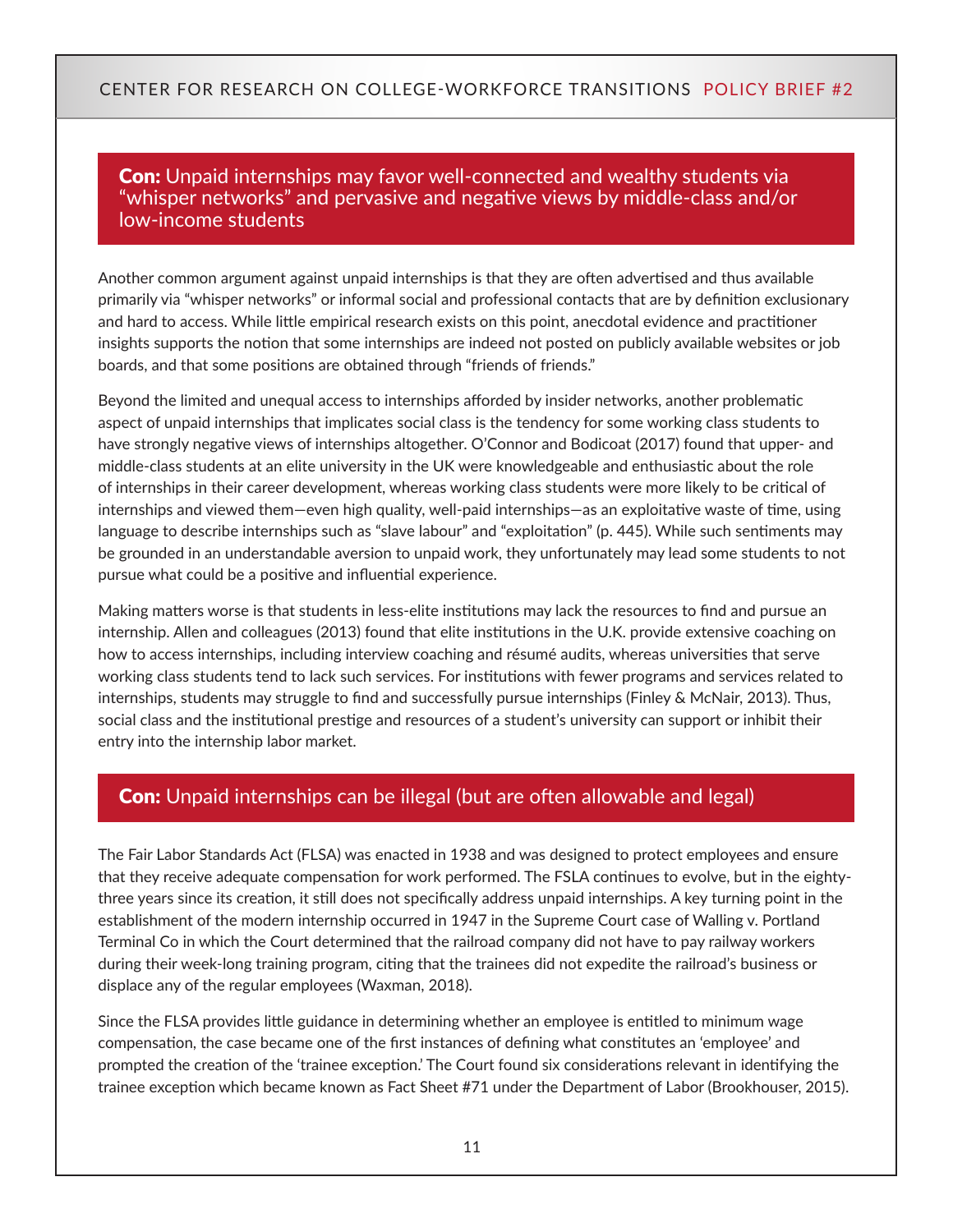## **Con:** Unpaid internships may favor well-connected and wealthy students via "whisper networks" and pervasive and negative views by middle-class and/or low-income students

Another common argument against unpaid internships is that they are often advertised and thus available primarily via "whisper networks" or informal social and professional contacts that are by definition exclusionary and hard to access. While little empirical research exists on this point, anecdotal evidence and practitioner insights supports the notion that some internships are indeed not posted on publicly available websites or job boards, and that some positions are obtained through "friends of friends."

Beyond the limited and unequal access to internships afforded by insider networks, another problematic aspect of unpaid internships that implicates social class is the tendency for some working class students to have strongly negative views of internships altogether. O'Connor and Bodicoat (2017) found that upper- and middle-class students at an elite university in the UK were knowledgeable and enthusiastic about the role of internships in their career development, whereas working class students were more likely to be critical of internships and viewed them—even high quality, well-paid internships—as an exploitative waste of time, using language to describe internships such as "slave labour" and "exploitation" (p. 445). While such sentiments may be grounded in an understandable aversion to unpaid work, they unfortunately may lead some students to not pursue what could be a positive and influential experience.

Making matters worse is that students in less-elite institutions may lack the resources to find and pursue an internship. Allen and colleagues (2013) found that elite institutions in the U.K. provide extensive coaching on how to access internships, including interview coaching and résumé audits, whereas universities that serve working class students tend to lack such services. For institutions with fewer programs and services related to internships, students may struggle to find and successfully pursue internships (Finley & McNair, 2013). Thus, social class and the institutional prestige and resources of a student's university can support or inhibit their entry into the internship labor market.

## **Con:** Unpaid internships can be illegal (but are often allowable and legal)

The Fair Labor Standards Act (FLSA) was enacted in 1938 and was designed to protect employees and ensure that they receive adequate compensation for work performed. The FSLA continues to evolve, but in the eighty-three years since its creation, it still does not specifically address unpaid internships. A key turning point in the establishment of the modern internship occurred in 1947 in the Supreme Court case of Walling v. Portland Terminal Co in which the Court determined that the railroad company did not have to pay railway workers during their week-long training program, citing that the trainees did not expedite the railroad's business or displace any of the regular employees (Waxman, 2018).

Since the FLSA provides little guidance in determining whether an employee is entitled to minimum wage compensation, the case became one of the first instances of defining what constitutes an 'employee' and prompted the creation of the 'trainee exception.' The Court found six considerations relevant in identifying the trainee exception which became known as Fact Sheet #71 under the Department of Labor (Brookhouser, 2015).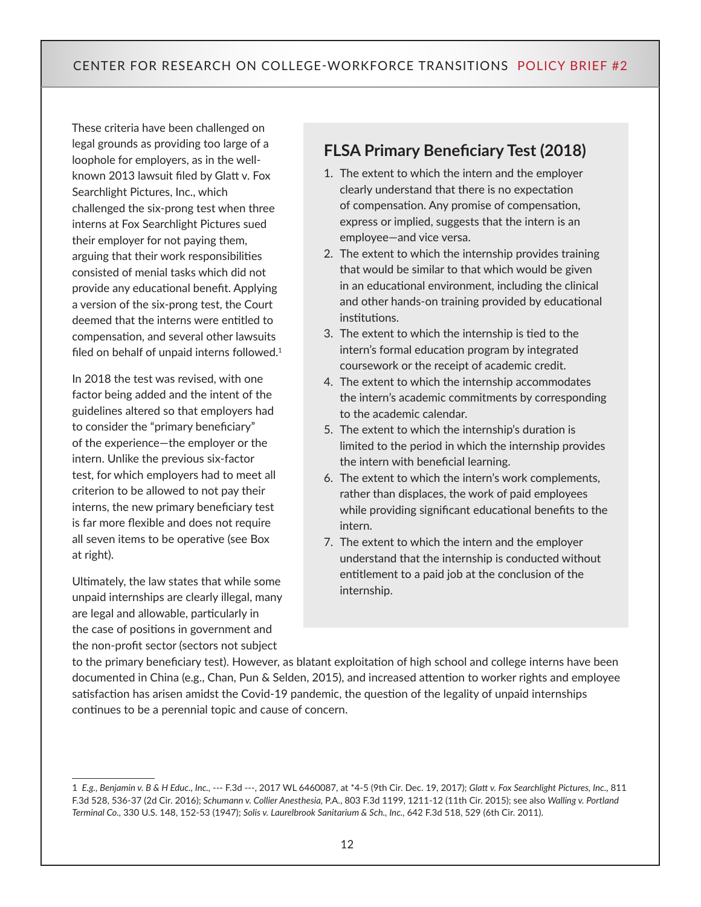These criteria have been challenged on legal grounds as providing too large of a loophole for employers, as in the well-known 2013 lawsuit filed by Glatt v. Fox Searchlight Pictures, Inc., which challenged the six-prong test when three interns at Fox Searchlight Pictures sued their employer for not paying them, arguing that their work responsibilities consisted of menial tasks which did not provide any educational benefit. Applying a version of the six-prong test, the Court deemed that the interns were entitled to compensation, and several other lawsuits filed on behalf of unpaid interns followed.[1]

In 2018 the test was revised, with one factor being added and the intent of the guidelines altered so that employers had to consider the "primary beneficiary" of the experience—the employer or the intern. Unlike the previous six-factor test, for which employers had to meet all criterion to be allowed to not pay their interns, the new primary beneficiary test is far more flexible and does not require all seven items to be operative (see Box at right).

Ultimately, the law states that while some unpaid internships are clearly illegal, many are legal and allowable, particularly in the case of positions in government and the non-profit sector (sectors not subject to the primary beneficiary test). However, as blatant exploitation of high school and college interns have been documented in China (e.g., Chan, Pun & Selden, 2015), and increased attention to worker rights and employee satisfaction has arisen amidst the Covid-19 pandemic, the question of the legality of unpaid internships continues to be a perennial topic and cause of concern.

## FLSA Primary Beneficiary Test (2018)

1. The extent to which the intern and the employer clearly understand that there is no expectation of compensation. Any promise of compensation, express or implied, suggests that the intern is an employee—and vice versa.
2. The extent to which the internship provides training that would be similar to that which would be given in an educational environment, including the clinical and other hands-on training provided by educational institutions.
3. The extent to which the internship is tied to the intern's formal education program by integrated coursework or the receipt of academic credit.
4. The extent to which the internship accommodates the intern's academic commitments by corresponding to the academic calendar.
5. The extent to which the internship's duration is limited to the period in which the internship provides the intern with beneficial learning.
6. The extent to which the intern's work complements, rather than displaces, the work of paid employees while providing significant educational benefits to the intern.
7. The extent to which the intern and the employer understand that the internship is conducted without entitlement to a paid job at the conclusion of the internship.

---

1 *E.g.*, *Benjamin v. B & H Educ., Inc.*, --- F.3d ---, 2017 WL 6460087, at *4-5 (9th Cir. Dec. 19, 2017); *Glatt v. Fox Searchlight Pictures, Inc.*, 811 F.3d 528, 536-37 (2d Cir. 2016); *Schumann v. Collier Anesthesia*, P.A., 803 F.3d 1199, 1211-12 (11th Cir. 2015); see also *Walling v. Portland Terminal Co.*, 330 U.S. 148, 152-53 (1947); *Solis v. Laurelbrook Sanitarium & Sch., Inc.*, 642 F.3d 518, 529 (6th Cir. 2011).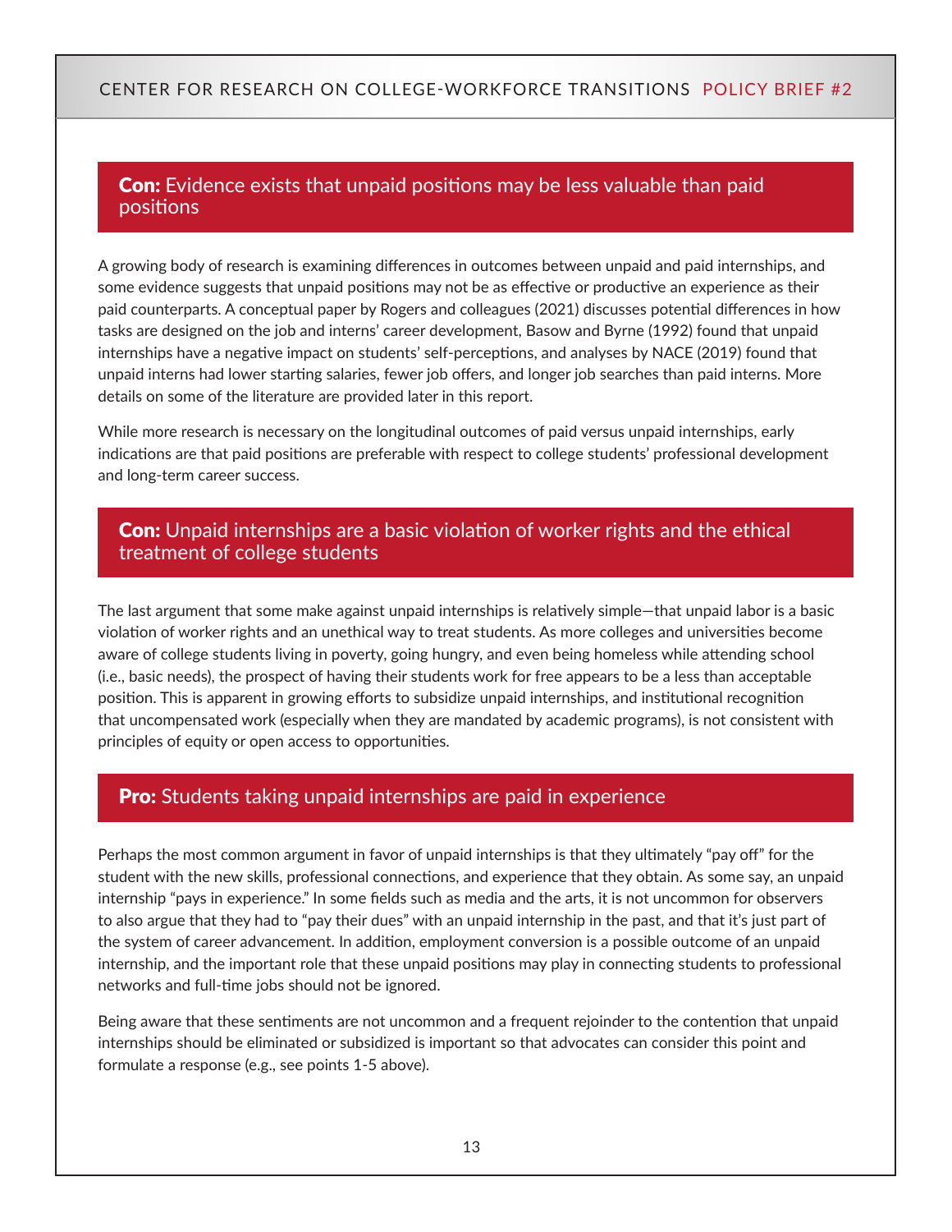### **Con:** Evidence exists that unpaid positions may be less valuable than paid positions

A growing body of research is examining differences in outcomes between unpaid and paid internships, and some evidence suggests that unpaid positions may not be as effective or productive an experience as their paid counterparts. A conceptual paper by Rogers and colleagues (2021) discusses potential differences in how tasks are designed on the job and interns' career development, Basow and Byrne (1992) found that unpaid internships have a negative impact on students' self-perceptions, and analyses by NACE (2019) found that unpaid interns had lower starting salaries, fewer job offers, and longer job searches than paid interns. More details on some of the literature are provided later in this report.

While more research is necessary on the longitudinal outcomes of paid versus unpaid internships, early indications are that paid positions are preferable with respect to college students' professional development and long-term career success.

### **Con:** Unpaid internships are a basic violation of worker rights and the ethical treatment of college students

The last argument that some make against unpaid internships is relatively simple—that unpaid labor is a basic violation of worker rights and an unethical way to treat students. As more colleges and universities become aware of college students living in poverty, going hungry, and even being homeless while attending school (i.e., basic needs), the prospect of having their students work for free appears to be a less than acceptable position. This is apparent in growing efforts to subsidize unpaid internships, and institutional recognition that uncompensated work (especially when they are mandated by academic programs), is not consistent with principles of equity or open access to opportunities.

### **Pro:** Students taking unpaid internships are paid in experience

Perhaps the most common argument in favor of unpaid internships is that they ultimately "pay off" for the student with the new skills, professional connections, and experience that they obtain. As some say, an unpaid internship "pays in experience." In some fields such as media and the arts, it is not uncommon for observers to also argue that they had to "pay their dues" with an unpaid internship in the past, and that it's just part of the system of career advancement. In addition, employment conversion is a possible outcome of an unpaid internship, and the important role that these unpaid positions may play in connecting students to professional networks and full-time jobs should not be ignored.

Being aware that these sentiments are not uncommon and a frequent rejoinder to the contention that unpaid internships should be eliminated or subsidized is important so that advocates can consider this point and formulate a response (e.g., see points 1-5 above).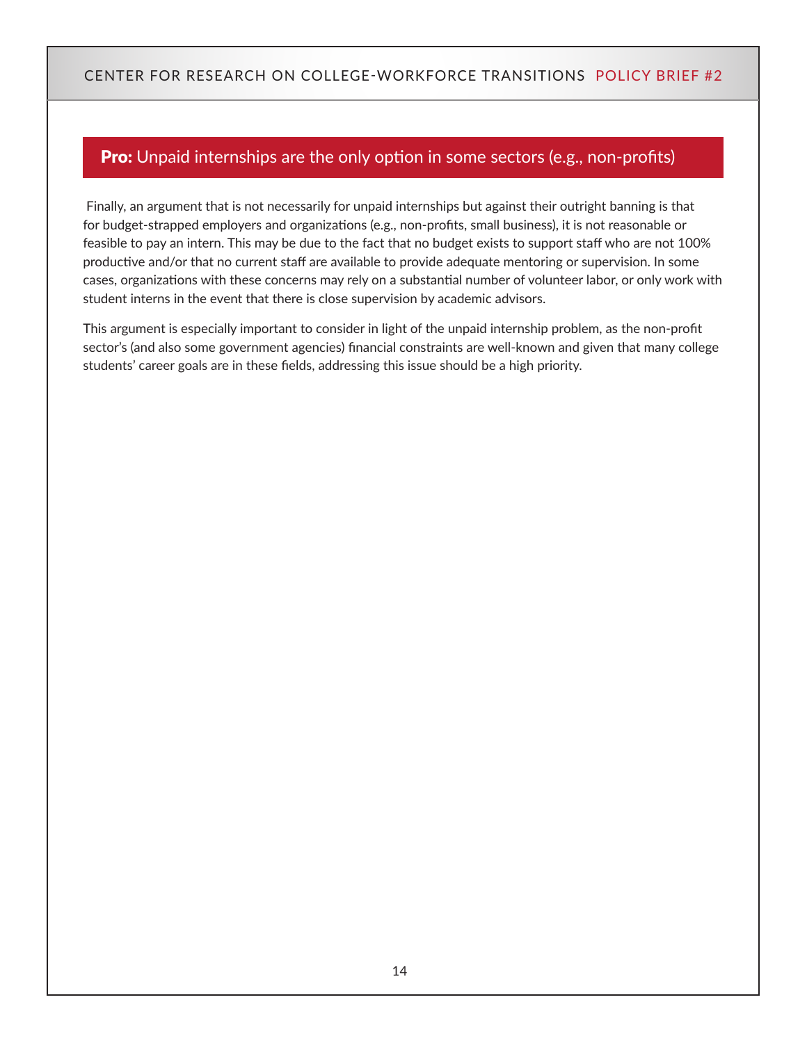## **Pro:** Unpaid internships are the only option in some sectors (e.g., non-profits)

Finally, an argument that is not necessarily for unpaid internships but against their outright banning is that for budget-strapped employers and organizations (e.g., non-profits, small business), it is not reasonable or feasible to pay an intern. This may be due to the fact that no budget exists to support staff who are not 100% productive and/or that no current staff are available to provide adequate mentoring or supervision. In some cases, organizations with these concerns may rely on a substantial number of volunteer labor, or only work with student interns in the event that there is close supervision by academic advisors.

This argument is especially important to consider in light of the unpaid internship problem, as the non-profit sector's (and also some government agencies) financial constraints are well-known and given that many college students' career goals are in these fields, addressing this issue should be a high priority.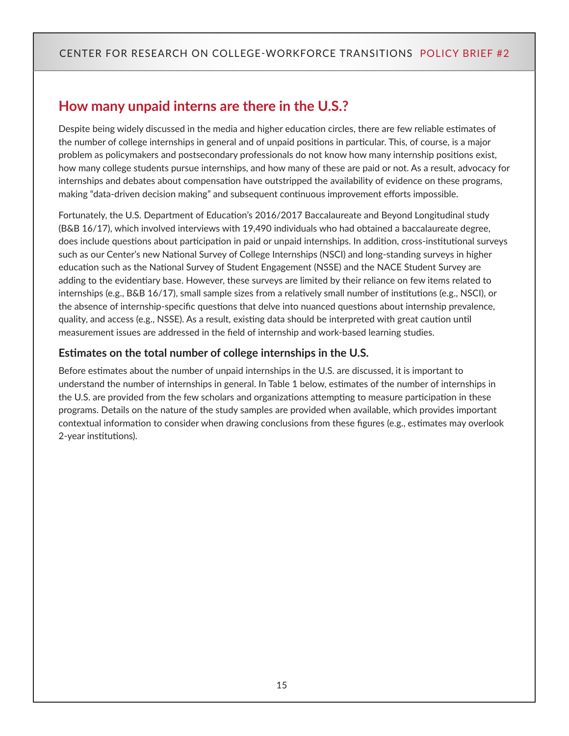## How many unpaid interns are there in the U.S.?

Despite being widely discussed in the media and higher education circles, there are few reliable estimates of the number of college internships in general and of unpaid positions in particular. This, of course, is a major problem as policymakers and postsecondary professionals do not know how many internship positions exist, how many college students pursue internships, and how many of these are paid or not. As a result, advocacy for internships and debates about compensation have outstripped the availability of evidence on these programs, making "data-driven decision making" and subsequent continuous improvement efforts impossible.

Fortunately, the U.S. Department of Education's 2016/2017 Baccalaureate and Beyond Longitudinal study (B&B 16/17), which involved interviews with 19,490 individuals who had obtained a baccalaureate degree, does include questions about participation in paid or unpaid internships. In addition, cross-institutional surveys such as our Center's new National Survey of College Internships (NSCI) and long-standing surveys in higher education such as the National Survey of Student Engagement (NSSE) and the NACE Student Survey are adding to the evidentiary base. However, these surveys are limited by their reliance on few items related to internships (e.g., B&B 16/17), small sample sizes from a relatively small number of institutions (e.g., NSCI), or the absence of internship-specific questions that delve into nuanced questions about internship prevalence, quality, and access (e.g., NSSE). As a result, existing data should be interpreted with great caution until measurement issues are addressed in the field of internship and work-based learning studies.

### Estimates on the total number of college internships in the U.S.

Before estimates about the number of unpaid internships in the U.S. are discussed, it is important to understand the number of internships in general. In Table 1 below, estimates of the number of internships in the U.S. are provided from the few scholars and organizations attempting to measure participation in these programs. Details on the nature of the study samples are provided when available, which provides important contextual information to consider when drawing conclusions from these figures (e.g., estimates may overlook 2-year institutions).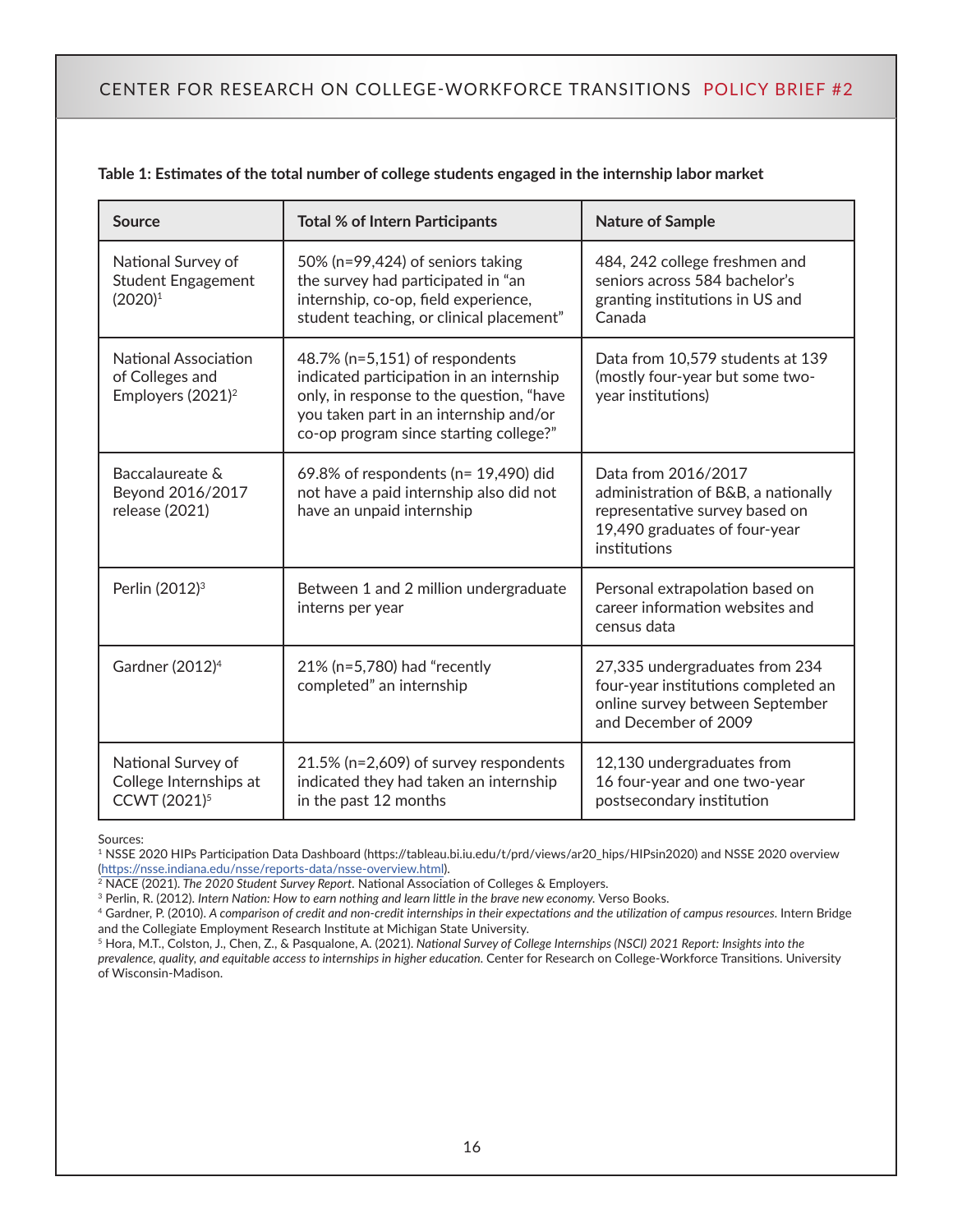**Table 1: Estimates of the total number of college students engaged in the internship labor market**

| Source | Total % of Intern Participants | Nature of Sample |
|---|---|---|
| National Survey of Student Engagement (2020)[1] | 50% (n=99,424) of seniors taking the survey had participated in "an internship, co-op, field experience, student teaching, or clinical placement" | 484, 242 college freshmen and seniors across 584 bachelor's granting institutions in US and Canada |
| National Association of Colleges and Employers (2021)[2] | 48.7% (n=5,151) of respondents indicated participation in an internship only, in response to the question, "have you taken part in an internship and/or co-op program since starting college?" | Data from 10,579 students at 139 (mostly four-year but some two-year institutions) |
| Baccalaureate & Beyond 2016/2017 release (2021) | 69.8% of respondents (n= 19,490) did not have a paid internship also did not have an unpaid internship | Data from 2016/2017 administration of B&B, a nationally representative survey based on 19,490 graduates of four-year institutions |
| Perlin (2012)[3] | Between 1 and 2 million undergraduate interns per year | Personal extrapolation based on career information websites and census data |
| Gardner (2012)[4] | 21% (n=5,780) had "recently completed" an internship | 27,335 undergraduates from 234 four-year institutions completed an online survey between September and December of 2009 |
| National Survey of College Internships at CCWT (2021)[5] | 21.5% (n=2,609) of survey respondents indicated they had taken an internship in the past 12 months | 12,130 undergraduates from 16 four-year and one two-year postsecondary institution |

Sources:

[1] NSSE 2020 HIPs Participation Data Dashboard (https://tableau.bi.iu.edu/t/prd/views/ar20_hips/HIPsin2020) and NSSE 2020 overview (https://nsse.indiana.edu/nsse/reports-data/nsse-overview.html).

[2] NACE (2021). *The 2020 Student Survey Report*. National Association of Colleges & Employers.

[3] Perlin, R. (2012). *Intern Nation: How to earn nothing and learn little in the brave new economy.* Verso Books.

[4] Gardner, P. (2010). *A comparison of credit and non-credit internships in their expectations and the utilization of campus resources.* Intern Bridge and the Collegiate Employment Research Institute at Michigan State University.

[5] Hora, M.T., Colston, J., Chen, Z., & Pasqualone, A. (2021). *National Survey of College Internships (NSCI) 2021 Report: Insights into the prevalence, quality, and equitable access to internships in higher education.* Center for Research on College-Workforce Transitions. University of Wisconsin-Madison.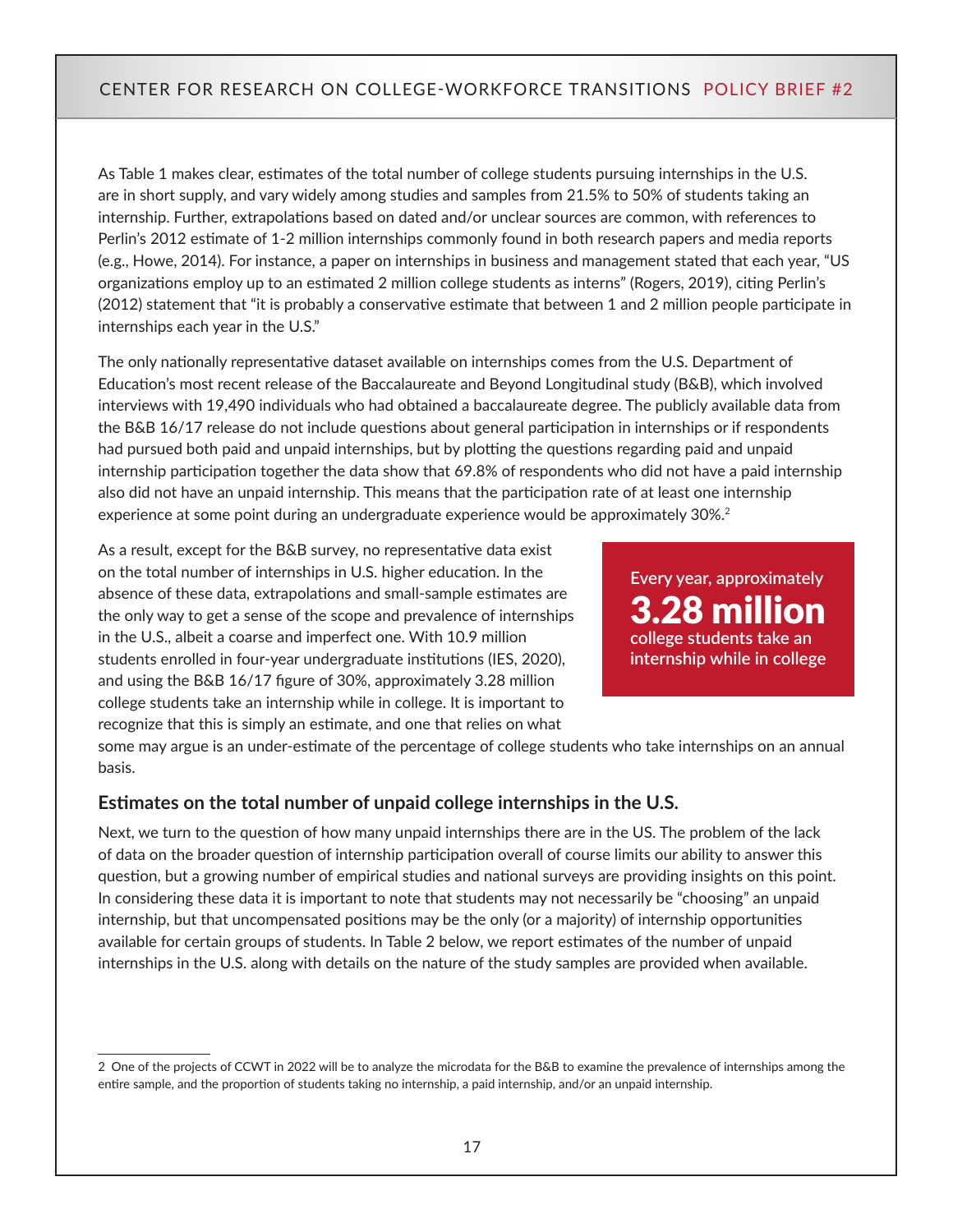As Table 1 makes clear, estimates of the total number of college students pursuing internships in the U.S. are in short supply, and vary widely among studies and samples from 21.5% to 50% of students taking an internship. Further, extrapolations based on dated and/or unclear sources are common, with references to Perlin's 2012 estimate of 1-2 million internships commonly found in both research papers and media reports (e.g., Howe, 2014). For instance, a paper on internships in business and management stated that each year, "US organizations employ up to an estimated 2 million college students as interns" (Rogers, 2019), citing Perlin's (2012) statement that "it is probably a conservative estimate that between 1 and 2 million people participate in internships each year in the U.S."

The only nationally representative dataset available on internships comes from the U.S. Department of Education's most recent release of the Baccalaureate and Beyond Longitudinal study (B&B), which involved interviews with 19,490 individuals who had obtained a baccalaureate degree. The publicly available data from the B&B 16/17 release do not include questions about general participation in internships or if respondents had pursued both paid and unpaid internships, but by plotting the questions regarding paid and unpaid internship participation together the data show that 69.8% of respondents who did not have a paid internship also did not have an unpaid internship. This means that the participation rate of at least one internship experience at some point during an undergraduate experience would be approximately 30%.[2]

As a result, except for the B&B survey, no representative data exist on the total number of internships in U.S. higher education. In the absence of these data, extrapolations and small-sample estimates are the only way to get a sense of the scope and prevalence of internships in the U.S., albeit a coarse and imperfect one. With 10.9 million students enrolled in four-year undergraduate institutions (IES, 2020), and using the B&B 16/17 figure of 30%, approximately 3.28 million college students take an internship while in college. It is important to recognize that this is simply an estimate, and one that relies on what some may argue is an under-estimate of the percentage of college students who take internships on an annual basis.

> **Every year, approximately**
> **3.28 million**
> **college students take an internship while in college**

## Estimates on the total number of unpaid college internships in the U.S.

Next, we turn to the question of how many unpaid internships there are in the US. The problem of the lack of data on the broader question of internship participation overall of course limits our ability to answer this question, but a growing number of empirical studies and national surveys are providing insights on this point. In considering these data it is important to note that students may not necessarily be "choosing" an unpaid internship, but that uncompensated positions may be the only (or a majority) of internship opportunities available for certain groups of students. In Table 2 below, we report estimates of the number of unpaid internships in the U.S. along with details on the nature of the study samples are provided when available.

---

2 One of the projects of CCWT in 2022 will be to analyze the microdata for the B&B to examine the prevalence of internships among the entire sample, and the proportion of students taking no internship, a paid internship, and/or an unpaid internship.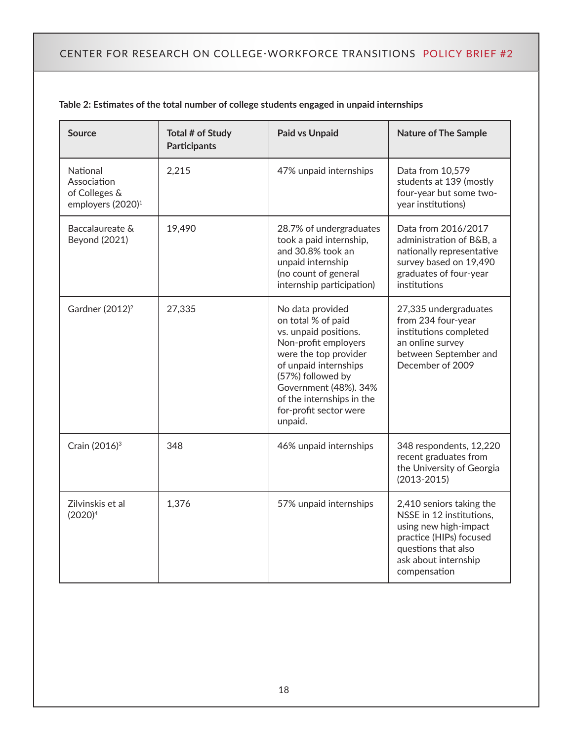**Table 2: Estimates of the total number of college students engaged in unpaid internships**

| Source | Total # of Study Participants | Paid vs Unpaid | Nature of The Sample |
|---|---|---|---|
| National Association of Colleges & employers (2020)[1] | 2,215 | 47% unpaid internships | Data from 10,579 students at 139 (mostly four-year but some two-year institutions) |
| Baccalaureate & Beyond (2021) | 19,490 | 28.7% of undergraduates took a paid internship, and 30.8% took an unpaid internship (no count of general internship participation) | Data from 2016/2017 administration of B&B, a nationally representative survey based on 19,490 graduates of four-year institutions |
| Gardner (2012)[2] | 27,335 | No data provided on total % of paid vs. unpaid positions. Non-profit employers were the top provider of unpaid internships (57%) followed by Government (48%). 34% of the internships in the for-profit sector were unpaid. | 27,335 undergraduates from 234 four-year institutions completed an online survey between September and December of 2009 |
| Crain (2016)[3] | 348 | 46% unpaid internships | 348 respondents, 12,220 recent graduates from the University of Georgia (2013-2015) |
| Zilvinskis et al (2020)[4] | 1,376 | 57% unpaid internships | 2,410 seniors taking the NSSE in 12 institutions, using new high-impact practice (HIPs) focused questions that also ask about internship compensation |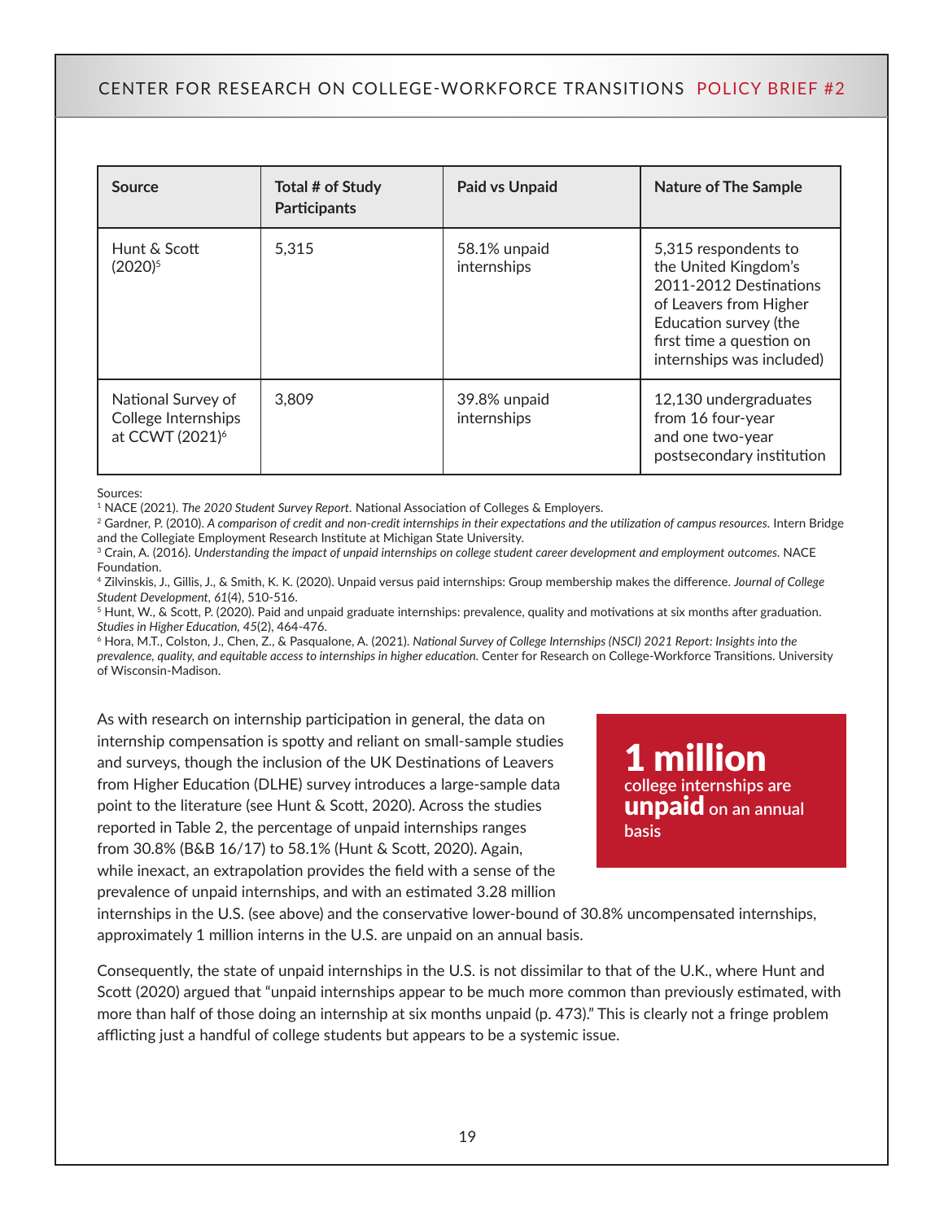| Source | Total # of Study Participants | Paid vs Unpaid | Nature of The Sample |
|---|---|---|---|
| Hunt & Scott (2020)[5] | 5,315 | 58.1% unpaid internships | 5,315 respondents to the United Kingdom's 2011-2012 Destinations of Leavers from Higher Education survey (the first time a question on internships was included) |
| National Survey of College Internships at CCWT (2021)[6] | 3,809 | 39.8% unpaid internships | 12,130 undergraduates from 16 four-year and one two-year postsecondary institution |

Sources:

[1] NACE (2021). *The 2020 Student Survey Report*. National Association of Colleges & Employers.

[2] Gardner, P. (2010). *A comparison of credit and non-credit internships in their expectations and the utilization of campus resources*. Intern Bridge and the Collegiate Employment Research Institute at Michigan State University.

[3] Crain, A. (2016). *Understanding the impact of unpaid internships on college student career development and employment outcomes*. NACE Foundation.

[4] Zilvinskis, J., Gillis, J., & Smith, K. K. (2020). Unpaid versus paid internships: Group membership makes the difference. *Journal of College Student Development, 61*(4), 510-516.

[5] Hunt, W., & Scott, P. (2020). Paid and unpaid graduate internships: prevalence, quality and motivations at six months after graduation. *Studies in Higher Education, 45*(2), 464-476.

[6] Hora, M.T., Colston, J., Chen, Z., & Pasqualone, A. (2021). *National Survey of College Internships (NSCI) 2021 Report: Insights into the prevalence, quality, and equitable access to internships in higher education*. Center for Research on College-Workforce Transitions. University of Wisconsin-Madison.

**1 million** college internships are **unpaid** on an annual basis

As with research on internship participation in general, the data on internship compensation is spotty and reliant on small-sample studies and surveys, though the inclusion of the UK Destinations of Leavers from Higher Education (DLHE) survey introduces a large-sample data point to the literature (see Hunt & Scott, 2020). Across the studies reported in Table 2, the percentage of unpaid internships ranges from 30.8% (B&B 16/17) to 58.1% (Hunt & Scott, 2020). Again, while inexact, an extrapolation provides the field with a sense of the prevalence of unpaid internships, and with an estimated 3.28 million internships in the U.S. (see above) and the conservative lower-bound of 30.8% uncompensated internships, approximately 1 million interns in the U.S. are unpaid on an annual basis.

Consequently, the state of unpaid internships in the U.S. is not dissimilar to that of the U.K., where Hunt and Scott (2020) argued that "unpaid internships appear to be much more common than previously estimated, with more than half of those doing an internship at six months unpaid (p. 473)." This is clearly not a fringe problem afflicting just a handful of college students but appears to be a systemic issue.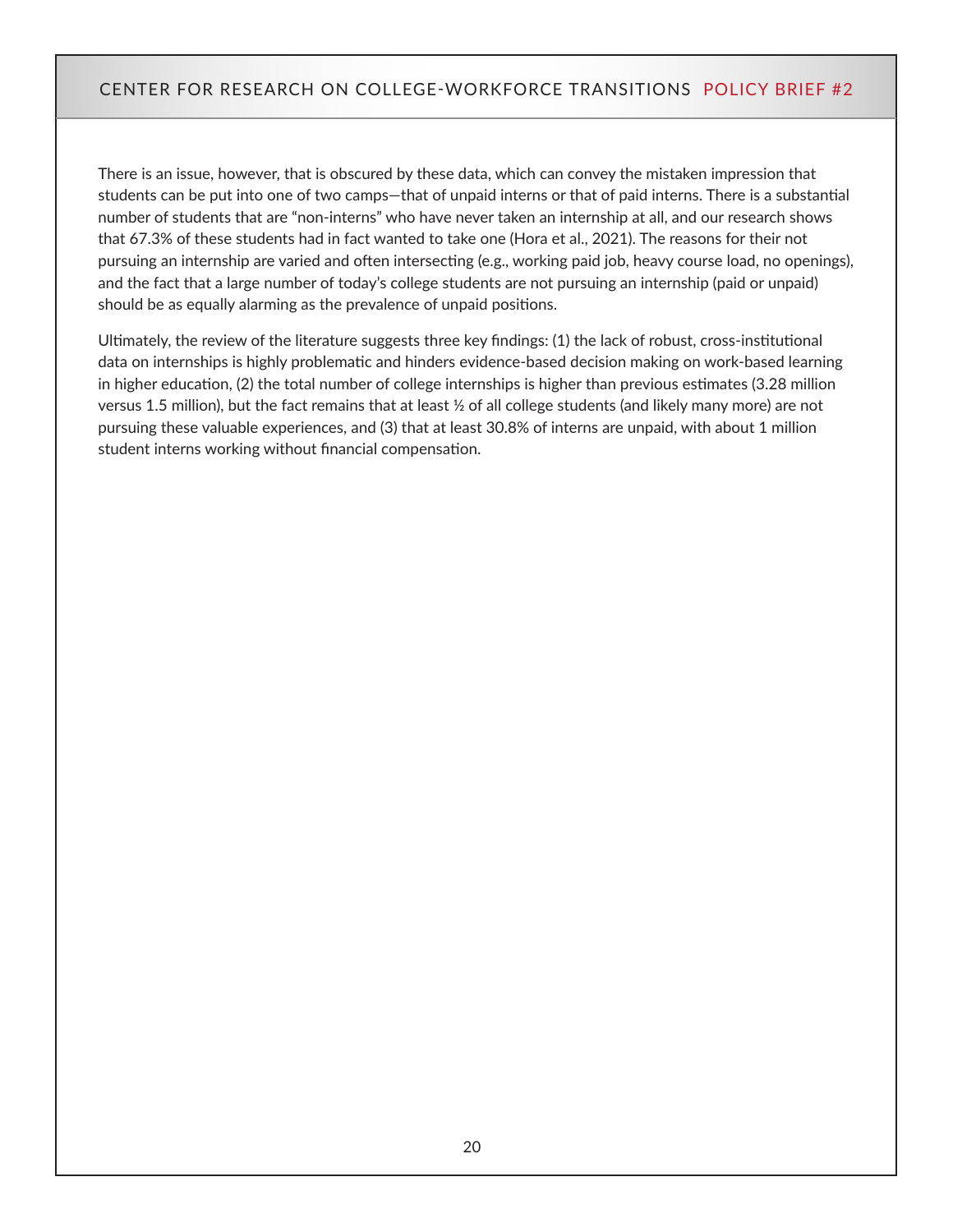There is an issue, however, that is obscured by these data, which can convey the mistaken impression that students can be put into one of two camps—that of unpaid interns or that of paid interns. There is a substantial number of students that are "non-interns" who have never taken an internship at all, and our research shows that 67.3% of these students had in fact wanted to take one (Hora et al., 2021). The reasons for their not pursuing an internship are varied and often intersecting (e.g., working paid job, heavy course load, no openings), and the fact that a large number of today's college students are not pursuing an internship (paid or unpaid) should be as equally alarming as the prevalence of unpaid positions.

Ultimately, the review of the literature suggests three key findings: (1) the lack of robust, cross-institutional data on internships is highly problematic and hinders evidence-based decision making on work-based learning in higher education, (2) the total number of college internships is higher than previous estimates (3.28 million versus 1.5 million), but the fact remains that at least ½ of all college students (and likely many more) are not pursuing these valuable experiences, and (3) that at least 30.8% of interns are unpaid, with about 1 million student interns working without financial compensation.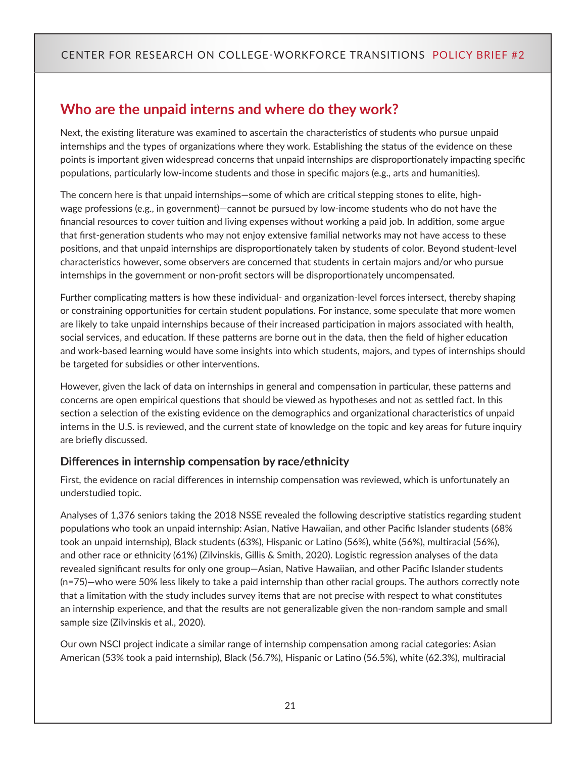## Who are the unpaid interns and where do they work?

Next, the existing literature was examined to ascertain the characteristics of students who pursue unpaid internships and the types of organizations where they work. Establishing the status of the evidence on these points is important given widespread concerns that unpaid internships are disproportionately impacting specific populations, particularly low-income students and those in specific majors (e.g., arts and humanities).

The concern here is that unpaid internships—some of which are critical stepping stones to elite, high-wage professions (e.g., in government)—cannot be pursued by low-income students who do not have the financial resources to cover tuition and living expenses without working a paid job. In addition, some argue that first-generation students who may not enjoy extensive familial networks may not have access to these positions, and that unpaid internships are disproportionately taken by students of color. Beyond student-level characteristics however, some observers are concerned that students in certain majors and/or who pursue internships in the government or non-profit sectors will be disproportionately uncompensated.

Further complicating matters is how these individual- and organization-level forces intersect, thereby shaping or constraining opportunities for certain student populations. For instance, some speculate that more women are likely to take unpaid internships because of their increased participation in majors associated with health, social services, and education. If these patterns are borne out in the data, then the field of higher education and work-based learning would have some insights into which students, majors, and types of internships should be targeted for subsidies or other interventions.

However, given the lack of data on internships in general and compensation in particular, these patterns and concerns are open empirical questions that should be viewed as hypotheses and not as settled fact. In this section a selection of the existing evidence on the demographics and organizational characteristics of unpaid interns in the U.S. is reviewed, and the current state of knowledge on the topic and key areas for future inquiry are briefly discussed.

### Differences in internship compensation by race/ethnicity

First, the evidence on racial differences in internship compensation was reviewed, which is unfortunately an understudied topic.

Analyses of 1,376 seniors taking the 2018 NSSE revealed the following descriptive statistics regarding student populations who took an unpaid internship: Asian, Native Hawaiian, and other Pacific Islander students (68% took an unpaid internship), Black students (63%), Hispanic or Latino (56%), white (56%), multiracial (56%), and other race or ethnicity (61%) (Zilvinskis, Gillis & Smith, 2020). Logistic regression analyses of the data revealed significant results for only one group—Asian, Native Hawaiian, and other Pacific Islander students (n=75)—who were 50% less likely to take a paid internship than other racial groups. The authors correctly note that a limitation with the study includes survey items that are not precise with respect to what constitutes an internship experience, and that the results are not generalizable given the non-random sample and small sample size (Zilvinskis et al., 2020).

Our own NSCI project indicate a similar range of internship compensation among racial categories: Asian American (53% took a paid internship), Black (56.7%), Hispanic or Latino (56.5%), white (62.3%), multiracial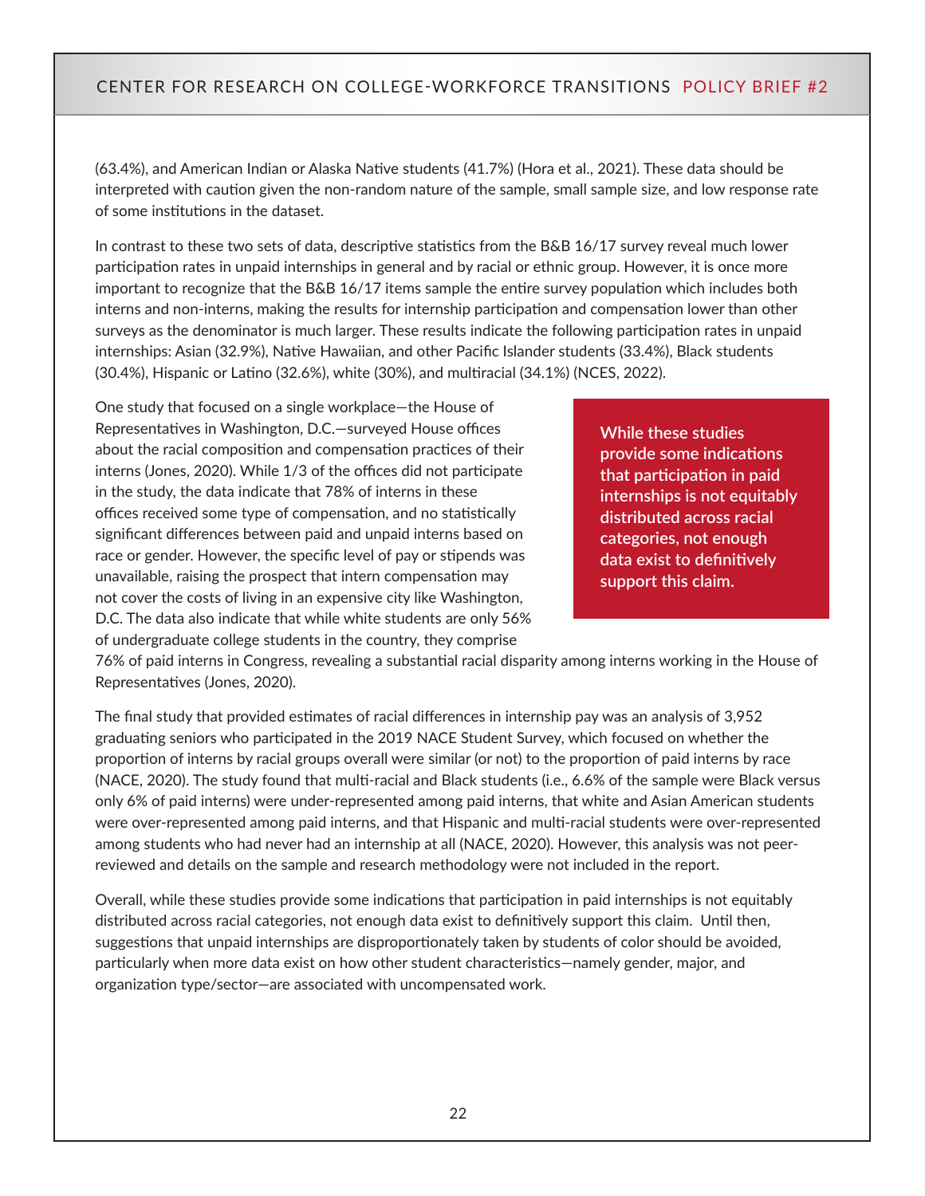(63.4%), and American Indian or Alaska Native students (41.7%) (Hora et al., 2021). These data should be interpreted with caution given the non-random nature of the sample, small sample size, and low response rate of some institutions in the dataset.

In contrast to these two sets of data, descriptive statistics from the B&B 16/17 survey reveal much lower participation rates in unpaid internships in general and by racial or ethnic group. However, it is once more important to recognize that the B&B 16/17 items sample the entire survey population which includes both interns and non-interns, making the results for internship participation and compensation lower than other surveys as the denominator is much larger. These results indicate the following participation rates in unpaid internships: Asian (32.9%), Native Hawaiian, and other Pacific Islander students (33.4%), Black students (30.4%), Hispanic or Latino (32.6%), white (30%), and multiracial (34.1%) (NCES, 2022).

One study that focused on a single workplace—the House of Representatives in Washington, D.C.—surveyed House offices about the racial composition and compensation practices of their interns (Jones, 2020). While 1/3 of the offices did not participate in the study, the data indicate that 78% of interns in these offices received some type of compensation, and no statistically significant differences between paid and unpaid interns based on race or gender. However, the specific level of pay or stipends was unavailable, raising the prospect that intern compensation may not cover the costs of living in an expensive city like Washington, D.C. The data also indicate that while white students are only 56% of undergraduate college students in the country, they comprise 76% of paid interns in Congress, revealing a substantial racial disparity among interns working in the House of Representatives (Jones, 2020).

> **While these studies provide some indications that participation in paid internships is not equitably distributed across racial categories, not enough data exist to definitively support this claim.**

The final study that provided estimates of racial differences in internship pay was an analysis of 3,952 graduating seniors who participated in the 2019 NACE Student Survey, which focused on whether the proportion of interns by racial groups overall were similar (or not) to the proportion of paid interns by race (NACE, 2020). The study found that multi-racial and Black students (i.e., 6.6% of the sample were Black versus only 6% of paid interns) were under-represented among paid interns, that white and Asian American students were over-represented among paid interns, and that Hispanic and multi-racial students were over-represented among students who had never had an internship at all (NACE, 2020). However, this analysis was not peer-reviewed and details on the sample and research methodology were not included in the report.

Overall, while these studies provide some indications that participation in paid internships is not equitably distributed across racial categories, not enough data exist to definitively support this claim. Until then, suggestions that unpaid internships are disproportionately taken by students of color should be avoided, particularly when more data exist on how other student characteristics—namely gender, major, and organization type/sector—are associated with uncompensated work.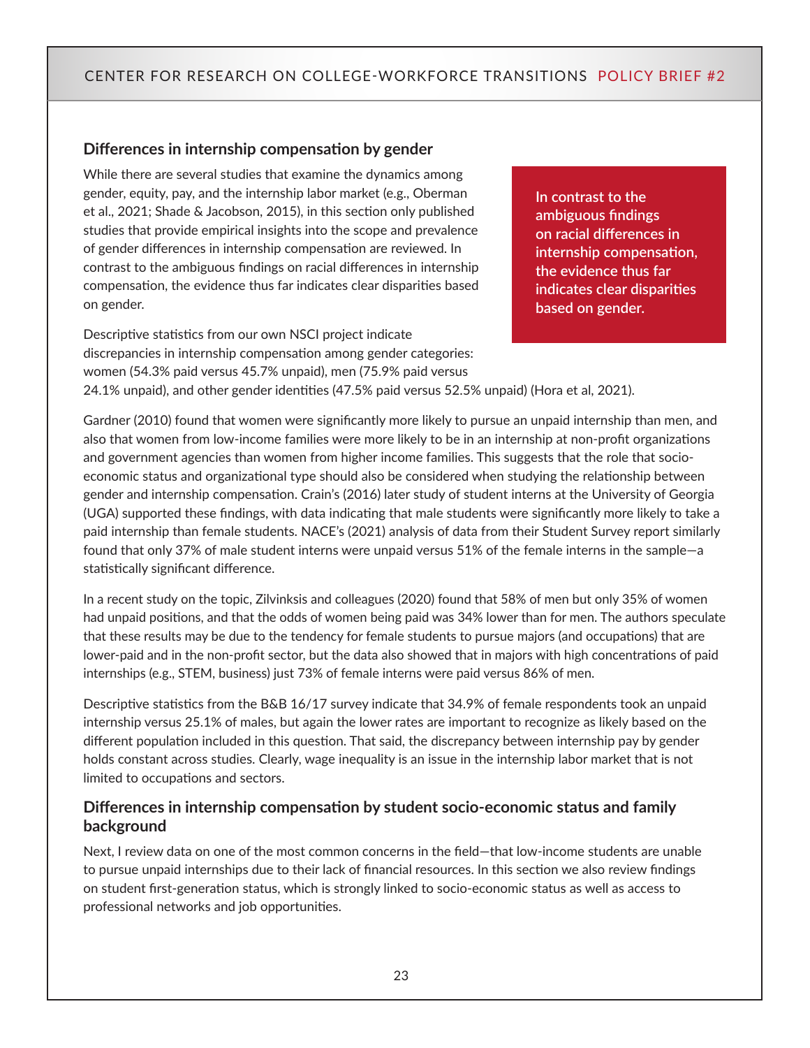## Differences in internship compensation by gender

While there are several studies that examine the dynamics among gender, equity, pay, and the internship labor market (e.g., Oberman et al., 2021; Shade & Jacobson, 2015), in this section only published studies that provide empirical insights into the scope and prevalence of gender differences in internship compensation are reviewed. In contrast to the ambiguous findings on racial differences in internship compensation, the evidence thus far indicates clear disparities based on gender.

**In contrast to the ambiguous findings on racial differences in internship compensation, the evidence thus far indicates clear disparities based on gender.**

Descriptive statistics from our own NSCI project indicate discrepancies in internship compensation among gender categories: women (54.3% paid versus 45.7% unpaid), men (75.9% paid versus 24.1% unpaid), and other gender identities (47.5% paid versus 52.5% unpaid) (Hora et al, 2021).

Gardner (2010) found that women were significantly more likely to pursue an unpaid internship than men, and also that women from low-income families were more likely to be in an internship at non-profit organizations and government agencies than women from higher income families. This suggests that the role that socio-economic status and organizational type should also be considered when studying the relationship between gender and internship compensation. Crain's (2016) later study of student interns at the University of Georgia (UGA) supported these findings, with data indicating that male students were significantly more likely to take a paid internship than female students. NACE's (2021) analysis of data from their Student Survey report similarly found that only 37% of male student interns were unpaid versus 51% of the female interns in the sample—a statistically significant difference.

In a recent study on the topic, Zilvinksis and colleagues (2020) found that 58% of men but only 35% of women had unpaid positions, and that the odds of women being paid was 34% lower than for men. The authors speculate that these results may be due to the tendency for female students to pursue majors (and occupations) that are lower-paid and in the non-profit sector, but the data also showed that in majors with high concentrations of paid internships (e.g., STEM, business) just 73% of female interns were paid versus 86% of men.

Descriptive statistics from the B&B 16/17 survey indicate that 34.9% of female respondents took an unpaid internship versus 25.1% of males, but again the lower rates are important to recognize as likely based on the different population included in this question. That said, the discrepancy between internship pay by gender holds constant across studies. Clearly, wage inequality is an issue in the internship labor market that is not limited to occupations and sectors.

## Differences in internship compensation by student socio-economic status and family background

Next, I review data on one of the most common concerns in the field—that low-income students are unable to pursue unpaid internships due to their lack of financial resources. In this section we also review findings on student first-generation status, which is strongly linked to socio-economic status as well as access to professional networks and job opportunities.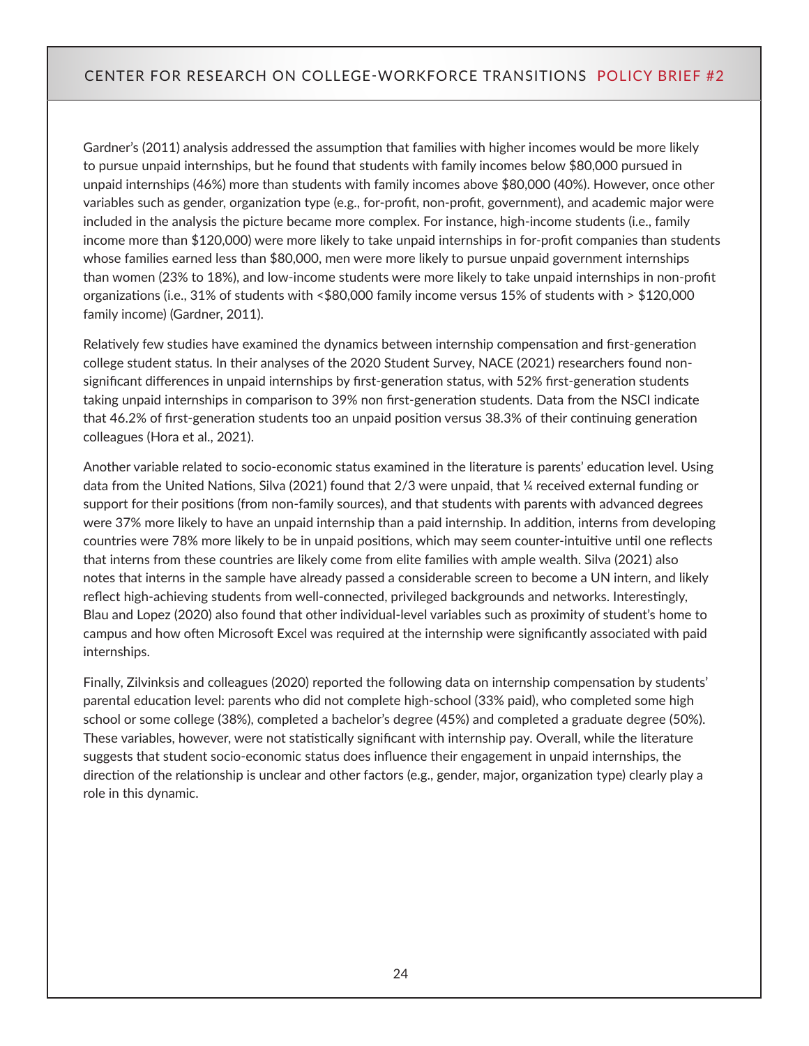Gardner's (2011) analysis addressed the assumption that families with higher incomes would be more likely to pursue unpaid internships, but he found that students with family incomes below $80,000 pursued in unpaid internships (46%) more than students with family incomes above $80,000 (40%). However, once other variables such as gender, organization type (e.g., for-profit, non-profit, government), and academic major were included in the analysis the picture became more complex. For instance, high-income students (i.e., family income more than $120,000) were more likely to take unpaid internships in for-profit companies than students whose families earned less than $80,000, men were more likely to pursue unpaid government internships than women (23% to 18%), and low-income students were more likely to take unpaid internships in non-profit organizations (i.e., 31% of students with <$80,000 family income versus 15% of students with > $120,000 family income) (Gardner, 2011).

Relatively few studies have examined the dynamics between internship compensation and first-generation college student status. In their analyses of the 2020 Student Survey, NACE (2021) researchers found non-significant differences in unpaid internships by first-generation status, with 52% first-generation students taking unpaid internships in comparison to 39% non first-generation students. Data from the NSCI indicate that 46.2% of first-generation students too an unpaid position versus 38.3% of their continuing generation colleagues (Hora et al., 2021).

Another variable related to socio-economic status examined in the literature is parents' education level. Using data from the United Nations, Silva (2021) found that 2/3 were unpaid, that ¼ received external funding or support for their positions (from non-family sources), and that students with parents with advanced degrees were 37% more likely to have an unpaid internship than a paid internship. In addition, interns from developing countries were 78% more likely to be in unpaid positions, which may seem counter-intuitive until one reflects that interns from these countries are likely come from elite families with ample wealth. Silva (2021) also notes that interns in the sample have already passed a considerable screen to become a UN intern, and likely reflect high-achieving students from well-connected, privileged backgrounds and networks. Interestingly, Blau and Lopez (2020) also found that other individual-level variables such as proximity of student's home to campus and how often Microsoft Excel was required at the internship were significantly associated with paid internships.

Finally, Zilvinksis and colleagues (2020) reported the following data on internship compensation by students' parental education level: parents who did not complete high-school (33% paid), who completed some high school or some college (38%), completed a bachelor's degree (45%) and completed a graduate degree (50%). These variables, however, were not statistically significant with internship pay. Overall, while the literature suggests that student socio-economic status does influence their engagement in unpaid internships, the direction of the relationship is unclear and other factors (e.g., gender, major, organization type) clearly play a role in this dynamic.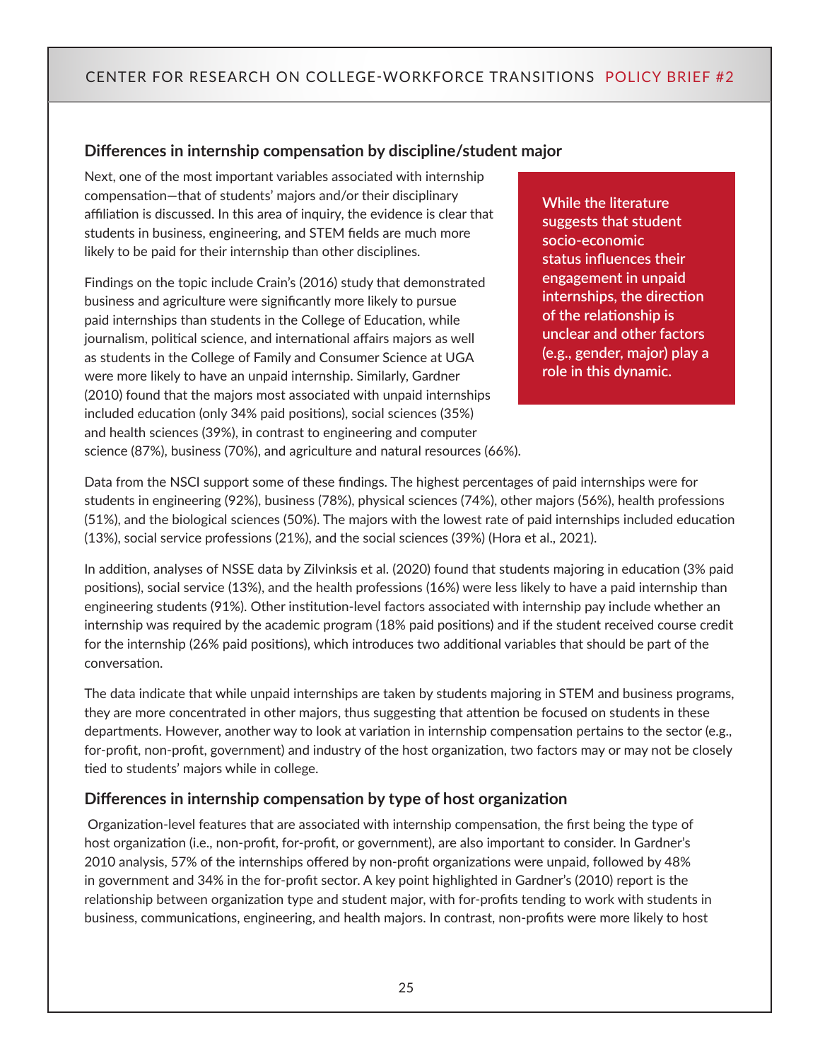## Differences in internship compensation by discipline/student major

Next, one of the most important variables associated with internship compensation—that of students' majors and/or their disciplinary affiliation is discussed. In this area of inquiry, the evidence is clear that students in business, engineering, and STEM fields are much more likely to be paid for their internship than other disciplines.

**While the literature suggests that student socio-economic status influences their engagement in unpaid internships, the direction of the relationship is unclear and other factors (e.g., gender, major) play a role in this dynamic.**

Findings on the topic include Crain's (2016) study that demonstrated business and agriculture were significantly more likely to pursue paid internships than students in the College of Education, while journalism, political science, and international affairs majors as well as students in the College of Family and Consumer Science at UGA were more likely to have an unpaid internship. Similarly, Gardner (2010) found that the majors most associated with unpaid internships included education (only 34% paid positions), social sciences (35%) and health sciences (39%), in contrast to engineering and computer science (87%), business (70%), and agriculture and natural resources (66%).

Data from the NSCI support some of these findings. The highest percentages of paid internships were for students in engineering (92%), business (78%), physical sciences (74%), other majors (56%), health professions (51%), and the biological sciences (50%). The majors with the lowest rate of paid internships included education (13%), social service professions (21%), and the social sciences (39%) (Hora et al., 2021).

In addition, analyses of NSSE data by Zilvinksis et al. (2020) found that students majoring in education (3% paid positions), social service (13%), and the health professions (16%) were less likely to have a paid internship than engineering students (91%). Other institution-level factors associated with internship pay include whether an internship was required by the academic program (18% paid positions) and if the student received course credit for the internship (26% paid positions), which introduces two additional variables that should be part of the conversation.

The data indicate that while unpaid internships are taken by students majoring in STEM and business programs, they are more concentrated in other majors, thus suggesting that attention be focused on students in these departments. However, another way to look at variation in internship compensation pertains to the sector (e.g., for-profit, non-profit, government) and industry of the host organization, two factors may or may not be closely tied to students' majors while in college.

## Differences in internship compensation by type of host organization

Organization-level features that are associated with internship compensation, the first being the type of host organization (i.e., non-profit, for-profit, or government), are also important to consider. In Gardner's 2010 analysis, 57% of the internships offered by non-profit organizations were unpaid, followed by 48% in government and 34% in the for-profit sector. A key point highlighted in Gardner's (2010) report is the relationship between organization type and student major, with for-profits tending to work with students in business, communications, engineering, and health majors. In contrast, non-profits were more likely to host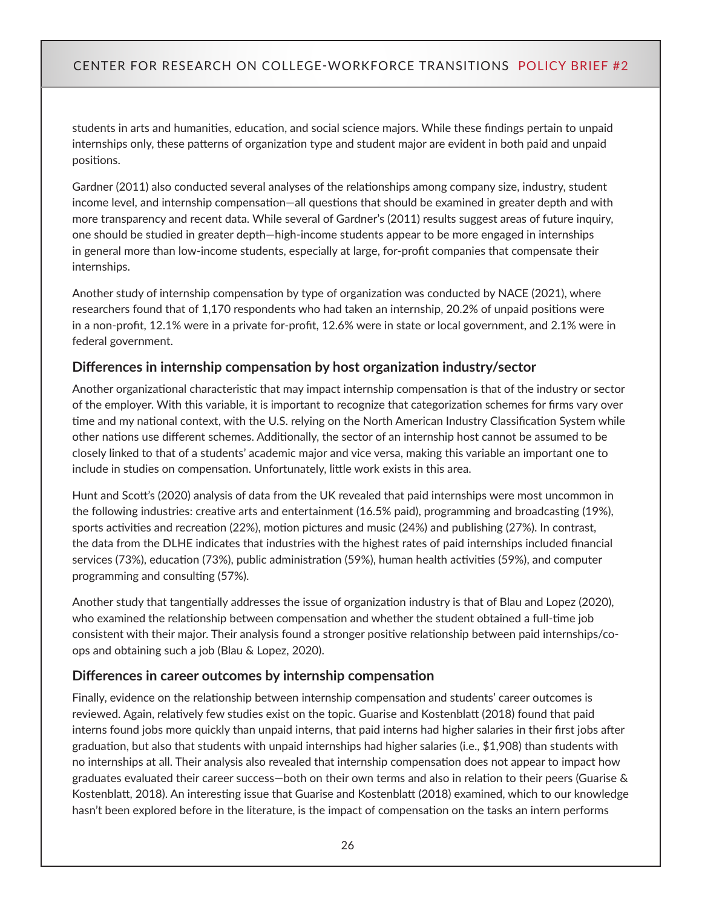students in arts and humanities, education, and social science majors. While these findings pertain to unpaid internships only, these patterns of organization type and student major are evident in both paid and unpaid positions.

Gardner (2011) also conducted several analyses of the relationships among company size, industry, student income level, and internship compensation—all questions that should be examined in greater depth and with more transparency and recent data. While several of Gardner's (2011) results suggest areas of future inquiry, one should be studied in greater depth—high-income students appear to be more engaged in internships in general more than low-income students, especially at large, for-profit companies that compensate their internships.

Another study of internship compensation by type of organization was conducted by NACE (2021), where researchers found that of 1,170 respondents who had taken an internship, 20.2% of unpaid positions were in a non-profit, 12.1% were in a private for-profit, 12.6% were in state or local government, and 2.1% were in federal government.

### Differences in internship compensation by host organization industry/sector

Another organizational characteristic that may impact internship compensation is that of the industry or sector of the employer. With this variable, it is important to recognize that categorization schemes for firms vary over time and my national context, with the U.S. relying on the North American Industry Classification System while other nations use different schemes. Additionally, the sector of an internship host cannot be assumed to be closely linked to that of a students' academic major and vice versa, making this variable an important one to include in studies on compensation. Unfortunately, little work exists in this area.

Hunt and Scott's (2020) analysis of data from the UK revealed that paid internships were most uncommon in the following industries: creative arts and entertainment (16.5% paid), programming and broadcasting (19%), sports activities and recreation (22%), motion pictures and music (24%) and publishing (27%). In contrast, the data from the DLHE indicates that industries with the highest rates of paid internships included financial services (73%), education (73%), public administration (59%), human health activities (59%), and computer programming and consulting (57%).

Another study that tangentially addresses the issue of organization industry is that of Blau and Lopez (2020), who examined the relationship between compensation and whether the student obtained a full-time job consistent with their major. Their analysis found a stronger positive relationship between paid internships/co-ops and obtaining such a job (Blau & Lopez, 2020).

### Differences in career outcomes by internship compensation

Finally, evidence on the relationship between internship compensation and students' career outcomes is reviewed. Again, relatively few studies exist on the topic. Guarise and Kostenblatt (2018) found that paid interns found jobs more quickly than unpaid interns, that paid interns had higher salaries in their first jobs after graduation, but also that students with unpaid internships had higher salaries (i.e., $1,908) than students with no internships at all. Their analysis also revealed that internship compensation does not appear to impact how graduates evaluated their career success—both on their own terms and also in relation to their peers (Guarise & Kostenblatt, 2018). An interesting issue that Guarise and Kostenblatt (2018) examined, which to our knowledge hasn't been explored before in the literature, is the impact of compensation on the tasks an intern performs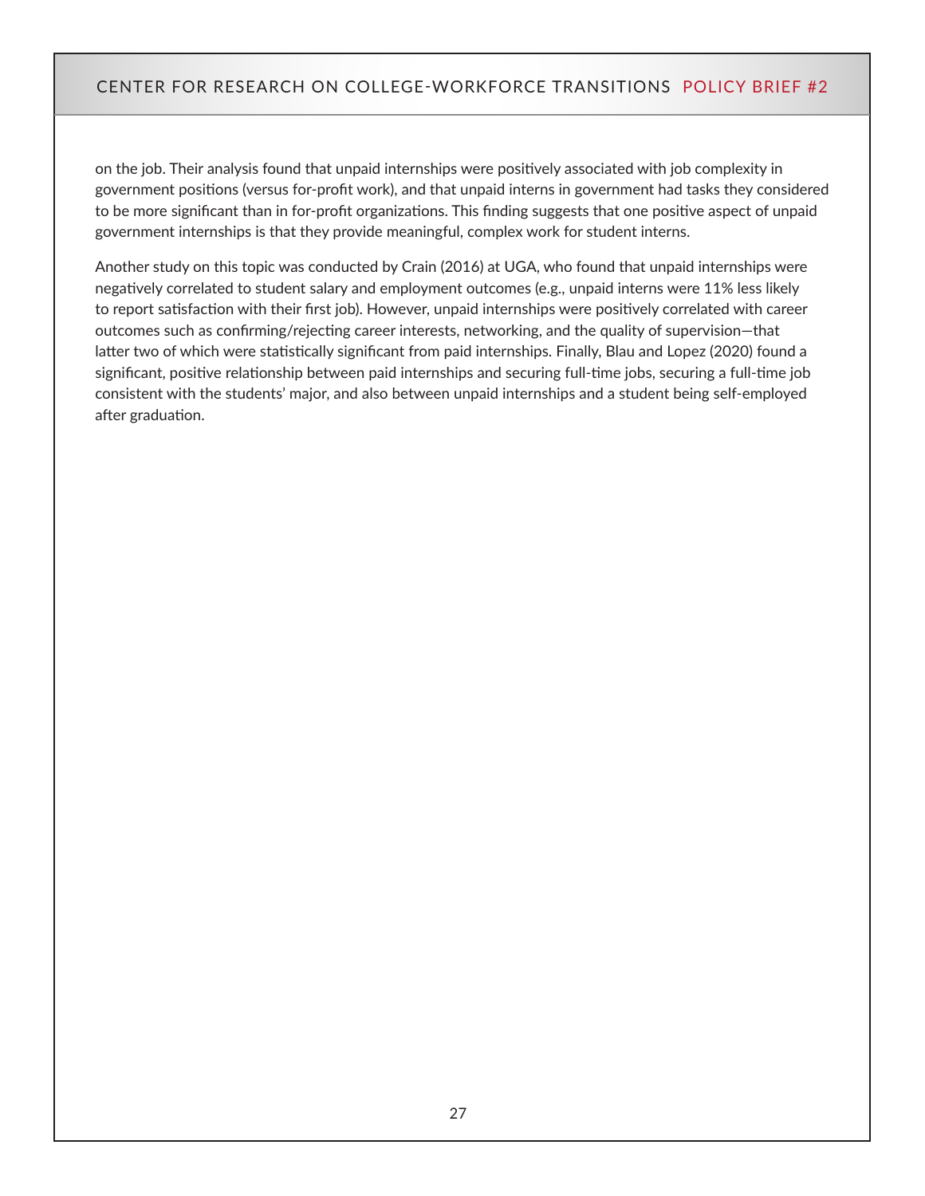on the job. Their analysis found that unpaid internships were positively associated with job complexity in government positions (versus for-profit work), and that unpaid interns in government had tasks they considered to be more significant than in for-profit organizations. This finding suggests that one positive aspect of unpaid government internships is that they provide meaningful, complex work for student interns.

Another study on this topic was conducted by Crain (2016) at UGA, who found that unpaid internships were negatively correlated to student salary and employment outcomes (e.g., unpaid interns were 11% less likely to report satisfaction with their first job). However, unpaid internships were positively correlated with career outcomes such as confirming/rejecting career interests, networking, and the quality of supervision—that latter two of which were statistically significant from paid internships. Finally, Blau and Lopez (2020) found a significant, positive relationship between paid internships and securing full-time jobs, securing a full-time job consistent with the students' major, and also between unpaid internships and a student being self-employed after graduation.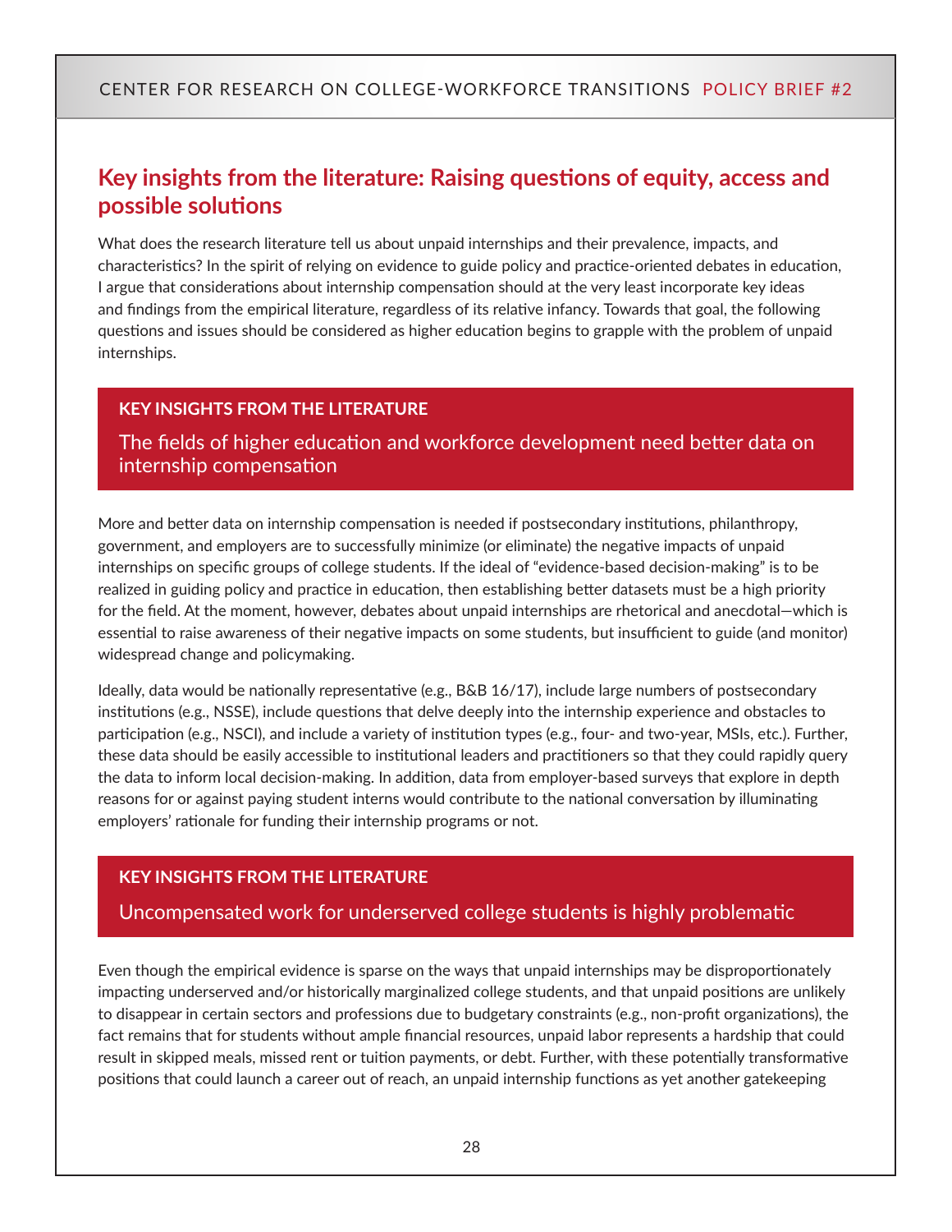## Key insights from the literature: Raising questions of equity, access and possible solutions

What does the research literature tell us about unpaid internships and their prevalence, impacts, and characteristics? In the spirit of relying on evidence to guide policy and practice-oriented debates in education, I argue that considerations about internship compensation should at the very least incorporate key ideas and findings from the empirical literature, regardless of its relative infancy. Towards that goal, the following questions and issues should be considered as higher education begins to grapple with the problem of unpaid internships.

**KEY INSIGHTS FROM THE LITERATURE**

### The fields of higher education and workforce development need better data on internship compensation

More and better data on internship compensation is needed if postsecondary institutions, philanthropy, government, and employers are to successfully minimize (or eliminate) the negative impacts of unpaid internships on specific groups of college students. If the ideal of "evidence-based decision-making" is to be realized in guiding policy and practice in education, then establishing better datasets must be a high priority for the field. At the moment, however, debates about unpaid internships are rhetorical and anecdotal—which is essential to raise awareness of their negative impacts on some students, but insufficient to guide (and monitor) widespread change and policymaking.

Ideally, data would be nationally representative (e.g., B&B 16/17), include large numbers of postsecondary institutions (e.g., NSSE), include questions that delve deeply into the internship experience and obstacles to participation (e.g., NSCI), and include a variety of institution types (e.g., four- and two-year, MSIs, etc.). Further, these data should be easily accessible to institutional leaders and practitioners so that they could rapidly query the data to inform local decision-making. In addition, data from employer-based surveys that explore in depth reasons for or against paying student interns would contribute to the national conversation by illuminating employers' rationale for funding their internship programs or not.

**KEY INSIGHTS FROM THE LITERATURE**

### Uncompensated work for underserved college students is highly problematic

Even though the empirical evidence is sparse on the ways that unpaid internships may be disproportionately impacting underserved and/or historically marginalized college students, and that unpaid positions are unlikely to disappear in certain sectors and professions due to budgetary constraints (e.g., non-profit organizations), the fact remains that for students without ample financial resources, unpaid labor represents a hardship that could result in skipped meals, missed rent or tuition payments, or debt. Further, with these potentially transformative positions that could launch a career out of reach, an unpaid internship functions as yet another gatekeeping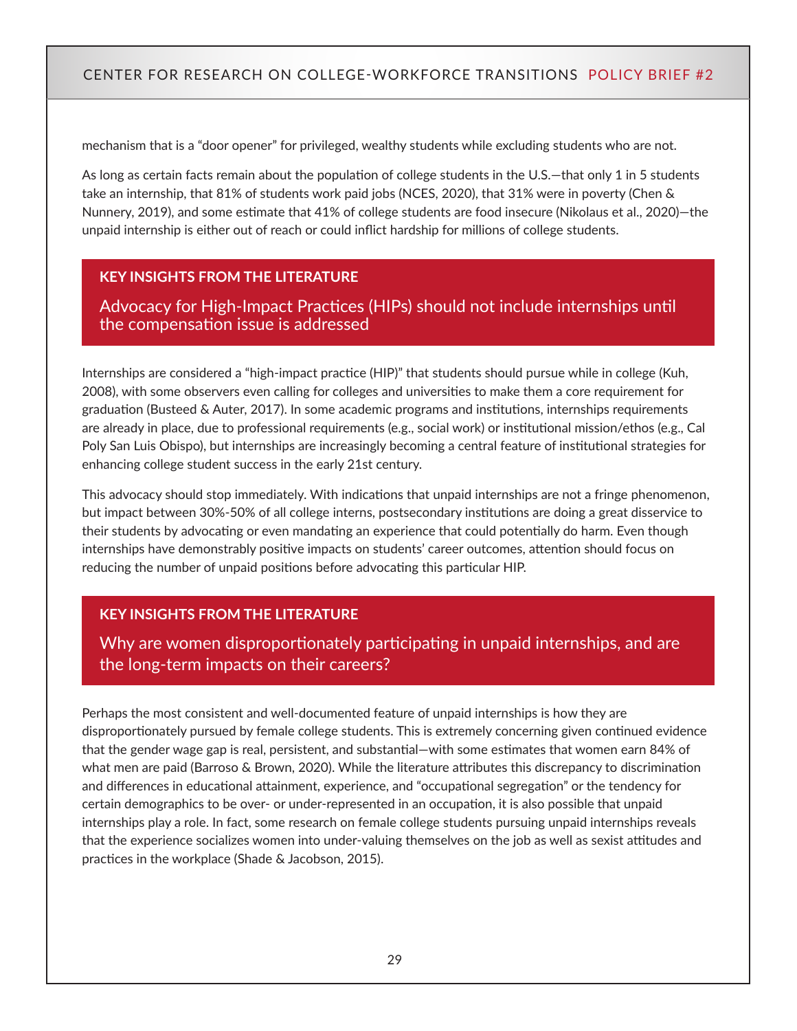mechanism that is a "door opener" for privileged, wealthy students while excluding students who are not.

As long as certain facts remain about the population of college students in the U.S.—that only 1 in 5 students take an internship, that 81% of students work paid jobs (NCES, 2020), that 31% were in poverty (Chen & Nunnery, 2019), and some estimate that 41% of college students are food insecure (Nikolaus et al., 2020)—the unpaid internship is either out of reach or could inflict hardship for millions of college students.

### KEY INSIGHTS FROM THE LITERATURE

## Advocacy for High-Impact Practices (HIPs) should not include internships until the compensation issue is addressed

Internships are considered a "high-impact practice (HIP)" that students should pursue while in college (Kuh, 2008), with some observers even calling for colleges and universities to make them a core requirement for graduation (Busteed & Auter, 2017). In some academic programs and institutions, internships requirements are already in place, due to professional requirements (e.g., social work) or institutional mission/ethos (e.g., Cal Poly San Luis Obispo), but internships are increasingly becoming a central feature of institutional strategies for enhancing college student success in the early 21st century.

This advocacy should stop immediately. With indications that unpaid internships are not a fringe phenomenon, but impact between 30%-50% of all college interns, postsecondary institutions are doing a great disservice to their students by advocating or even mandating an experience that could potentially do harm. Even though internships have demonstrably positive impacts on students' career outcomes, attention should focus on reducing the number of unpaid positions before advocating this particular HIP.

### KEY INSIGHTS FROM THE LITERATURE

## Why are women disproportionately participating in unpaid internships, and are the long-term impacts on their careers?

Perhaps the most consistent and well-documented feature of unpaid internships is how they are disproportionately pursued by female college students. This is extremely concerning given continued evidence that the gender wage gap is real, persistent, and substantial—with some estimates that women earn 84% of what men are paid (Barroso & Brown, 2020). While the literature attributes this discrepancy to discrimination and differences in educational attainment, experience, and "occupational segregation" or the tendency for certain demographics to be over- or under-represented in an occupation, it is also possible that unpaid internships play a role. In fact, some research on female college students pursuing unpaid internships reveals that the experience socializes women into under-valuing themselves on the job as well as sexist attitudes and practices in the workplace (Shade & Jacobson, 2015).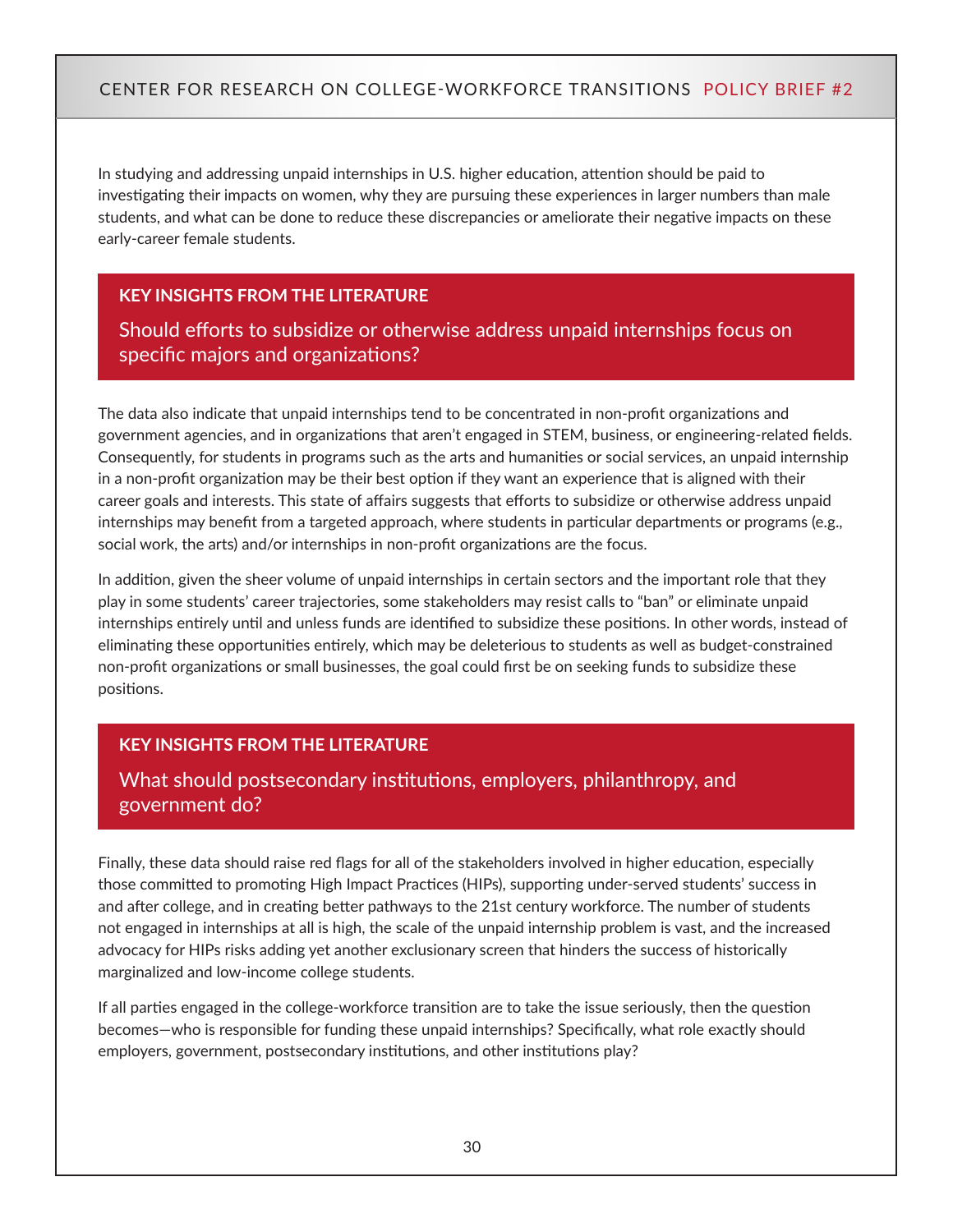In studying and addressing unpaid internships in U.S. higher education, attention should be paid to investigating their impacts on women, why they are pursuing these experiences in larger numbers than male students, and what can be done to reduce these discrepancies or ameliorate their negative impacts on these early-career female students.

### KEY INSIGHTS FROM THE LITERATURE

## Should efforts to subsidize or otherwise address unpaid internships focus on specific majors and organizations?

The data also indicate that unpaid internships tend to be concentrated in non-profit organizations and government agencies, and in organizations that aren't engaged in STEM, business, or engineering-related fields. Consequently, for students in programs such as the arts and humanities or social services, an unpaid internship in a non-profit organization may be their best option if they want an experience that is aligned with their career goals and interests. This state of affairs suggests that efforts to subsidize or otherwise address unpaid internships may benefit from a targeted approach, where students in particular departments or programs (e.g., social work, the arts) and/or internships in non-profit organizations are the focus.

In addition, given the sheer volume of unpaid internships in certain sectors and the important role that they play in some students' career trajectories, some stakeholders may resist calls to "ban" or eliminate unpaid internships entirely until and unless funds are identified to subsidize these positions. In other words, instead of eliminating these opportunities entirely, which may be deleterious to students as well as budget-constrained non-profit organizations or small businesses, the goal could first be on seeking funds to subsidize these positions.

### KEY INSIGHTS FROM THE LITERATURE

## What should postsecondary institutions, employers, philanthropy, and government do?

Finally, these data should raise red flags for all of the stakeholders involved in higher education, especially those committed to promoting High Impact Practices (HIPs), supporting under-served students' success in and after college, and in creating better pathways to the 21st century workforce. The number of students not engaged in internships at all is high, the scale of the unpaid internship problem is vast, and the increased advocacy for HIPs risks adding yet another exclusionary screen that hinders the success of historically marginalized and low-income college students.

If all parties engaged in the college-workforce transition are to take the issue seriously, then the question becomes—who is responsible for funding these unpaid internships? Specifically, what role exactly should employers, government, postsecondary institutions, and other institutions play?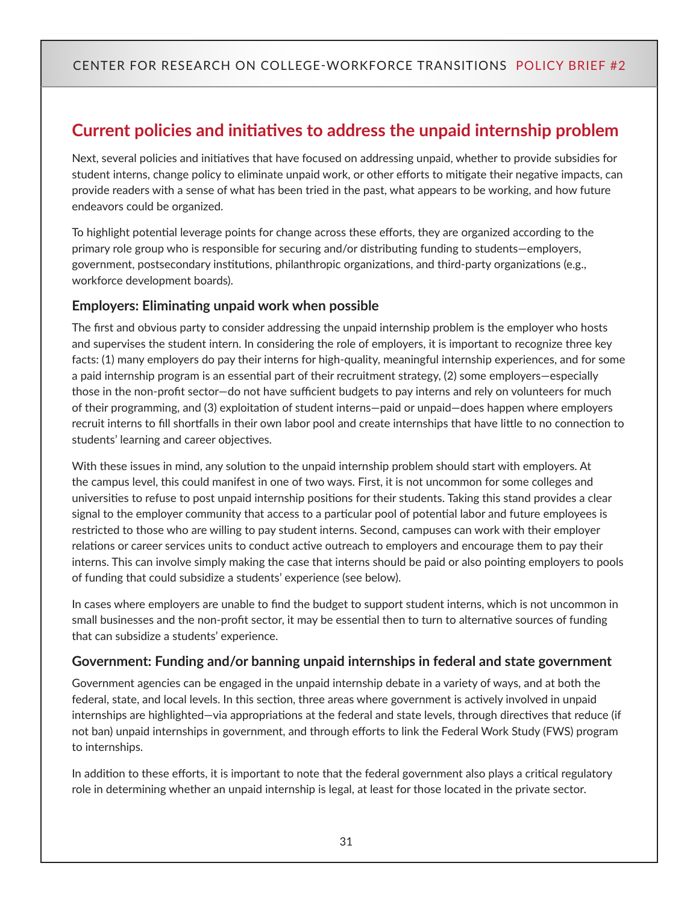## Current policies and initiatives to address the unpaid internship problem

Next, several policies and initiatives that have focused on addressing unpaid, whether to provide subsidies for student interns, change policy to eliminate unpaid work, or other efforts to mitigate their negative impacts, can provide readers with a sense of what has been tried in the past, what appears to be working, and how future endeavors could be organized.

To highlight potential leverage points for change across these efforts, they are organized according to the primary role group who is responsible for securing and/or distributing funding to students—employers, government, postsecondary institutions, philanthropic organizations, and third-party organizations (e.g., workforce development boards).

### Employers: Eliminating unpaid work when possible

The first and obvious party to consider addressing the unpaid internship problem is the employer who hosts and supervises the student intern. In considering the role of employers, it is important to recognize three key facts: (1) many employers do pay their interns for high-quality, meaningful internship experiences, and for some a paid internship program is an essential part of their recruitment strategy, (2) some employers—especially those in the non-profit sector—do not have sufficient budgets to pay interns and rely on volunteers for much of their programming, and (3) exploitation of student interns—paid or unpaid—does happen where employers recruit interns to fill shortfalls in their own labor pool and create internships that have little to no connection to students' learning and career objectives.

With these issues in mind, any solution to the unpaid internship problem should start with employers. At the campus level, this could manifest in one of two ways. First, it is not uncommon for some colleges and universities to refuse to post unpaid internship positions for their students. Taking this stand provides a clear signal to the employer community that access to a particular pool of potential labor and future employees is restricted to those who are willing to pay student interns. Second, campuses can work with their employer relations or career services units to conduct active outreach to employers and encourage them to pay their interns. This can involve simply making the case that interns should be paid or also pointing employers to pools of funding that could subsidize a students' experience (see below).

In cases where employers are unable to find the budget to support student interns, which is not uncommon in small businesses and the non-profit sector, it may be essential then to turn to alternative sources of funding that can subsidize a students' experience.

### Government: Funding and/or banning unpaid internships in federal and state government

Government agencies can be engaged in the unpaid internship debate in a variety of ways, and at both the federal, state, and local levels. In this section, three areas where government is actively involved in unpaid internships are highlighted—via appropriations at the federal and state levels, through directives that reduce (if not ban) unpaid internships in government, and through efforts to link the Federal Work Study (FWS) program to internships.

In addition to these efforts, it is important to note that the federal government also plays a critical regulatory role in determining whether an unpaid internship is legal, at least for those located in the private sector.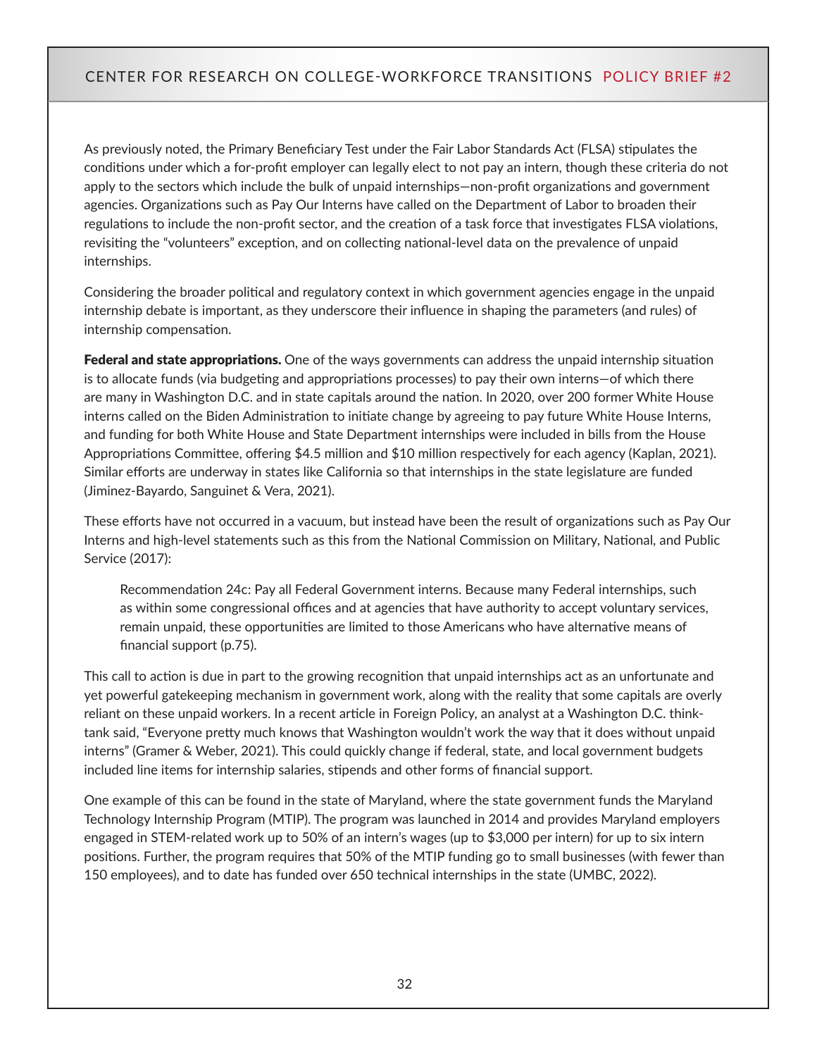As previously noted, the Primary Beneficiary Test under the Fair Labor Standards Act (FLSA) stipulates the conditions under which a for-profit employer can legally elect to not pay an intern, though these criteria do not apply to the sectors which include the bulk of unpaid internships—non-profit organizations and government agencies. Organizations such as Pay Our Interns have called on the Department of Labor to broaden their regulations to include the non-profit sector, and the creation of a task force that investigates FLSA violations, revisiting the "volunteers" exception, and on collecting national-level data on the prevalence of unpaid internships.

Considering the broader political and regulatory context in which government agencies engage in the unpaid internship debate is important, as they underscore their influence in shaping the parameters (and rules) of internship compensation.

**Federal and state appropriations.** One of the ways governments can address the unpaid internship situation is to allocate funds (via budgeting and appropriations processes) to pay their own interns—of which there are many in Washington D.C. and in state capitals around the nation. In 2020, over 200 former White House interns called on the Biden Administration to initiate change by agreeing to pay future White House Interns, and funding for both White House and State Department internships were included in bills from the House Appropriations Committee, offering $4.5 million and $10 million respectively for each agency (Kaplan, 2021). Similar efforts are underway in states like California so that internships in the state legislature are funded (Jiminez-Bayardo, Sanguinet & Vera, 2021).

These efforts have not occurred in a vacuum, but instead have been the result of organizations such as Pay Our Interns and high-level statements such as this from the National Commission on Military, National, and Public Service (2017):

> Recommendation 24c: Pay all Federal Government interns. Because many Federal internships, such as within some congressional offices and at agencies that have authority to accept voluntary services, remain unpaid, these opportunities are limited to those Americans who have alternative means of financial support (p.75).

This call to action is due in part to the growing recognition that unpaid internships act as an unfortunate and yet powerful gatekeeping mechanism in government work, along with the reality that some capitals are overly reliant on these unpaid workers. In a recent article in Foreign Policy, an analyst at a Washington D.C. think-tank said, "Everyone pretty much knows that Washington wouldn't work the way that it does without unpaid interns" (Gramer & Weber, 2021). This could quickly change if federal, state, and local government budgets included line items for internship salaries, stipends and other forms of financial support.

One example of this can be found in the state of Maryland, where the state government funds the Maryland Technology Internship Program (MTIP). The program was launched in 2014 and provides Maryland employers engaged in STEM-related work up to 50% of an intern's wages (up to $3,000 per intern) for up to six intern positions. Further, the program requires that 50% of the MTIP funding go to small businesses (with fewer than 150 employees), and to date has funded over 650 technical internships in the state (UMBC, 2022).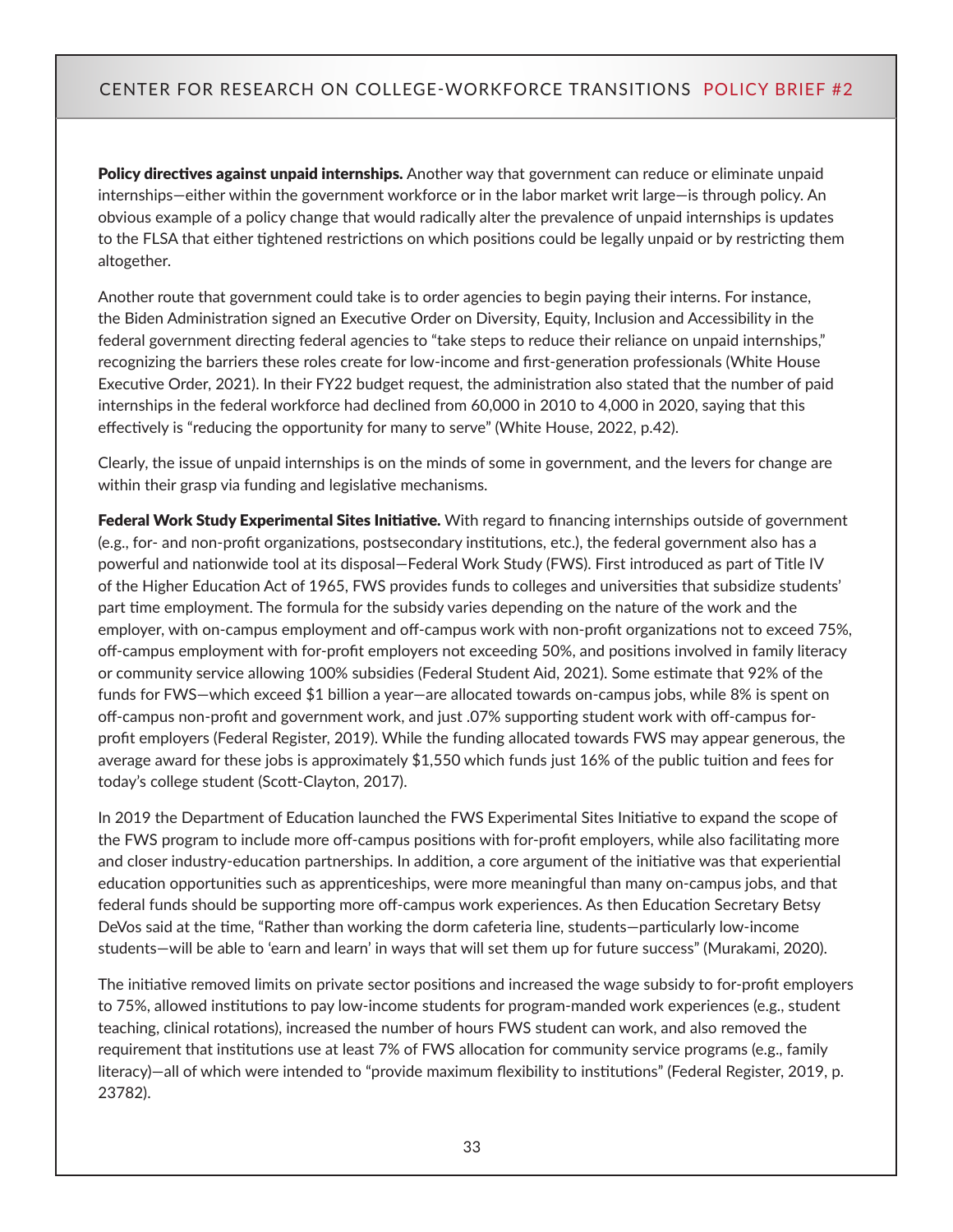**Policy directives against unpaid internships.** Another way that government can reduce or eliminate unpaid internships—either within the government workforce or in the labor market writ large—is through policy. An obvious example of a policy change that would radically alter the prevalence of unpaid internships is updates to the FLSA that either tightened restrictions on which positions could be legally unpaid or by restricting them altogether.

Another route that government could take is to order agencies to begin paying their interns. For instance, the Biden Administration signed an Executive Order on Diversity, Equity, Inclusion and Accessibility in the federal government directing federal agencies to "take steps to reduce their reliance on unpaid internships," recognizing the barriers these roles create for low-income and first-generation professionals (White House Executive Order, 2021). In their FY22 budget request, the administration also stated that the number of paid internships in the federal workforce had declined from 60,000 in 2010 to 4,000 in 2020, saying that this effectively is "reducing the opportunity for many to serve" (White House, 2022, p.42).

Clearly, the issue of unpaid internships is on the minds of some in government, and the levers for change are within their grasp via funding and legislative mechanisms.

**Federal Work Study Experimental Sites Initiative.** With regard to financing internships outside of government (e.g., for- and non-profit organizations, postsecondary institutions, etc.), the federal government also has a powerful and nationwide tool at its disposal—Federal Work Study (FWS). First introduced as part of Title IV of the Higher Education Act of 1965, FWS provides funds to colleges and universities that subsidize students' part time employment. The formula for the subsidy varies depending on the nature of the work and the employer, with on-campus employment and off-campus work with non-profit organizations not to exceed 75%, off-campus employment with for-profit employers not exceeding 50%, and positions involved in family literacy or community service allowing 100% subsidies (Federal Student Aid, 2021). Some estimate that 92% of the funds for FWS—which exceed $1 billion a year—are allocated towards on-campus jobs, while 8% is spent on off-campus non-profit and government work, and just .07% supporting student work with off-campus for-profit employers (Federal Register, 2019). While the funding allocated towards FWS may appear generous, the average award for these jobs is approximately $1,550 which funds just 16% of the public tuition and fees for today's college student (Scott-Clayton, 2017).

In 2019 the Department of Education launched the FWS Experimental Sites Initiative to expand the scope of the FWS program to include more off-campus positions with for-profit employers, while also facilitating more and closer industry-education partnerships. In addition, a core argument of the initiative was that experiential education opportunities such as apprenticeships, were more meaningful than many on-campus jobs, and that federal funds should be supporting more off-campus work experiences. As then Education Secretary Betsy DeVos said at the time, "Rather than working the dorm cafeteria line, students—particularly low-income students—will be able to 'earn and learn' in ways that will set them up for future success" (Murakami, 2020).

The initiative removed limits on private sector positions and increased the wage subsidy to for-profit employers to 75%, allowed institutions to pay low-income students for program-manded work experiences (e.g., student teaching, clinical rotations), increased the number of hours FWS student can work, and also removed the requirement that institutions use at least 7% of FWS allocation for community service programs (e.g., family literacy)—all of which were intended to "provide maximum flexibility to institutions" (Federal Register, 2019, p. 23782).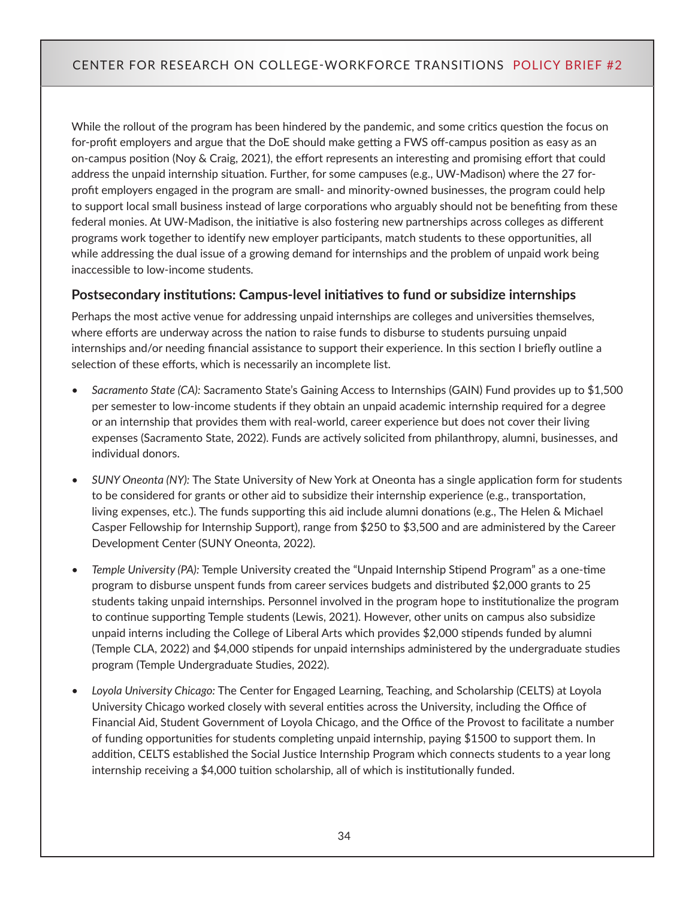While the rollout of the program has been hindered by the pandemic, and some critics question the focus on for-profit employers and argue that the DoE should make getting a FWS off-campus position as easy as an on-campus position (Noy & Craig, 2021), the effort represents an interesting and promising effort that could address the unpaid internship situation. Further, for some campuses (e.g., UW-Madison) where the 27 for-profit employers engaged in the program are small- and minority-owned businesses, the program could help to support local small business instead of large corporations who arguably should not be benefiting from these federal monies. At UW-Madison, the initiative is also fostering new partnerships across colleges as different programs work together to identify new employer participants, match students to these opportunities, all while addressing the dual issue of a growing demand for internships and the problem of unpaid work being inaccessible to low-income students.

### Postsecondary institutions: Campus-level initiatives to fund or subsidize internships

Perhaps the most active venue for addressing unpaid internships are colleges and universities themselves, where efforts are underway across the nation to raise funds to disburse to students pursuing unpaid internships and/or needing financial assistance to support their experience. In this section I briefly outline a selection of these efforts, which is necessarily an incomplete list.

- *Sacramento State (CA):* Sacramento State's Gaining Access to Internships (GAIN) Fund provides up to $1,500 per semester to low-income students if they obtain an unpaid academic internship required for a degree or an internship that provides them with real-world, career experience but does not cover their living expenses (Sacramento State, 2022). Funds are actively solicited from philanthropy, alumni, businesses, and individual donors.
- *SUNY Oneonta (NY):* The State University of New York at Oneonta has a single application form for students to be considered for grants or other aid to subsidize their internship experience (e.g., transportation, living expenses, etc.). The funds supporting this aid include alumni donations (e.g., The Helen & Michael Casper Fellowship for Internship Support), range from $250 to $3,500 and are administered by the Career Development Center (SUNY Oneonta, 2022).
- *Temple University (PA):* Temple University created the "Unpaid Internship Stipend Program" as a one-time program to disburse unspent funds from career services budgets and distributed $2,000 grants to 25 students taking unpaid internships. Personnel involved in the program hope to institutionalize the program to continue supporting Temple students (Lewis, 2021). However, other units on campus also subsidize unpaid interns including the College of Liberal Arts which provides $2,000 stipends funded by alumni (Temple CLA, 2022) and $4,000 stipends for unpaid internships administered by the undergraduate studies program (Temple Undergraduate Studies, 2022).
- *Loyola University Chicago:* The Center for Engaged Learning, Teaching, and Scholarship (CELTS) at Loyola University Chicago worked closely with several entities across the University, including the Office of Financial Aid, Student Government of Loyola Chicago, and the Office of the Provost to facilitate a number of funding opportunities for students completing unpaid internship, paying $1500 to support them. In addition, CELTS established the Social Justice Internship Program which connects students to a year long internship receiving a $4,000 tuition scholarship, all of which is institutionally funded.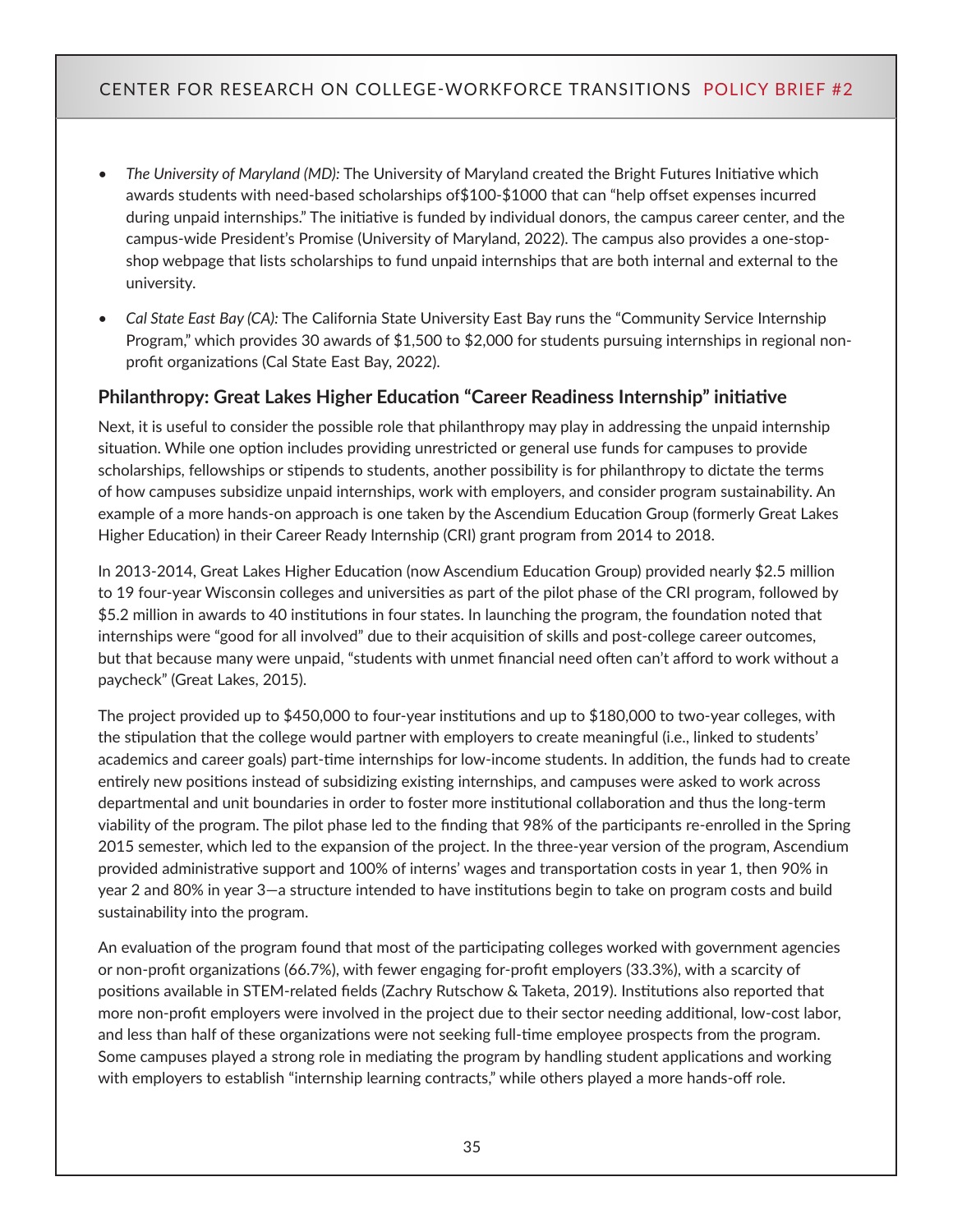- *The University of Maryland (MD):* The University of Maryland created the Bright Futures Initiative which awards students with need-based scholarships of$100-$1000 that can "help offset expenses incurred during unpaid internships." The initiative is funded by individual donors, the campus career center, and the campus-wide President's Promise (University of Maryland, 2022). The campus also provides a one-stop-shop webpage that lists scholarships to fund unpaid internships that are both internal and external to the university.

- *Cal State East Bay (CA):* The California State University East Bay runs the "Community Service Internship Program," which provides 30 awards of $1,500 to $2,000 for students pursuing internships in regional non-profit organizations (Cal State East Bay, 2022).

### Philanthropy: Great Lakes Higher Education "Career Readiness Internship" initiative

Next, it is useful to consider the possible role that philanthropy may play in addressing the unpaid internship situation. While one option includes providing unrestricted or general use funds for campuses to provide scholarships, fellowships or stipends to students, another possibility is for philanthropy to dictate the terms of how campuses subsidize unpaid internships, work with employers, and consider program sustainability. An example of a more hands-on approach is one taken by the Ascendium Education Group (formerly Great Lakes Higher Education) in their Career Ready Internship (CRI) grant program from 2014 to 2018.

In 2013-2014, Great Lakes Higher Education (now Ascendium Education Group) provided nearly $2.5 million to 19 four-year Wisconsin colleges and universities as part of the pilot phase of the CRI program, followed by $5.2 million in awards to 40 institutions in four states. In launching the program, the foundation noted that internships were "good for all involved" due to their acquisition of skills and post-college career outcomes, but that because many were unpaid, "students with unmet financial need often can't afford to work without a paycheck" (Great Lakes, 2015).

The project provided up to $450,000 to four-year institutions and up to $180,000 to two-year colleges, with the stipulation that the college would partner with employers to create meaningful (i.e., linked to students' academics and career goals) part-time internships for low-income students. In addition, the funds had to create entirely new positions instead of subsidizing existing internships, and campuses were asked to work across departmental and unit boundaries in order to foster more institutional collaboration and thus the long-term viability of the program. The pilot phase led to the finding that 98% of the participants re-enrolled in the Spring 2015 semester, which led to the expansion of the project. In the three-year version of the program, Ascendium provided administrative support and 100% of interns' wages and transportation costs in year 1, then 90% in year 2 and 80% in year 3—a structure intended to have institutions begin to take on program costs and build sustainability into the program.

An evaluation of the program found that most of the participating colleges worked with government agencies or non-profit organizations (66.7%), with fewer engaging for-profit employers (33.3%), with a scarcity of positions available in STEM-related fields (Zachry Rutschow & Taketa, 2019). Institutions also reported that more non-profit employers were involved in the project due to their sector needing additional, low-cost labor, and less than half of these organizations were not seeking full-time employee prospects from the program. Some campuses played a strong role in mediating the program by handling student applications and working with employers to establish "internship learning contracts," while others played a more hands-off role.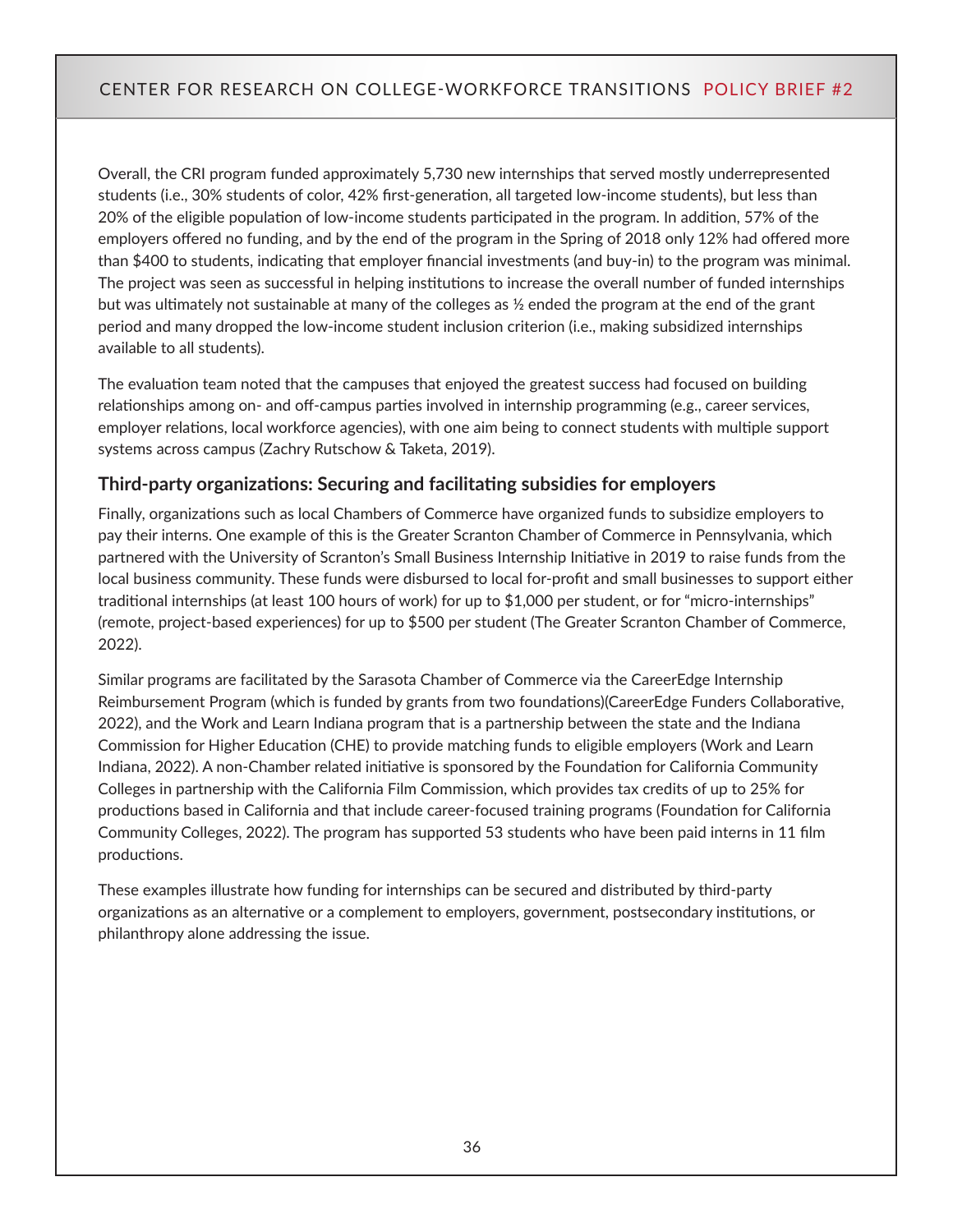Overall, the CRI program funded approximately 5,730 new internships that served mostly underrepresented students (i.e., 30% students of color, 42% first-generation, all targeted low-income students), but less than 20% of the eligible population of low-income students participated in the program. In addition, 57% of the employers offered no funding, and by the end of the program in the Spring of 2018 only 12% had offered more than $400 to students, indicating that employer financial investments (and buy-in) to the program was minimal. The project was seen as successful in helping institutions to increase the overall number of funded internships but was ultimately not sustainable at many of the colleges as ½ ended the program at the end of the grant period and many dropped the low-income student inclusion criterion (i.e., making subsidized internships available to all students).

The evaluation team noted that the campuses that enjoyed the greatest success had focused on building relationships among on- and off-campus parties involved in internship programming (e.g., career services, employer relations, local workforce agencies), with one aim being to connect students with multiple support systems across campus (Zachry Rutschow & Taketa, 2019).

### Third-party organizations: Securing and facilitating subsidies for employers

Finally, organizations such as local Chambers of Commerce have organized funds to subsidize employers to pay their interns. One example of this is the Greater Scranton Chamber of Commerce in Pennsylvania, which partnered with the University of Scranton's Small Business Internship Initiative in 2019 to raise funds from the local business community. These funds were disbursed to local for-profit and small businesses to support either traditional internships (at least 100 hours of work) for up to $1,000 per student, or for "micro-internships" (remote, project-based experiences) for up to $500 per student (The Greater Scranton Chamber of Commerce, 2022).

Similar programs are facilitated by the Sarasota Chamber of Commerce via the CareerEdge Internship Reimbursement Program (which is funded by grants from two foundations)(CareerEdge Funders Collaborative, 2022), and the Work and Learn Indiana program that is a partnership between the state and the Indiana Commission for Higher Education (CHE) to provide matching funds to eligible employers (Work and Learn Indiana, 2022). A non-Chamber related initiative is sponsored by the Foundation for California Community Colleges in partnership with the California Film Commission, which provides tax credits of up to 25% for productions based in California and that include career-focused training programs (Foundation for California Community Colleges, 2022). The program has supported 53 students who have been paid interns in 11 film productions.

These examples illustrate how funding for internships can be secured and distributed by third-party organizations as an alternative or a complement to employers, government, postsecondary institutions, or philanthropy alone addressing the issue.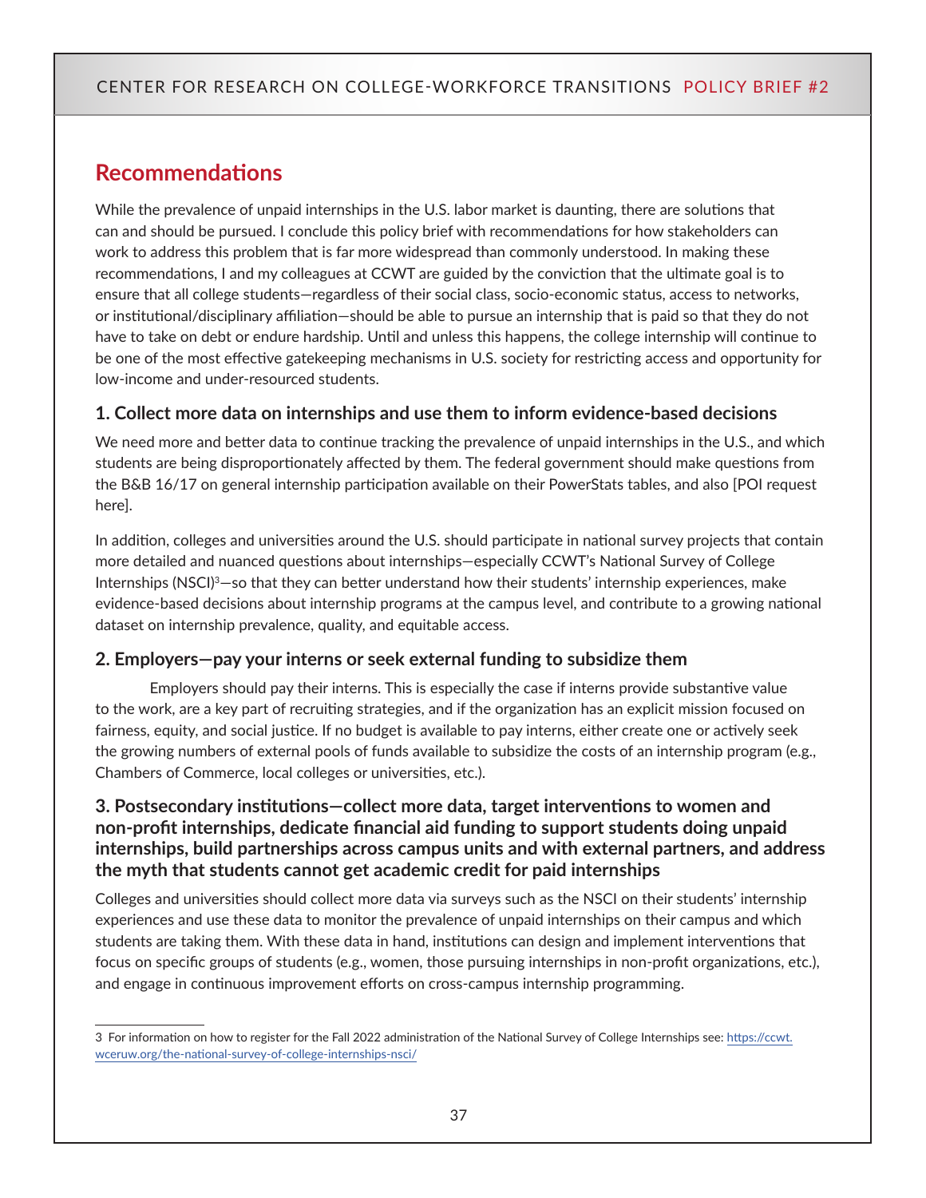## Recommendations

While the prevalence of unpaid internships in the U.S. labor market is daunting, there are solutions that can and should be pursued. I conclude this policy brief with recommendations for how stakeholders can work to address this problem that is far more widespread than commonly understood. In making these recommendations, I and my colleagues at CCWT are guided by the conviction that the ultimate goal is to ensure that all college students—regardless of their social class, socio-economic status, access to networks, or institutional/disciplinary affiliation—should be able to pursue an internship that is paid so that they do not have to take on debt or endure hardship. Until and unless this happens, the college internship will continue to be one of the most effective gatekeeping mechanisms in U.S. society for restricting access and opportunity for low-income and under-resourced students.

### 1. Collect more data on internships and use them to inform evidence-based decisions

We need more and better data to continue tracking the prevalence of unpaid internships in the U.S., and which students are being disproportionately affected by them. The federal government should make questions from the B&B 16/17 on general internship participation available on their PowerStats tables, and also [POI request here].

In addition, colleges and universities around the U.S. should participate in national survey projects that contain more detailed and nuanced questions about internships—especially CCWT's National Survey of College Internships (NSCI)[3]—so that they can better understand how their students' internship experiences, make evidence-based decisions about internship programs at the campus level, and contribute to a growing national dataset on internship prevalence, quality, and equitable access.

### 2. Employers—pay your interns or seek external funding to subsidize them

Employers should pay their interns. This is especially the case if interns provide substantive value to the work, are a key part of recruiting strategies, and if the organization has an explicit mission focused on fairness, equity, and social justice. If no budget is available to pay interns, either create one or actively seek the growing numbers of external pools of funds available to subsidize the costs of an internship program (e.g., Chambers of Commerce, local colleges or universities, etc.).

### 3. Postsecondary institutions—collect more data, target interventions to women and non-profit internships, dedicate financial aid funding to support students doing unpaid internships, build partnerships across campus units and with external partners, and address the myth that students cannot get academic credit for paid internships

Colleges and universities should collect more data via surveys such as the NSCI on their students' internship experiences and use these data to monitor the prevalence of unpaid internships on their campus and which students are taking them. With these data in hand, institutions can design and implement interventions that focus on specific groups of students (e.g., women, those pursuing internships in non-profit organizations, etc.), and engage in continuous improvement efforts on cross-campus internship programming.

---

3 For information on how to register for the Fall 2022 administration of the National Survey of College Internships see: https://ccwt.wceruw.org/the-national-survey-of-college-internships-nsci/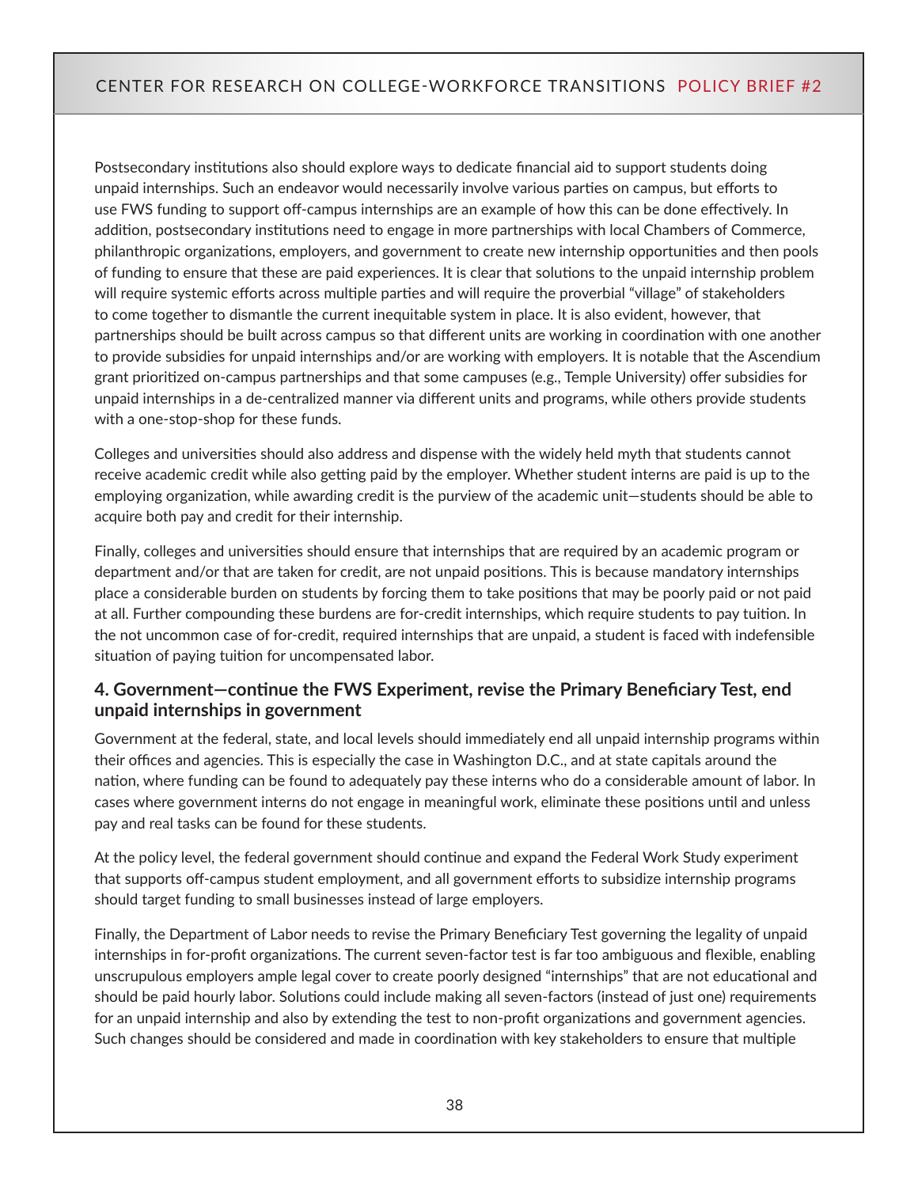Postsecondary institutions also should explore ways to dedicate financial aid to support students doing unpaid internships. Such an endeavor would necessarily involve various parties on campus, but efforts to use FWS funding to support off-campus internships are an example of how this can be done effectively. In addition, postsecondary institutions need to engage in more partnerships with local Chambers of Commerce, philanthropic organizations, employers, and government to create new internship opportunities and then pools of funding to ensure that these are paid experiences. It is clear that solutions to the unpaid internship problem will require systemic efforts across multiple parties and will require the proverbial "village" of stakeholders to come together to dismantle the current inequitable system in place. It is also evident, however, that partnerships should be built across campus so that different units are working in coordination with one another to provide subsidies for unpaid internships and/or are working with employers. It is notable that the Ascendium grant prioritized on-campus partnerships and that some campuses (e.g., Temple University) offer subsidies for unpaid internships in a de-centralized manner via different units and programs, while others provide students with a one-stop-shop for these funds.

Colleges and universities should also address and dispense with the widely held myth that students cannot receive academic credit while also getting paid by the employer. Whether student interns are paid is up to the employing organization, while awarding credit is the purview of the academic unit—students should be able to acquire both pay and credit for their internship.

Finally, colleges and universities should ensure that internships that are required by an academic program or department and/or that are taken for credit, are not unpaid positions. This is because mandatory internships place a considerable burden on students by forcing them to take positions that may be poorly paid or not paid at all. Further compounding these burdens are for-credit internships, which require students to pay tuition. In the not uncommon case of for-credit, required internships that are unpaid, a student is faced with indefensible situation of paying tuition for uncompensated labor.

### 4. Government—continue the FWS Experiment, revise the Primary Beneficiary Test, end unpaid internships in government

Government at the federal, state, and local levels should immediately end all unpaid internship programs within their offices and agencies. This is especially the case in Washington D.C., and at state capitals around the nation, where funding can be found to adequately pay these interns who do a considerable amount of labor. In cases where government interns do not engage in meaningful work, eliminate these positions until and unless pay and real tasks can be found for these students.

At the policy level, the federal government should continue and expand the Federal Work Study experiment that supports off-campus student employment, and all government efforts to subsidize internship programs should target funding to small businesses instead of large employers.

Finally, the Department of Labor needs to revise the Primary Beneficiary Test governing the legality of unpaid internships in for-profit organizations. The current seven-factor test is far too ambiguous and flexible, enabling unscrupulous employers ample legal cover to create poorly designed "internships" that are not educational and should be paid hourly labor. Solutions could include making all seven-factors (instead of just one) requirements for an unpaid internship and also by extending the test to non-profit organizations and government agencies. Such changes should be considered and made in coordination with key stakeholders to ensure that multiple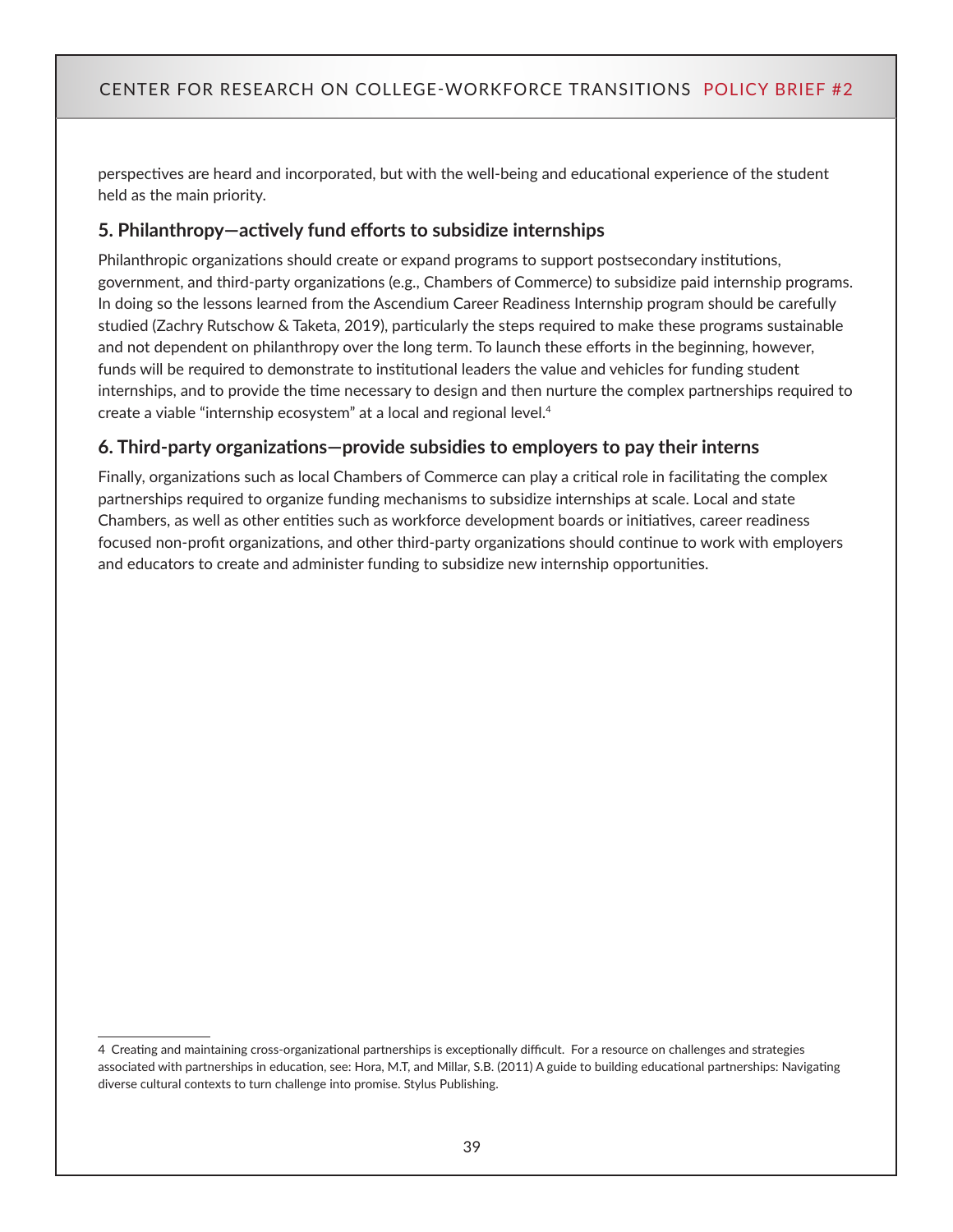perspectives are heard and incorporated, but with the well-being and educational experience of the student held as the main priority.

### 5. Philanthropy—actively fund efforts to subsidize internships

Philanthropic organizations should create or expand programs to support postsecondary institutions, government, and third-party organizations (e.g., Chambers of Commerce) to subsidize paid internship programs. In doing so the lessons learned from the Ascendium Career Readiness Internship program should be carefully studied (Zachry Rutschow & Taketa, 2019), particularly the steps required to make these programs sustainable and not dependent on philanthropy over the long term. To launch these efforts in the beginning, however, funds will be required to demonstrate to institutional leaders the value and vehicles for funding student internships, and to provide the time necessary to design and then nurture the complex partnerships required to create a viable "internship ecosystem" at a local and regional level.[4]

### 6. Third-party organizations—provide subsidies to employers to pay their interns

Finally, organizations such as local Chambers of Commerce can play a critical role in facilitating the complex partnerships required to organize funding mechanisms to subsidize internships at scale. Local and state Chambers, as well as other entities such as workforce development boards or initiatives, career readiness focused non-profit organizations, and other third-party organizations should continue to work with employers and educators to create and administer funding to subsidize new internship opportunities.

---

4 Creating and maintaining cross-organizational partnerships is exceptionally difficult. For a resource on challenges and strategies associated with partnerships in education, see: Hora, M.T, and Millar, S.B. (2011) A guide to building educational partnerships: Navigating diverse cultural contexts to turn challenge into promise. Stylus Publishing.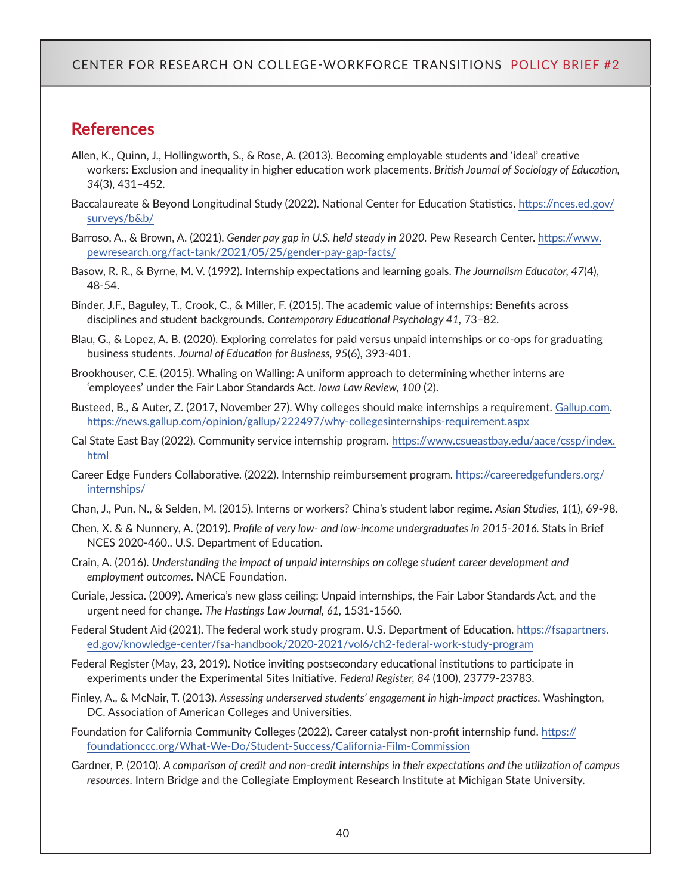## References

Allen, K., Quinn, J., Hollingworth, S., & Rose, A. (2013). Becoming employable students and 'ideal' creative workers: Exclusion and inequality in higher education work placements. *British Journal of Sociology of Education*, *34*(3), 431–452.

Baccalaureate & Beyond Longitudinal Study (2022). National Center for Education Statistics. https://nces.ed.gov/surveys/b&b/

Barroso, A., & Brown, A. (2021). *Gender pay gap in U.S. held steady in 2020.* Pew Research Center. https://www.pewresearch.org/fact-tank/2021/05/25/gender-pay-gap-facts/

Basow, R. R., & Byrne, M. V. (1992). Internship expectations and learning goals. *The Journalism Educator*, *47*(4), 48-54.

Binder, J.F., Baguley, T., Crook, C., & Miller, F. (2015). The academic value of internships: Benefits across disciplines and student backgrounds. *Contemporary Educational Psychology 41*, 73–82.

Blau, G., & Lopez, A. B. (2020). Exploring correlates for paid versus unpaid internships or co-ops for graduating business students. *Journal of Education for Business*, *95*(6), 393-401.

Brookhouser, C.E. (2015). Whaling on Walling: A uniform approach to determining whether interns are 'employees' under the Fair Labor Standards Act. *Iowa Law Review*, *100* (2).

Busteed, B., & Auter, Z. (2017, November 27). Why colleges should make internships a requirement. Gallup.com. https://news.gallup.com/opinion/gallup/222497/why-collegesinternships-requirement.aspx

Cal State East Bay (2022). Community service internship program. https://www.csueastbay.edu/aace/cssp/index.html

Career Edge Funders Collaborative. (2022). Internship reimbursement program. https://careeredgefunders.org/internships/

Chan, J., Pun, N., & Selden, M. (2015). Interns or workers? China's student labor regime. *Asian Studies*, *1*(1), 69-98.

Chen, X. & & Nunnery, A. (2019). *Profile of very low- and low-income undergraduates in 2015-2016.* Stats in Brief NCES 2020-460.. U.S. Department of Education.

Crain, A. (2016). *Understanding the impact of unpaid internships on college student career development and employment outcomes.* NACE Foundation.

Curiale, Jessica. (2009). America's new glass ceiling: Unpaid internships, the Fair Labor Standards Act, and the urgent need for change. *The Hastings Law Journal*, *61*, 1531-1560.

Federal Student Aid (2021). The federal work study program. U.S. Department of Education. https://fsapartners.ed.gov/knowledge-center/fsa-handbook/2020-2021/vol6/ch2-federal-work-study-program

Federal Register (May, 23, 2019). Notice inviting postsecondary educational institutions to participate in experiments under the Experimental Sites Initiative. *Federal Register*, *84* (100), 23779-23783.

Finley, A., & McNair, T. (2013). *Assessing underserved students' engagement in high-impact practices.* Washington, DC. Association of American Colleges and Universities.

Foundation for California Community Colleges (2022). Career catalyst non-profit internship fund. https://foundationccc.org/What-We-Do/Student-Success/California-Film-Commission

Gardner, P. (2010). *A comparison of credit and non-credit internships in their expectations and the utilization of campus resources.* Intern Bridge and the Collegiate Employment Research Institute at Michigan State University.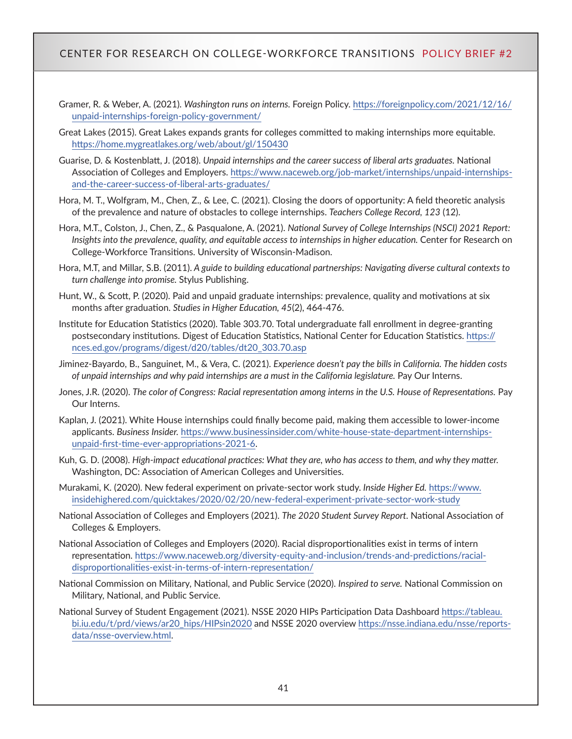Gramer, R. & Weber, A. (2021). *Washington runs on interns.* Foreign Policy. https://foreignpolicy.com/2021/12/16/unpaid-internships-foreign-policy-government/

Great Lakes (2015). Great Lakes expands grants for colleges committed to making internships more equitable. https://home.mygreatlakes.org/web/about/gl/150430

Guarise, D. & Kostenblatt, J. (2018). *Unpaid internships and the career success of liberal arts graduates.* National Association of Colleges and Employers. https://www.naceweb.org/job-market/internships/unpaid-internships-and-the-career-success-of-liberal-arts-graduates/

Hora, M. T., Wolfgram, M., Chen, Z., & Lee, C. (2021). Closing the doors of opportunity: A field theoretic analysis of the prevalence and nature of obstacles to college internships. *Teachers College Record, 123* (12).

Hora, M.T., Colston, J., Chen, Z., & Pasqualone, A. (2021). *National Survey of College Internships (NSCI) 2021 Report: Insights into the prevalence, quality, and equitable access to internships in higher education.* Center for Research on College-Workforce Transitions. University of Wisconsin-Madison.

Hora, M.T, and Millar, S.B. (2011). *A guide to building educational partnerships: Navigating diverse cultural contexts to turn challenge into promise.* Stylus Publishing.

Hunt, W., & Scott, P. (2020). Paid and unpaid graduate internships: prevalence, quality and motivations at six months after graduation. *Studies in Higher Education, 45*(2), 464-476.

Institute for Education Statistics (2020). Table 303.70. Total undergraduate fall enrollment in degree-granting postsecondary institutions. Digest of Education Statistics, National Center for Education Statistics. https://nces.ed.gov/programs/digest/d20/tables/dt20_303.70.asp

Jiminez-Bayardo, B., Sanguinet, M., & Vera, C. (2021). *Experience doesn't pay the bills in California. The hidden costs of unpaid internships and why paid internships are a must in the California legislature.* Pay Our Interns.

Jones, J.R. (2020). *The color of Congress: Racial representation among interns in the U.S. House of Representations.* Pay Our Interns.

Kaplan, J. (2021). White House internships could finally become paid, making them accessible to lower-income applicants. *Business Insider.* https://www.businessinsider.com/white-house-state-department-internships-unpaid-first-time-ever-appropriations-2021-6.

Kuh, G. D. (2008). *High-impact educational practices: What they are, who has access to them, and why they matter.* Washington, DC: Association of American Colleges and Universities.

Murakami, K. (2020). New federal experiment on private-sector work study. *Inside Higher Ed.* https://www.insidehighered.com/quicktakes/2020/02/20/new-federal-experiment-private-sector-work-study

National Association of Colleges and Employers (2021). *The 2020 Student Survey Report.* National Association of Colleges & Employers.

National Association of Colleges and Employers (2020). Racial disproportionalities exist in terms of intern representation. https://www.naceweb.org/diversity-equity-and-inclusion/trends-and-predictions/racial-disproportionalities-exist-in-terms-of-intern-representation/

National Commission on Military, National, and Public Service (2020). *Inspired to serve.* National Commission on Military, National, and Public Service.

National Survey of Student Engagement (2021). NSSE 2020 HIPs Participation Data Dashboard https://tableau.bi.iu.edu/t/prd/views/ar20_hips/HIPsin2020 and NSSE 2020 overview https://nsse.indiana.edu/nsse/reports-data/nsse-overview.html.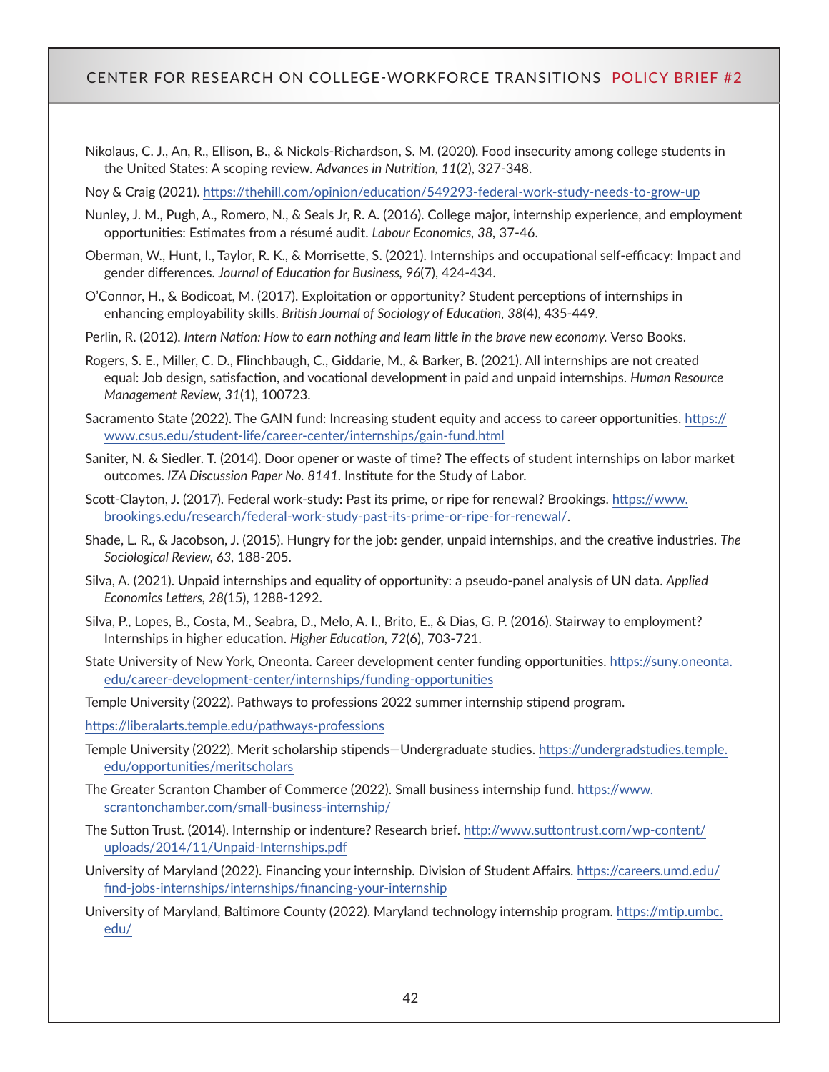Nikolaus, C. J., An, R., Ellison, B., & Nickols-Richardson, S. M. (2020). Food insecurity among college students in the United States: A scoping review. *Advances in Nutrition, 11*(2), 327-348.

Noy & Craig (2021). https://thehill.com/opinion/education/549293-federal-work-study-needs-to-grow-up

Nunley, J. M., Pugh, A., Romero, N., & Seals Jr, R. A. (2016). College major, internship experience, and employment opportunities: Estimates from a résumé audit. *Labour Economics, 38*, 37-46.

Oberman, W., Hunt, I., Taylor, R. K., & Morrisette, S. (2021). Internships and occupational self-efficacy: Impact and gender differences. *Journal of Education for Business, 96*(7), 424-434.

O'Connor, H., & Bodicoat, M. (2017). Exploitation or opportunity? Student perceptions of internships in enhancing employability skills. *British Journal of Sociology of Education, 38*(4), 435-449.

Perlin, R. (2012). *Intern Nation: How to earn nothing and learn little in the brave new economy.* Verso Books.

Rogers, S. E., Miller, C. D., Flinchbaugh, C., Giddarie, M., & Barker, B. (2021). All internships are not created equal: Job design, satisfaction, and vocational development in paid and unpaid internships. *Human Resource Management Review, 31*(1), 100723.

Sacramento State (2022). The GAIN fund: Increasing student equity and access to career opportunities. https://www.csus.edu/student-life/career-center/internships/gain-fund.html

Saniter, N. & Siedler. T. (2014). Door opener or waste of time? The effects of student internships on labor market outcomes. *IZA Discussion Paper No. 8141*. Institute for the Study of Labor.

Scott-Clayton, J. (2017). Federal work-study: Past its prime, or ripe for renewal? Brookings. https://www.brookings.edu/research/federal-work-study-past-its-prime-or-ripe-for-renewal/.

Shade, L. R., & Jacobson, J. (2015). Hungry for the job: gender, unpaid internships, and the creative industries. *The Sociological Review, 63*, 188-205.

Silva, A. (2021). Unpaid internships and equality of opportunity: a pseudo-panel analysis of UN data. *Applied Economics Letters, 28*(15), 1288-1292.

Silva, P., Lopes, B., Costa, M., Seabra, D., Melo, A. I., Brito, E., & Dias, G. P. (2016). Stairway to employment? Internships in higher education. *Higher Education, 72*(6), 703-721.

State University of New York, Oneonta. Career development center funding opportunities. https://suny.oneonta.edu/career-development-center/internships/funding-opportunities

Temple University (2022). Pathways to professions 2022 summer internship stipend program.

https://liberalarts.temple.edu/pathways-professions

Temple University (2022). Merit scholarship stipends—Undergraduate studies. https://undergradstudies.temple.edu/opportunities/meritscholars

The Greater Scranton Chamber of Commerce (2022). Small business internship fund. https://www.scrantonchamber.com/small-business-internship/

The Sutton Trust. (2014). Internship or indenture? Research brief. http://www.suttontrust.com/wp-content/uploads/2014/11/Unpaid-Internships.pdf

University of Maryland (2022). Financing your internship. Division of Student Affairs. https://careers.umd.edu/find-jobs-internships/internships/financing-your-internship

University of Maryland, Baltimore County (2022). Maryland technology internship program. https://mtip.umbc.edu/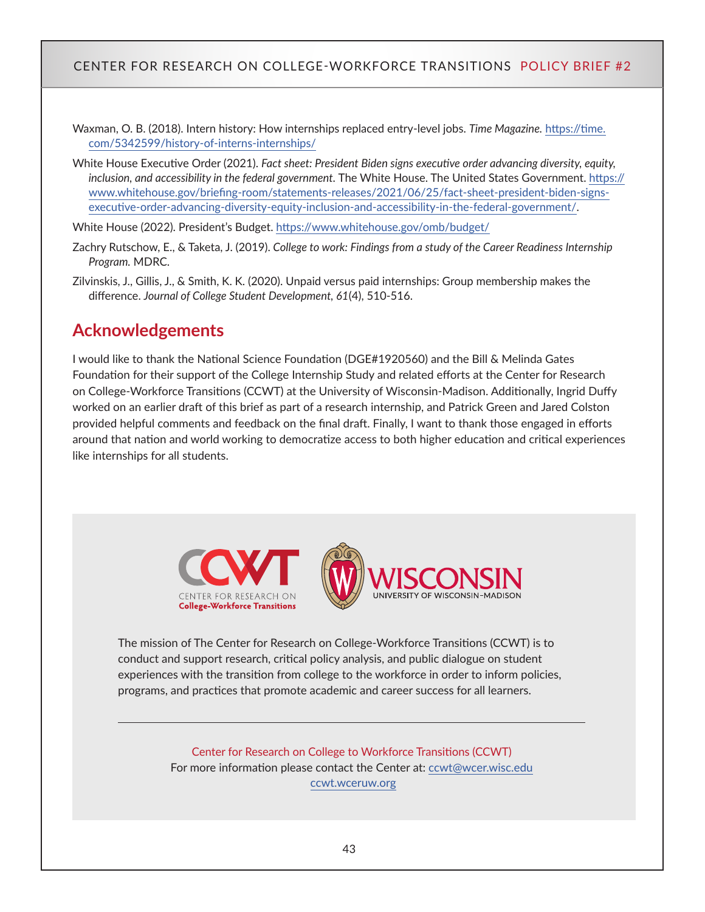Waxman, O. B. (2018). Intern history: How internships replaced entry-level jobs. *Time Magazine.* https://time.com/5342599/history-of-interns-internships/

White House Executive Order (2021). *Fact sheet: President Biden signs executive order advancing diversity, equity, inclusion, and accessibility in the federal government.* The White House. The United States Government. https://www.whitehouse.gov/briefing-room/statements-releases/2021/06/25/fact-sheet-president-biden-signs-executive-order-advancing-diversity-equity-inclusion-and-accessibility-in-the-federal-government/.

White House (2022). President's Budget. https://www.whitehouse.gov/omb/budget/

Zachry Rutschow, E., & Taketa, J. (2019). *College to work: Findings from a study of the Career Readiness Internship Program.* MDRC.

Zilvinskis, J., Gillis, J., & Smith, K. K. (2020). Unpaid versus paid internships: Group membership makes the difference. *Journal of College Student Development, 61*(4), 510-516.

## Acknowledgements

I would like to thank the National Science Foundation (DGE#1920560) and the Bill & Melinda Gates Foundation for their support of the College Internship Study and related efforts at the Center for Research on College-Workforce Transitions (CCWT) at the University of Wisconsin-Madison. Additionally, Ingrid Duffy worked on an earlier draft of this brief as part of a research internship, and Patrick Green and Jared Colston provided helpful comments and feedback on the final draft. Finally, I want to thank those engaged in efforts around that nation and world working to democratize access to both higher education and critical experiences like internships for all students.

CCWT
CENTER FOR RESEARCH ON
College-Workforce Transitions

WISCONSIN
UNIVERSITY OF WISCONSIN–MADISON

The mission of The Center for Research on College-Workforce Transitions (CCWT) is to conduct and support research, critical policy analysis, and public dialogue on student experiences with the transition from college to the workforce in order to inform policies, programs, and practices that promote academic and career success for all learners.

---

Center for Research on College to Workforce Transitions (CCWT)
For more information please contact the Center at: ccwt@wcer.wisc.edu
ccwt.wceruw.org